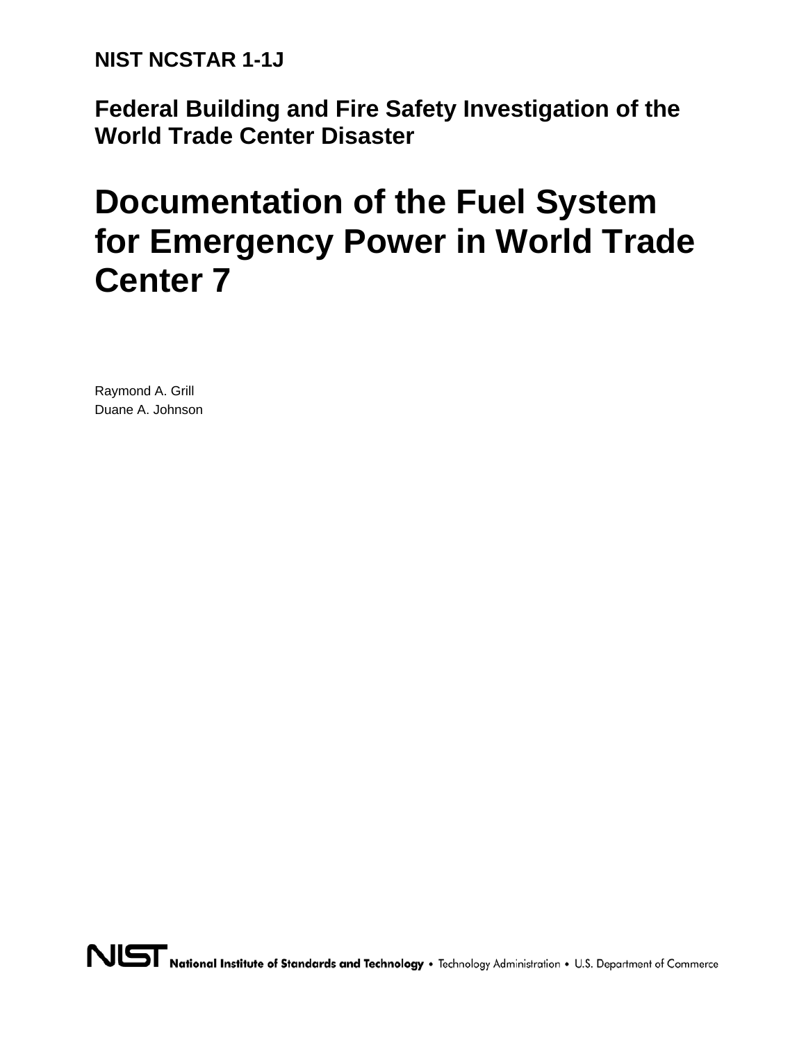**NIST NCSTAR 1-1J**

## Federal Building and Fire Safety Investigation of the World Trade Center Disaster

# Documentation of the Fuel System for Emergency Power in World Trade Center 7

Raymond A. Grill
Duane A. Johnson

**National Institute of Standards and Technology** • Technology Administration • U.S. Department of Commerce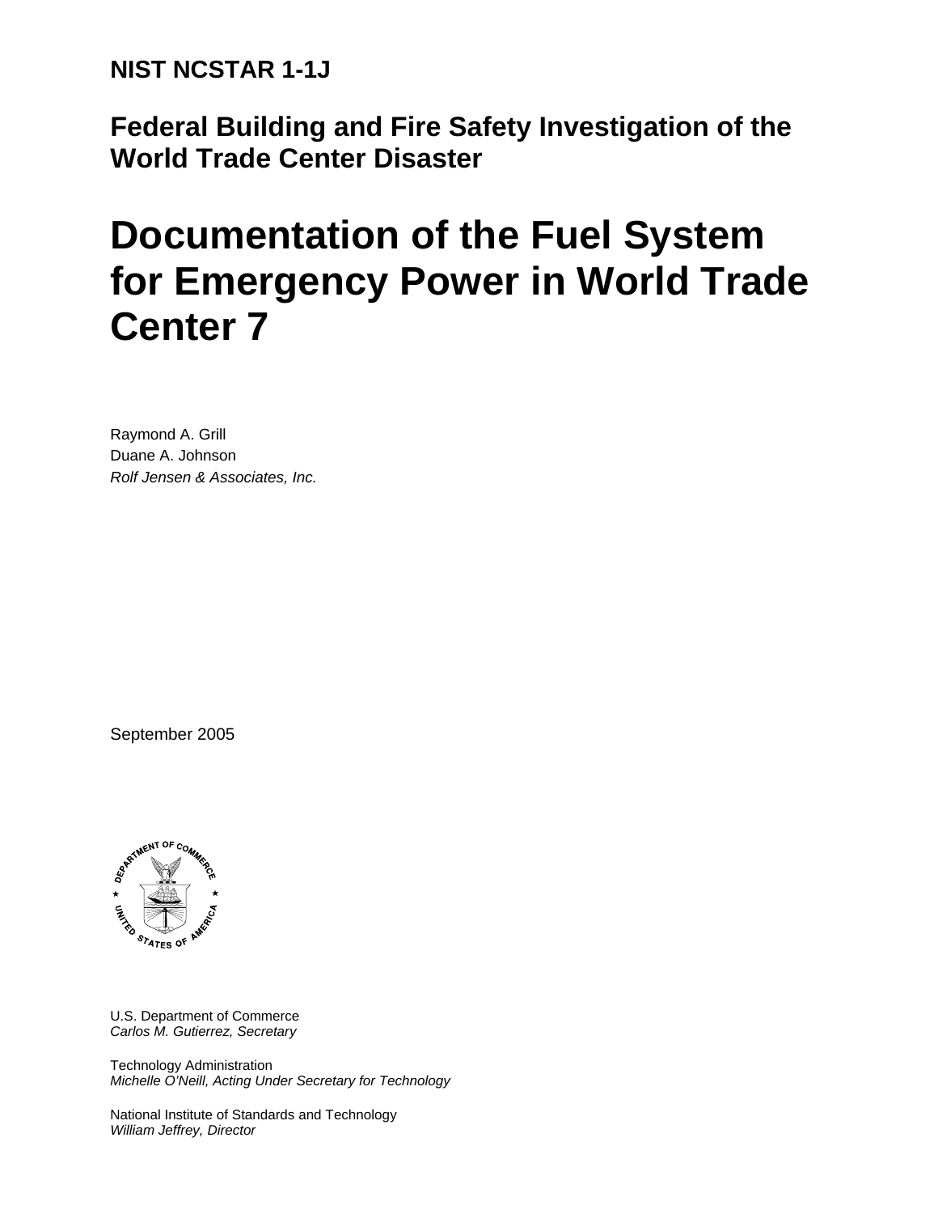**NIST NCSTAR 1-1J**

**Federal Building and Fire Safety Investigation of the World Trade Center Disaster**

# Documentation of the Fuel System for Emergency Power in World Trade Center 7

Raymond A. Grill
Duane A. Johnson
*Rolf Jensen & Associates, Inc.*

September 2005

U.S. Department of Commerce
*Carlos M. Gutierrez, Secretary*

Technology Administration
*Michelle O'Neill, Acting Under Secretary for Technology*

National Institute of Standards and Technology
*William Jeffrey, Director*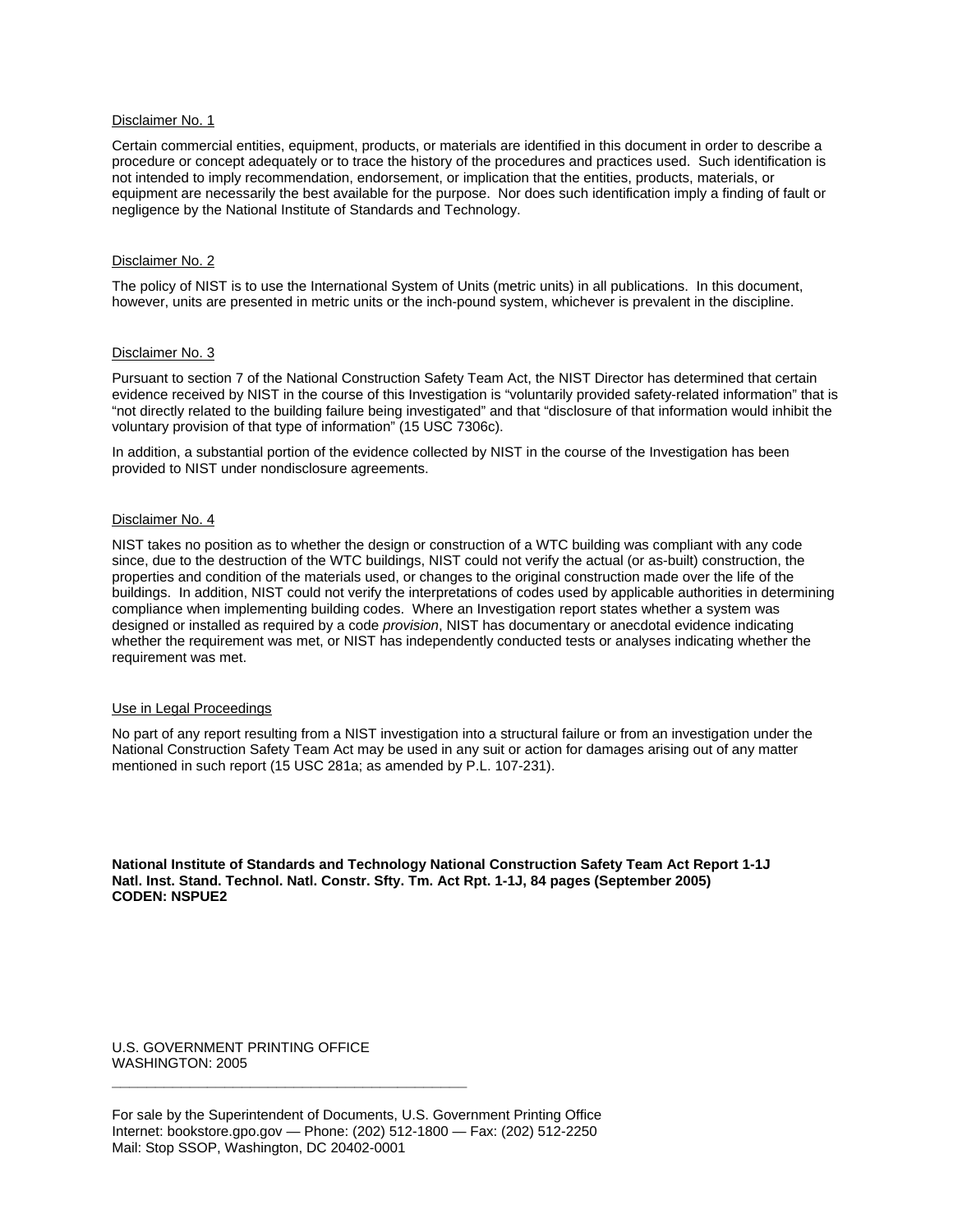Disclaimer No. 1

Certain commercial entities, equipment, products, or materials are identified in this document in order to describe a procedure or concept adequately or to trace the history of the procedures and practices used. Such identification is not intended to imply recommendation, endorsement, or implication that the entities, products, materials, or equipment are necessarily the best available for the purpose. Nor does such identification imply a finding of fault or negligence by the National Institute of Standards and Technology.

Disclaimer No. 2

The policy of NIST is to use the International System of Units (metric units) in all publications. In this document, however, units are presented in metric units or the inch-pound system, whichever is prevalent in the discipline.

Disclaimer No. 3

Pursuant to section 7 of the National Construction Safety Team Act, the NIST Director has determined that certain evidence received by NIST in the course of this Investigation is "voluntarily provided safety-related information" that is "not directly related to the building failure being investigated" and that "disclosure of that information would inhibit the voluntary provision of that type of information" (15 USC 7306c).

In addition, a substantial portion of the evidence collected by NIST in the course of the Investigation has been provided to NIST under nondisclosure agreements.

Disclaimer No. 4

NIST takes no position as to whether the design or construction of a WTC building was compliant with any code since, due to the destruction of the WTC buildings, NIST could not verify the actual (or as-built) construction, the properties and condition of the materials used, or changes to the original construction made over the life of the buildings. In addition, NIST could not verify the interpretations of codes used by applicable authorities in determining compliance when implementing building codes. Where an Investigation report states whether a system was designed or installed as required by a code *provision*, NIST has documentary or anecdotal evidence indicating whether the requirement was met, or NIST has independently conducted tests or analyses indicating whether the requirement was met.

Use in Legal Proceedings

No part of any report resulting from a NIST investigation into a structural failure or from an investigation under the National Construction Safety Team Act may be used in any suit or action for damages arising out of any matter mentioned in such report (15 USC 281a; as amended by P.L. 107-231).

**National Institute of Standards and Technology National Construction Safety Team Act Report 1-1J**
**Natl. Inst. Stand. Technol. Natl. Constr. Sfty. Tm. Act Rpt. 1-1J, 84 pages (September 2005)**
**CODEN: NSPUE2**

U.S. GOVERNMENT PRINTING OFFICE
WASHINGTON: 2005

---

For sale by the Superintendent of Documents, U.S. Government Printing Office
Internet: bookstore.gpo.gov — Phone: (202) 512-1800 — Fax: (202) 512-2250
Mail: Stop SSOP, Washington, DC 20402-0001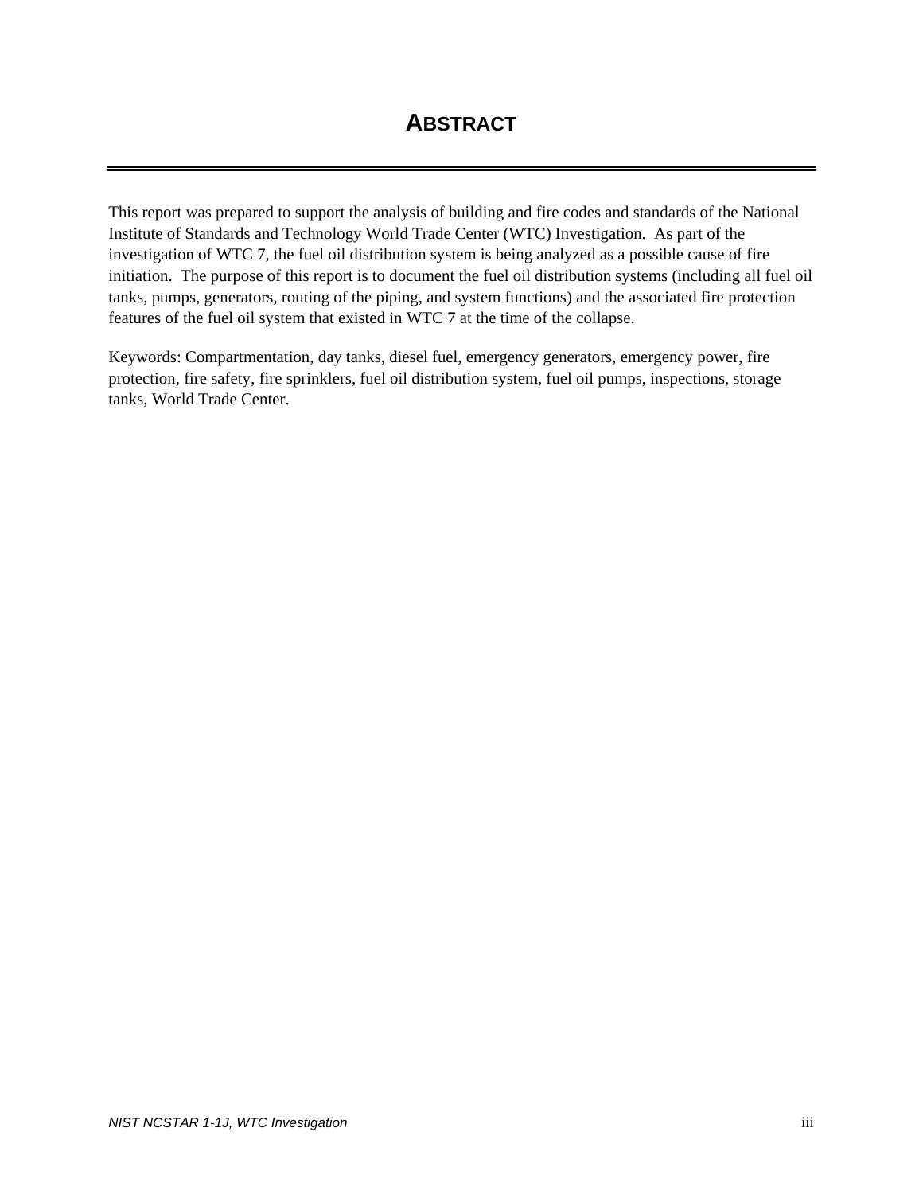# ABSTRACT

This report was prepared to support the analysis of building and fire codes and standards of the National Institute of Standards and Technology World Trade Center (WTC) Investigation. As part of the investigation of WTC 7, the fuel oil distribution system is being analyzed as a possible cause of fire initiation. The purpose of this report is to document the fuel oil distribution systems (including all fuel oil tanks, pumps, generators, routing of the piping, and system functions) and the associated fire protection features of the fuel oil system that existed in WTC 7 at the time of the collapse.

Keywords: Compartmentation, day tanks, diesel fuel, emergency generators, emergency power, fire protection, fire safety, fire sprinklers, fuel oil distribution system, fuel oil pumps, inspections, storage tanks, World Trade Center.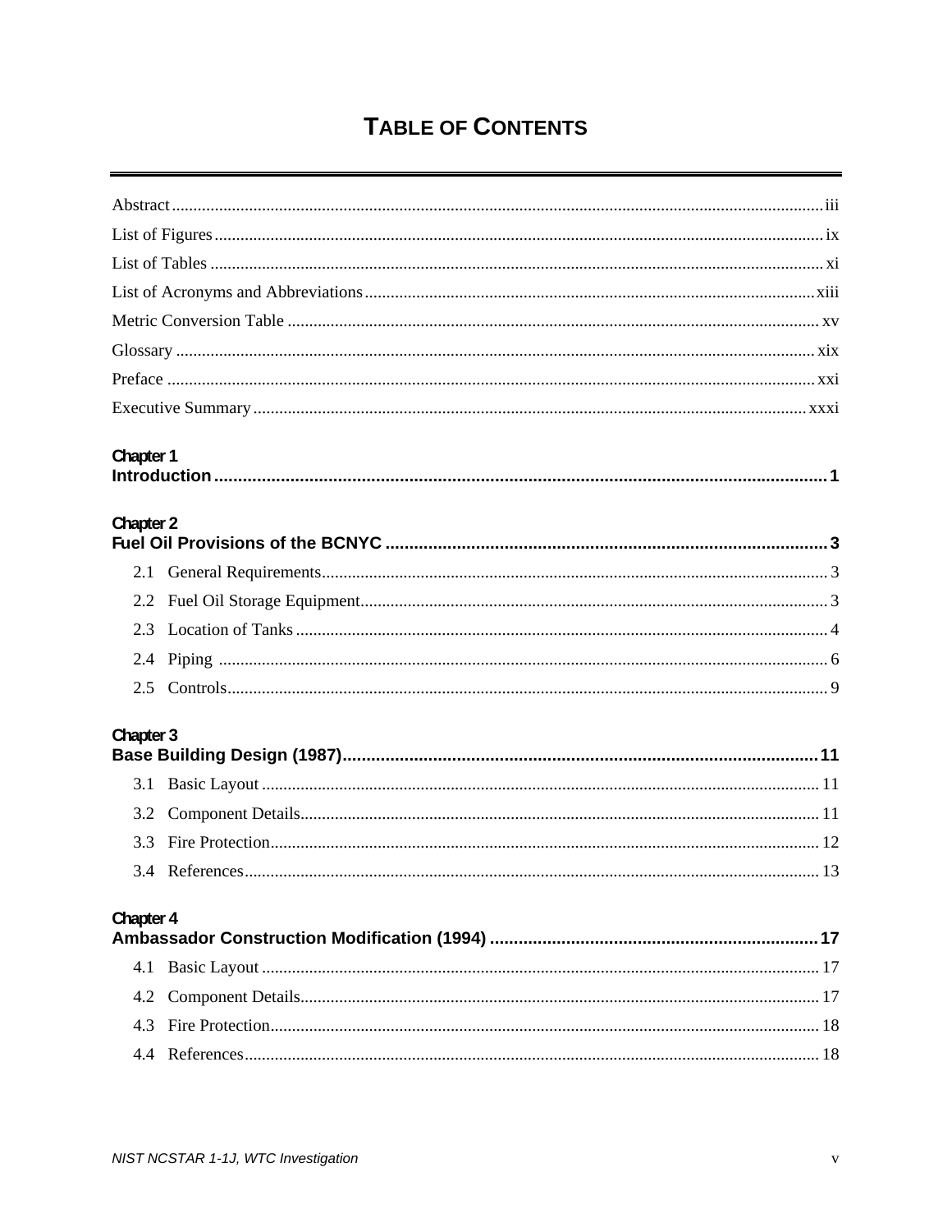# Table of Contents

Abstract ..... iii

List of Figures ..... ix

List of Tables ..... xi

List of Acronyms and Abbreviations ..... xiii

Metric Conversion Table ..... xv

Glossary ..... xix

Preface ..... xxi

Executive Summary ..... xxxi

**Chapter 1**
**Introduction ..... 1**

**Chapter 2**
**Fuel Oil Provisions of the BCNYC ..... 3**

- 2.1 General Requirements ..... 3
- 2.2 Fuel Oil Storage Equipment ..... 3
- 2.3 Location of Tanks ..... 4
- 2.4 Piping ..... 6
- 2.5 Controls ..... 9

**Chapter 3**
**Base Building Design (1987) ..... 11**

- 3.1 Basic Layout ..... 11
- 3.2 Component Details ..... 11
- 3.3 Fire Protection ..... 12
- 3.4 References ..... 13

**Chapter 4**
**Ambassador Construction Modification (1994) ..... 17**

- 4.1 Basic Layout ..... 17
- 4.2 Component Details ..... 17
- 4.3 Fire Protection ..... 18
- 4.4 References ..... 18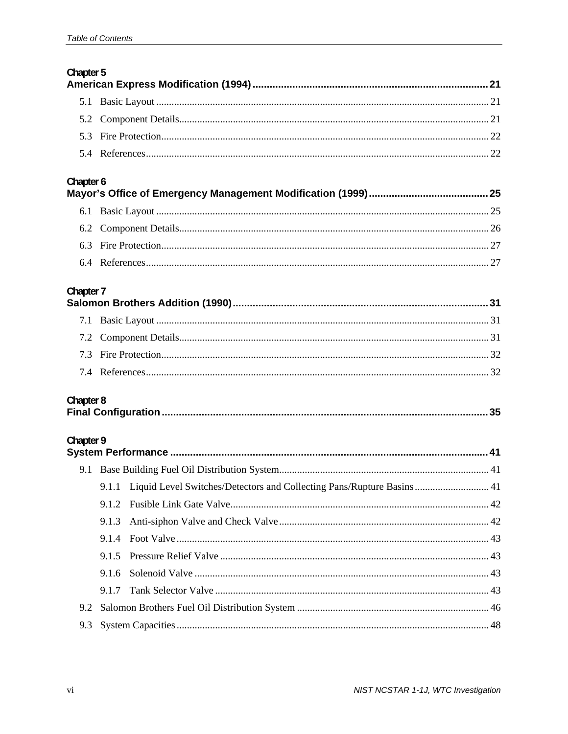**Chapter 5**
**American Express Modification (1994)** ........ 21

5.1 Basic Layout ........ 21
5.2 Component Details ........ 21
5.3 Fire Protection ........ 22
5.4 References ........ 22

**Chapter 6**
**Mayor's Office of Emergency Management Modification (1999)** ........ 25

6.1 Basic Layout ........ 25
6.2 Component Details ........ 26
6.3 Fire Protection ........ 27
6.4 References ........ 27

**Chapter 7**
**Salomon Brothers Addition (1990)** ........ 31

7.1 Basic Layout ........ 31
7.2 Component Details ........ 31
7.3 Fire Protection ........ 32
7.4 References ........ 32

**Chapter 8**
**Final Configuration** ........ 35

**Chapter 9**
**System Performance** ........ 41

9.1 Base Building Fuel Oil Distribution System ........ 41
- 9.1.1 Liquid Level Switches/Detectors and Collecting Pans/Rupture Basins ........ 41
- 9.1.2 Fusible Link Gate Valve ........ 42
- 9.1.3 Anti-siphon Valve and Check Valve ........ 42
- 9.1.4 Foot Valve ........ 43
- 9.1.5 Pressure Relief Valve ........ 43
- 9.1.6 Solenoid Valve ........ 43
- 9.1.7 Tank Selector Valve ........ 43

9.2 Salomon Brothers Fuel Oil Distribution System ........ 46
9.3 System Capacities ........ 48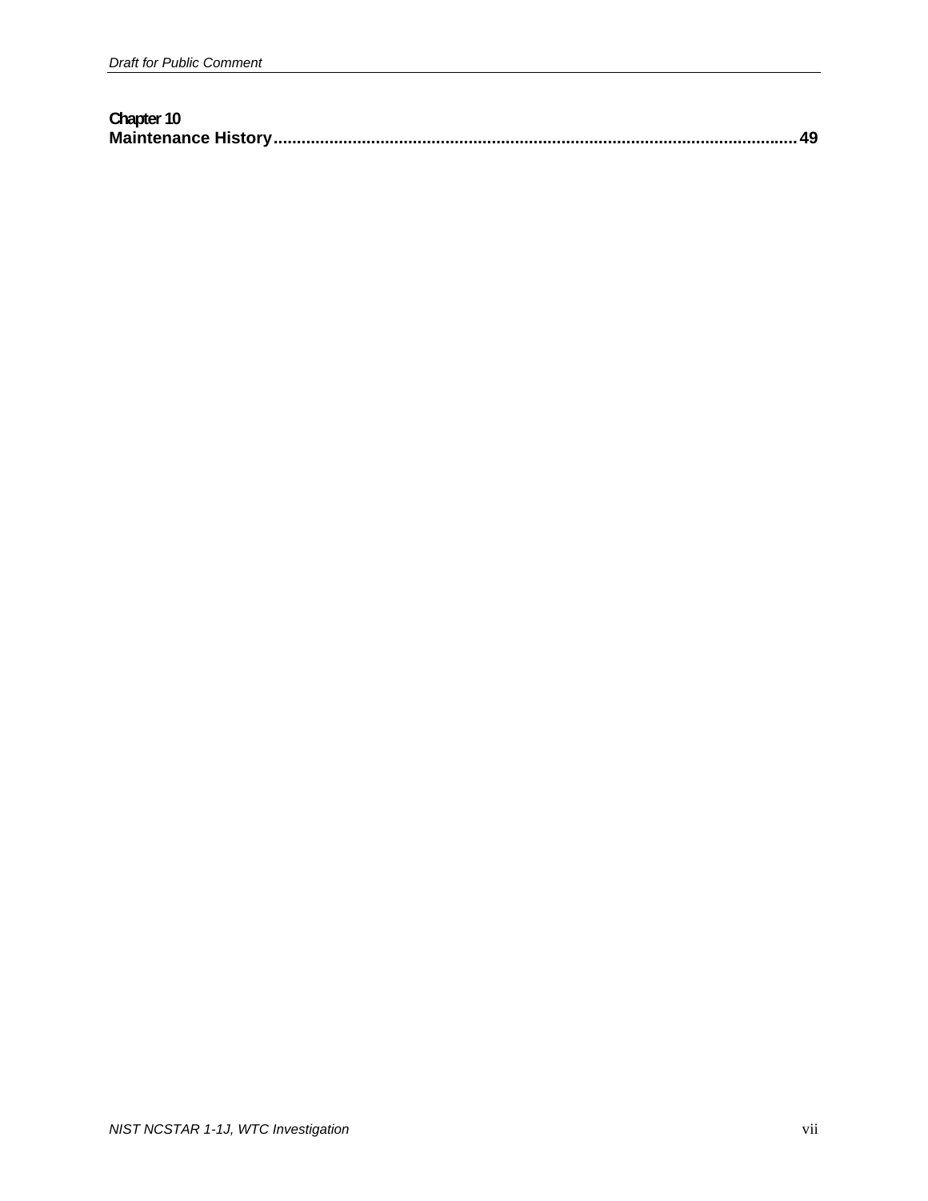**Chapter 10**
**Maintenance History....................................................................................................49**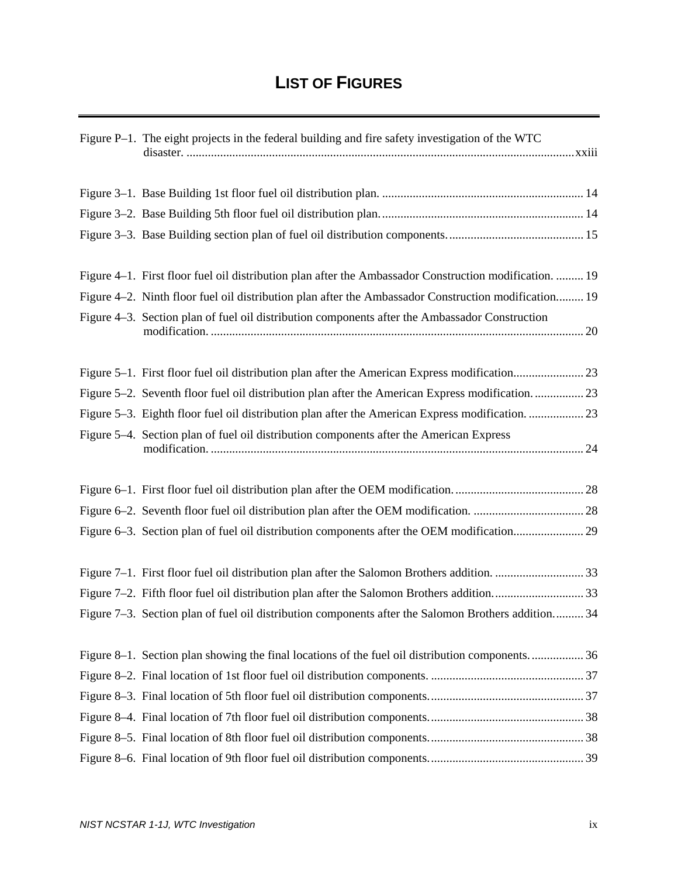# LIST OF FIGURES

Figure P–1. The eight projects in the federal building and fire safety investigation of the WTC disaster. ....... xxiii

Figure 3–1. Base Building 1st floor fuel oil distribution plan. ....... 14

Figure 3–2. Base Building 5th floor fuel oil distribution plan. ....... 14

Figure 3–3. Base Building section plan of fuel oil distribution components. ....... 15

Figure 4–1. First floor fuel oil distribution plan after the Ambassador Construction modification. ....... 19

Figure 4–2. Ninth floor fuel oil distribution plan after the Ambassador Construction modification. ....... 19

Figure 4–3. Section plan of fuel oil distribution components after the Ambassador Construction modification. ....... 20

Figure 5–1. First floor fuel oil distribution plan after the American Express modification. ....... 23

Figure 5–2. Seventh floor fuel oil distribution plan after the American Express modification. ....... 23

Figure 5–3. Eighth floor fuel oil distribution plan after the American Express modification. ....... 23

Figure 5–4. Section plan of fuel oil distribution components after the American Express modification. ....... 24

Figure 6–1. First floor fuel oil distribution plan after the OEM modification. ....... 28

Figure 6–2. Seventh floor fuel oil distribution plan after the OEM modification. ....... 28

Figure 6–3. Section plan of fuel oil distribution components after the OEM modification. ....... 29

Figure 7–1. First floor fuel oil distribution plan after the Salomon Brothers addition. ....... 33

Figure 7–2. Fifth floor fuel oil distribution plan after the Salomon Brothers addition. ....... 33

Figure 7–3. Section plan of fuel oil distribution components after the Salomon Brothers addition. ....... 34

Figure 8–1. Section plan showing the final locations of the fuel oil distribution components. ....... 36

Figure 8–2. Final location of 1st floor fuel oil distribution components. ....... 37

Figure 8–3. Final location of 5th floor fuel oil distribution components. ....... 37

Figure 8–4. Final location of 7th floor fuel oil distribution components. ....... 38

Figure 8–5. Final location of 8th floor fuel oil distribution components. ....... 38

Figure 8–6. Final location of 9th floor fuel oil distribution components. ....... 39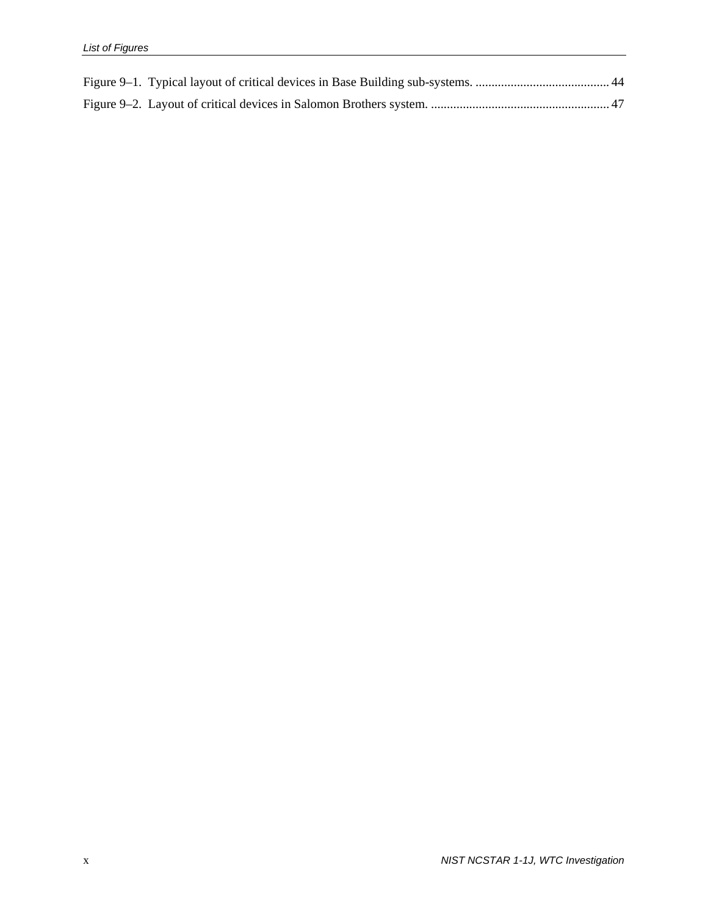Figure 9–1. Typical layout of critical devices in Base Building sub-systems. .......................................... 44

Figure 9–2. Layout of critical devices in Salomon Brothers system. ........................................................ 47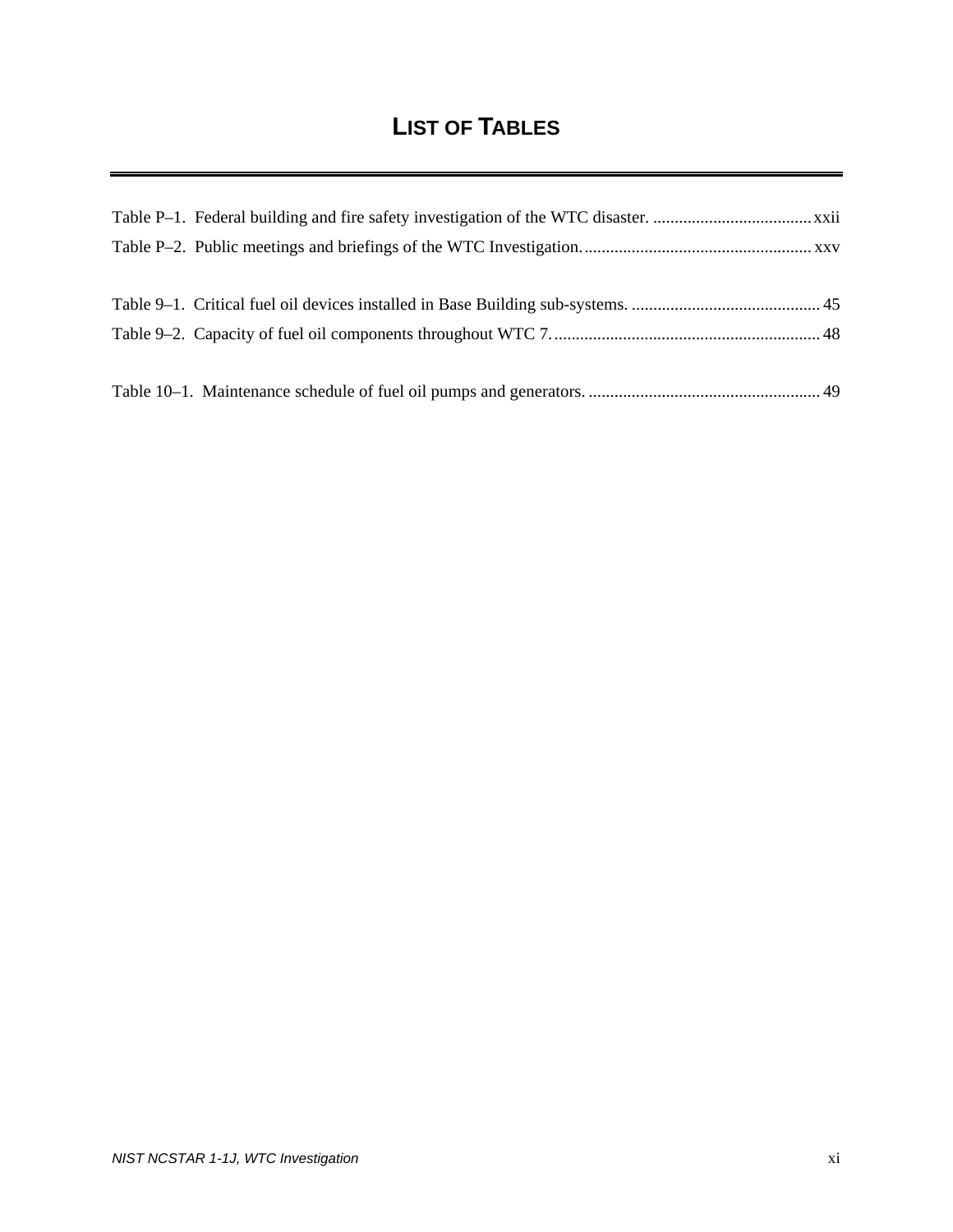# LIST OF TABLES

Table P–1. Federal building and fire safety investigation of the WTC disaster. ..................................... xxii

Table P–2. Public meetings and briefings of the WTC Investigation. ..................................................... xxv

Table 9–1. Critical fuel oil devices installed in Base Building sub-systems. ............................................ 45

Table 9–2. Capacity of fuel oil components throughout WTC 7. ............................................................. 48

Table 10–1. Maintenance schedule of fuel oil pumps and generators. ...................................................... 49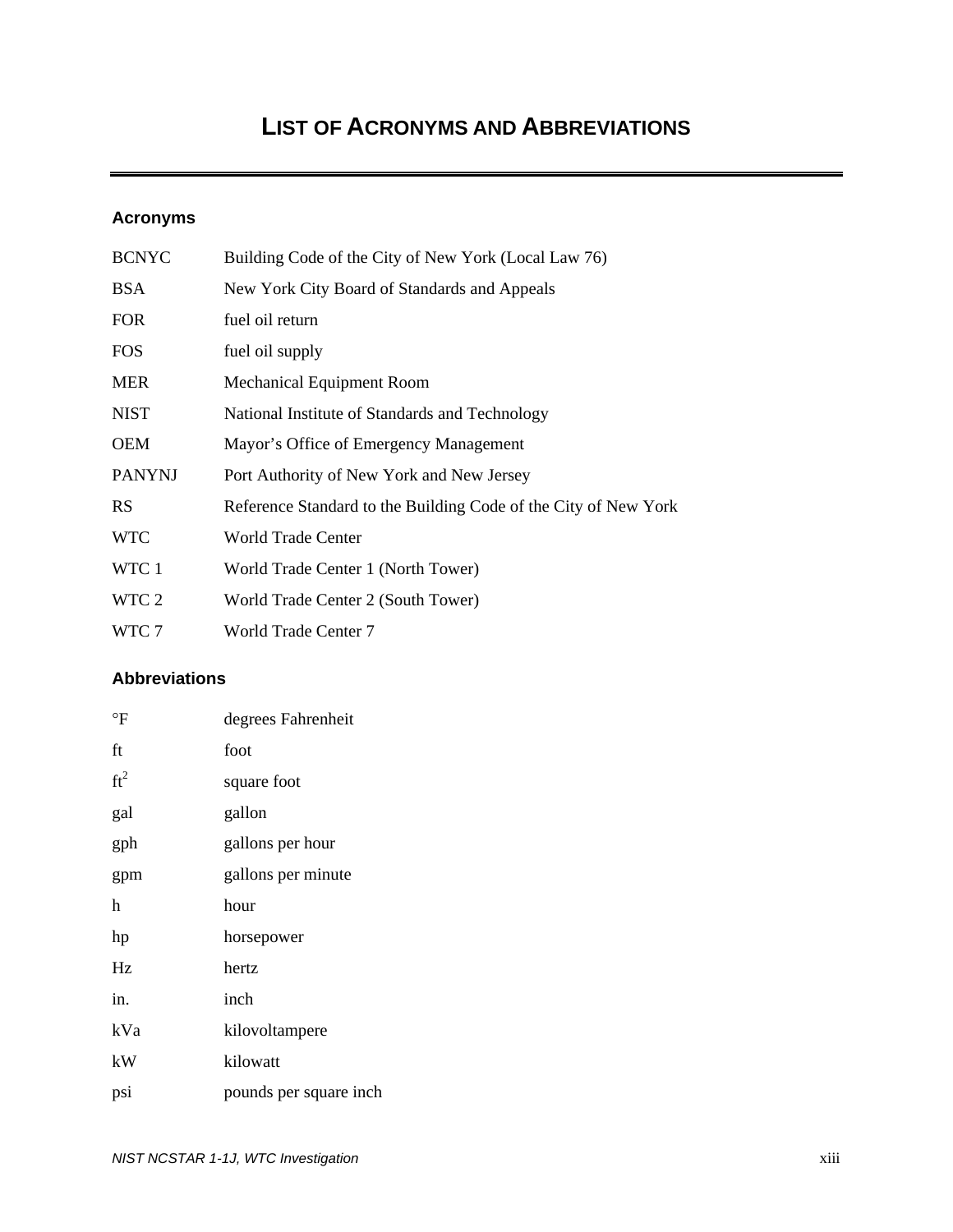# List of Acronyms and Abbreviations

## Acronyms

| | |
|---|---|
| BCNYC | Building Code of the City of New York (Local Law 76) |
| BSA | New York City Board of Standards and Appeals |
| FOR | fuel oil return |
| FOS | fuel oil supply |
| MER | Mechanical Equipment Room |
| NIST | National Institute of Standards and Technology |
| OEM | Mayor's Office of Emergency Management |
| PANYNJ | Port Authority of New York and New Jersey |
| RS | Reference Standard to the Building Code of the City of New York |
| WTC | World Trade Center |
| WTC 1 | World Trade Center 1 (North Tower) |
| WTC 2 | World Trade Center 2 (South Tower) |
| WTC 7 | World Trade Center 7 |

## Abbreviations

| | |
|---|---|
| °F | degrees Fahrenheit |
| ft | foot |
| $ft^2$ | square foot |
| gal | gallon |
| gph | gallons per hour |
| gpm | gallons per minute |
| h | hour |
| hp | horsepower |
| Hz | hertz |
| in. | inch |
| kVa | kilovoltampere |
| kW | kilowatt |
| psi | pounds per square inch |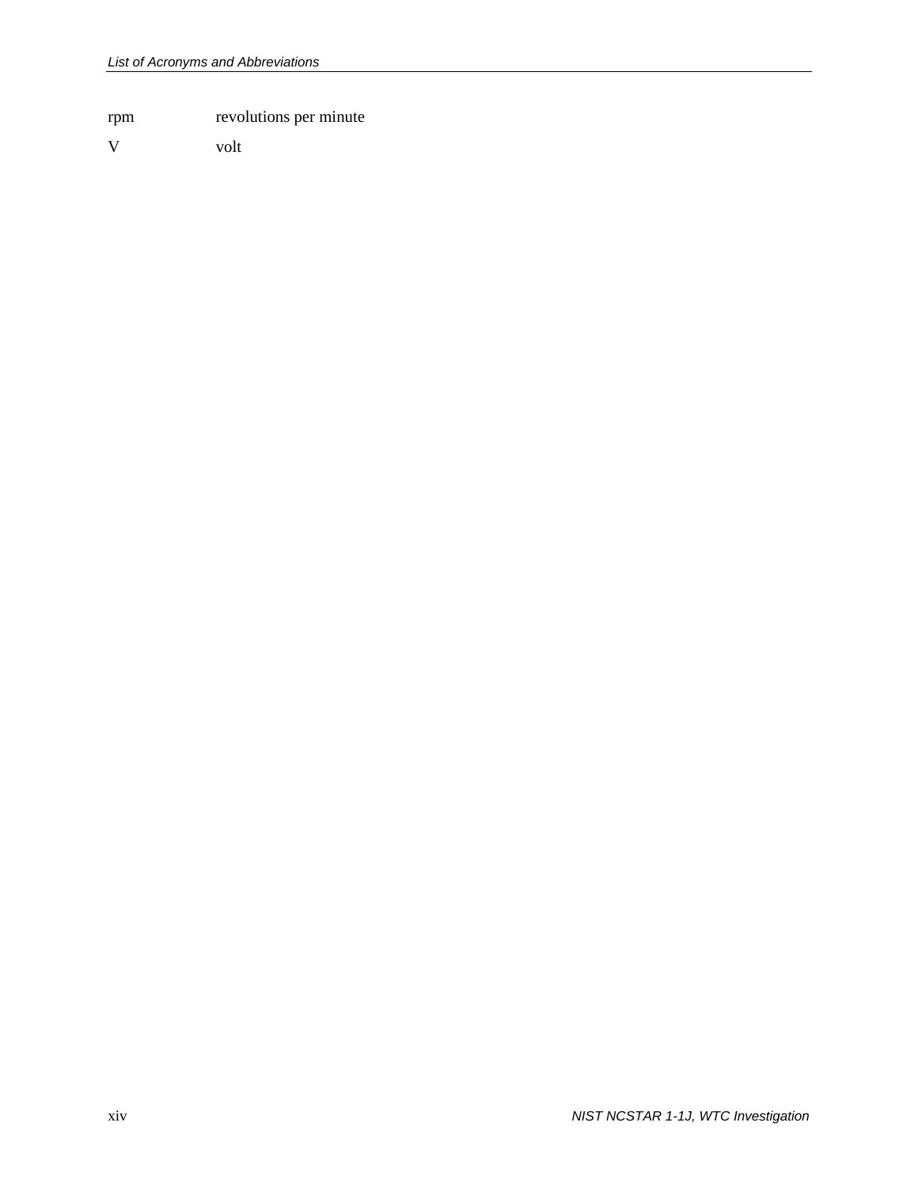| | |
|---|---|
| rpm | revolutions per minute |
| V | volt |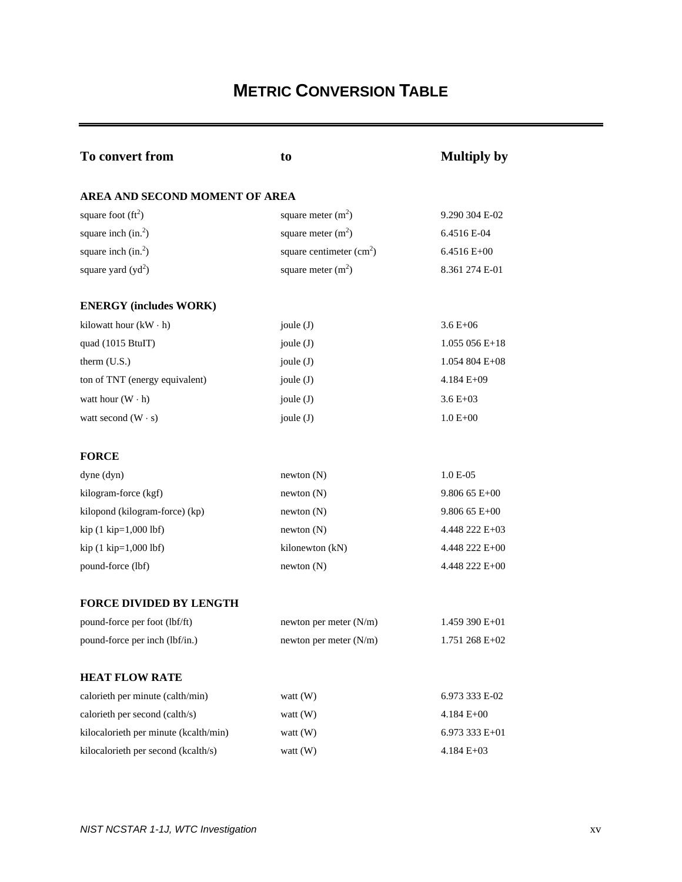# METRIC CONVERSION TABLE

| To convert from | to | Multiply by |
|---|---|---|
| **AREA AND SECOND MOMENT OF AREA** | | |
| square foot ($ft^2$) | square meter ($m^2$) | 9.290 304 E-02 |
| square inch ($in.^2$) | square meter ($m^2$) | 6.4516 E-04 |
| square inch ($in.^2$) | square centimeter ($cm^2$) | 6.4516 E+00 |
| square yard ($yd^2$) | square meter ($m^2$) | 8.361 274 E-01 |
| **ENERGY (includes WORK)** | | |
| kilowatt hour (kW · h) | joule (J) | 3.6 E+06 |
| quad (1015 BtuIT) | joule (J) | 1.055 056 E+18 |
| therm (U.S.) | joule (J) | 1.054 804 E+08 |
| ton of TNT (energy equivalent) | joule (J) | 4.184 E+09 |
| watt hour (W · h) | joule (J) | 3.6 E+03 |
| watt second (W · s) | joule (J) | 1.0 E+00 |
| **FORCE** | | |
| dyne (dyn) | newton (N) | 1.0 E-05 |
| kilogram-force (kgf) | newton (N) | 9.806 65 E+00 |
| kilopond (kilogram-force) (kp) | newton (N) | 9.806 65 E+00 |
| kip (1 kip=1,000 lbf) | newton (N) | 4.448 222 E+03 |
| kip (1 kip=1,000 lbf) | kilonewton (kN) | 4.448 222 E+00 |
| pound-force (lbf) | newton (N) | 4.448 222 E+00 |
| **FORCE DIVIDED BY LENGTH** | | |
| pound-force per foot (lbf/ft) | newton per meter (N/m) | 1.459 390 E+01 |
| pound-force per inch (lbf/in.) | newton per meter (N/m) | 1.751 268 E+02 |
| **HEAT FLOW RATE** | | |
| calorieth per minute (calth/min) | watt (W) | 6.973 333 E-02 |
| calorieth per second (calth/s) | watt (W) | 4.184 E+00 |
| kilocalorieth per minute (kcalth/min) | watt (W) | 6.973 333 E+01 |
| kilocalorieth per second (kcalth/s) | watt (W) | 4.184 E+03 |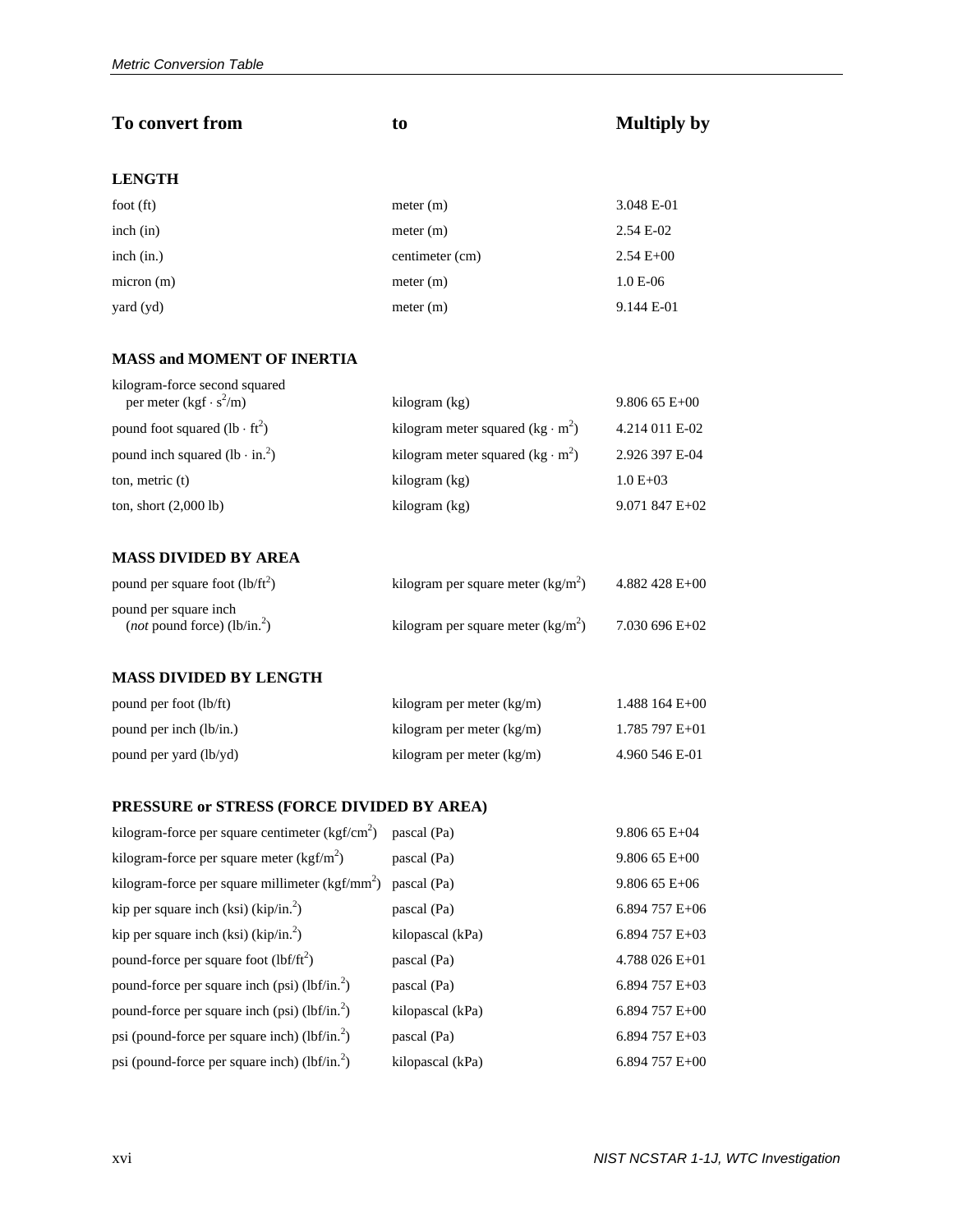| To convert from | to | Multiply by |
|---|---|---|
| **LENGTH** | | |
| foot (ft) | meter (m) | 3.048 E-01 |
| inch (in) | meter (m) | 2.54 E-02 |
| inch (in.) | centimeter (cm) | 2.54 E+00 |
| micron (m) | meter (m) | 1.0 E-06 |
| yard (yd) | meter (m) | 9.144 E-01 |
| **MASS and MOMENT OF INERTIA** | | |
| kilogram-force second squared per meter ($kgf \cdot s^2/m$) | kilogram (kg) | 9.806 65 E+00 |
| pound foot squared ($lb \cdot ft^2$) | kilogram meter squared ($kg \cdot m^2$) | 4.214 011 E-02 |
| pound inch squared ($lb \cdot in.^2$) | kilogram meter squared ($kg \cdot m^2$) | 2.926 397 E-04 |
| ton, metric (t) | kilogram (kg) | 1.0 E+03 |
| ton, short (2,000 lb) | kilogram (kg) | 9.071 847 E+02 |
| **MASS DIVIDED BY AREA** | | |
| pound per square foot ($lb/ft^2$) | kilogram per square meter ($kg/m^2$) | 4.882 428 E+00 |
| pound per square inch (*not* pound force) ($lb/in.^2$) | kilogram per square meter ($kg/m^2$) | 7.030 696 E+02 |
| **MASS DIVIDED BY LENGTH** | | |
| pound per foot (lb/ft) | kilogram per meter (kg/m) | 1.488 164 E+00 |
| pound per inch (lb/in.) | kilogram per meter (kg/m) | 1.785 797 E+01 |
| pound per yard (lb/yd) | kilogram per meter (kg/m) | 4.960 546 E-01 |
| **PRESSURE or STRESS (FORCE DIVIDED BY AREA)** | | |
| kilogram-force per square centimeter ($kgf/cm^2$) | pascal (Pa) | 9.806 65 E+04 |
| kilogram-force per square meter ($kgf/m^2$) | pascal (Pa) | 9.806 65 E+00 |
| kilogram-force per square millimeter ($kgf/mm^2$) | pascal (Pa) | 9.806 65 E+06 |
| kip per square inch (ksi) ($kip/in.^2$) | pascal (Pa) | 6.894 757 E+06 |
| kip per square inch (ksi) ($kip/in.^2$) | kilopascal (kPa) | 6.894 757 E+03 |
| pound-force per square foot ($lbf/ft^2$) | pascal (Pa) | 4.788 026 E+01 |
| pound-force per square inch (psi) ($lbf/in.^2$) | pascal (Pa) | 6.894 757 E+03 |
| pound-force per square inch (psi) ($lbf/in.^2$) | kilopascal (kPa) | 6.894 757 E+00 |
| psi (pound-force per square inch) ($lbf/in.^2$) | pascal (Pa) | 6.894 757 E+03 |
| psi (pound-force per square inch) ($lbf/in.^2$) | kilopascal (kPa) | 6.894 757 E+00 |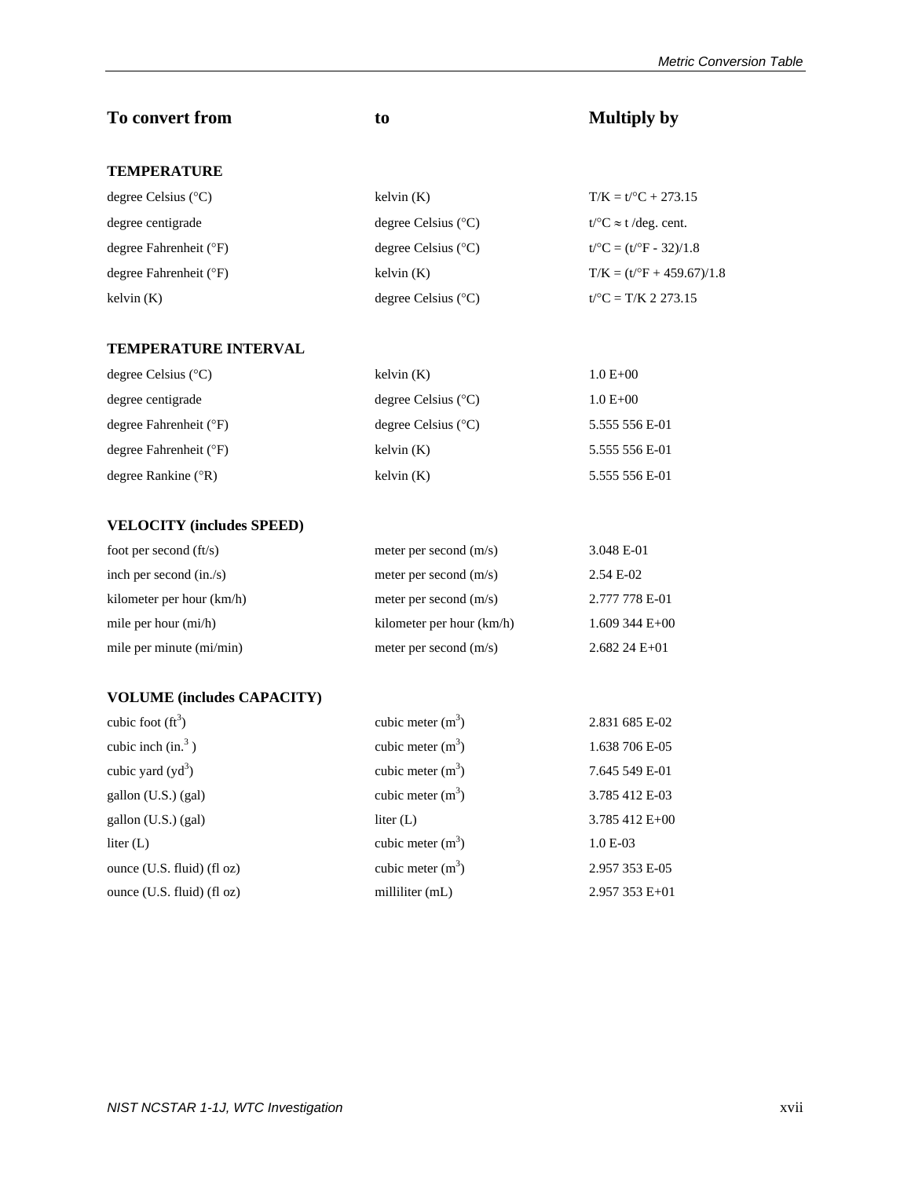| To convert from | to | Multiply by |
|---|---|---|
| **TEMPERATURE** | | |
| degree Celsius (°C) | kelvin (K) | T/K = t/°C + 273.15 |
| degree centigrade | degree Celsius (°C) | t/°C ≈ t /deg. cent. |
| degree Fahrenheit (°F) | degree Celsius (°C) | t/°C = (t/°F - 32)/1.8 |
| degree Fahrenheit (°F) | kelvin (K) | T/K = (t/°F + 459.67)/1.8 |
| kelvin (K) | degree Celsius (°C) | t/°C = T/K 2 273.15 |
| **TEMPERATURE INTERVAL** | | |
| degree Celsius (°C) | kelvin (K) | 1.0 E+00 |
| degree centigrade | degree Celsius (°C) | 1.0 E+00 |
| degree Fahrenheit (°F) | degree Celsius (°C) | 5.555 556 E-01 |
| degree Fahrenheit (°F) | kelvin (K) | 5.555 556 E-01 |
| degree Rankine (°R) | kelvin (K) | 5.555 556 E-01 |
| **VELOCITY (includes SPEED)** | | |
| foot per second (ft/s) | meter per second (m/s) | 3.048 E-01 |
| inch per second (in./s) | meter per second (m/s) | 2.54 E-02 |
| kilometer per hour (km/h) | meter per second (m/s) | 2.777 778 E-01 |
| mile per hour (mi/h) | kilometer per hour (km/h) | 1.609 344 E+00 |
| mile per minute (mi/min) | meter per second (m/s) | 2.682 24 E+01 |
| **VOLUME (includes CAPACITY)** | | |
| cubic foot ($ft^3$) | cubic meter ($m^3$) | 2.831 685 E-02 |
| cubic inch ($in.^3$ ) | cubic meter ($m^3$) | 1.638 706 E-05 |
| cubic yard ($yd^3$) | cubic meter ($m^3$) | 7.645 549 E-01 |
| gallon (U.S.) (gal) | cubic meter ($m^3$) | 3.785 412 E-03 |
| gallon (U.S.) (gal) | liter (L) | 3.785 412 E+00 |
| liter (L) | cubic meter ($m^3$) | 1.0 E-03 |
| ounce (U.S. fluid) (fl oz) | cubic meter ($m^3$) | 2.957 353 E-05 |
| ounce (U.S. fluid) (fl oz) | milliliter (mL) | 2.957 353 E+01 |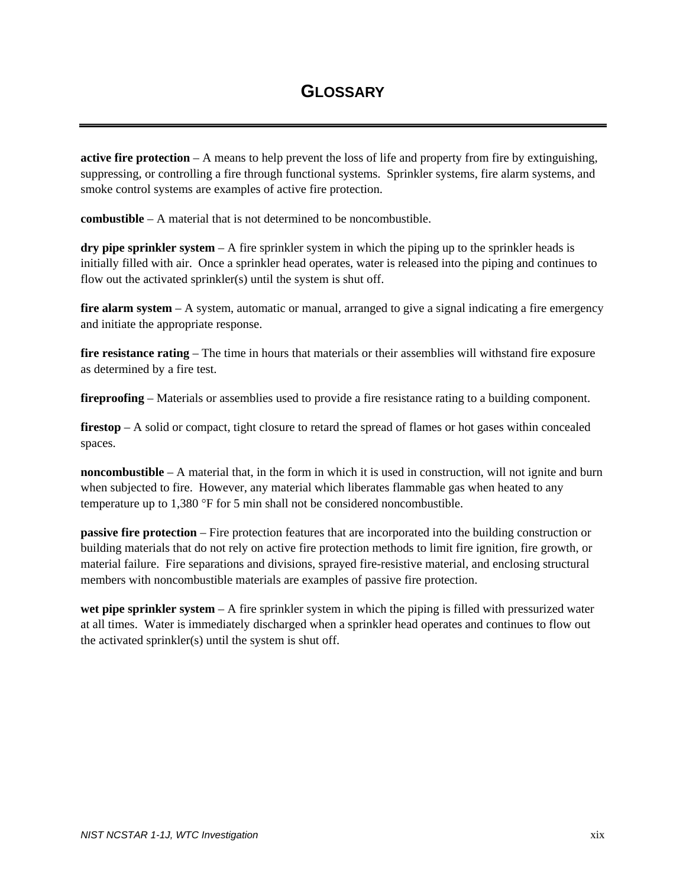# GLOSSARY

**active fire protection** – A means to help prevent the loss of life and property from fire by extinguishing, suppressing, or controlling a fire through functional systems. Sprinkler systems, fire alarm systems, and smoke control systems are examples of active fire protection.

**combustible** – A material that is not determined to be noncombustible.

**dry pipe sprinkler system** – A fire sprinkler system in which the piping up to the sprinkler heads is initially filled with air. Once a sprinkler head operates, water is released into the piping and continues to flow out the activated sprinkler(s) until the system is shut off.

**fire alarm system** – A system, automatic or manual, arranged to give a signal indicating a fire emergency and initiate the appropriate response.

**fire resistance rating** – The time in hours that materials or their assemblies will withstand fire exposure as determined by a fire test.

**fireproofing** – Materials or assemblies used to provide a fire resistance rating to a building component.

**firestop** – A solid or compact, tight closure to retard the spread of flames or hot gases within concealed spaces.

**noncombustible** – A material that, in the form in which it is used in construction, will not ignite and burn when subjected to fire. However, any material which liberates flammable gas when heated to any temperature up to 1,380 °F for 5 min shall not be considered noncombustible.

**passive fire protection** – Fire protection features that are incorporated into the building construction or building materials that do not rely on active fire protection methods to limit fire ignition, fire growth, or material failure. Fire separations and divisions, sprayed fire-resistive material, and enclosing structural members with noncombustible materials are examples of passive fire protection.

**wet pipe sprinkler system** – A fire sprinkler system in which the piping is filled with pressurized water at all times. Water is immediately discharged when a sprinkler head operates and continues to flow out the activated sprinkler(s) until the system is shut off.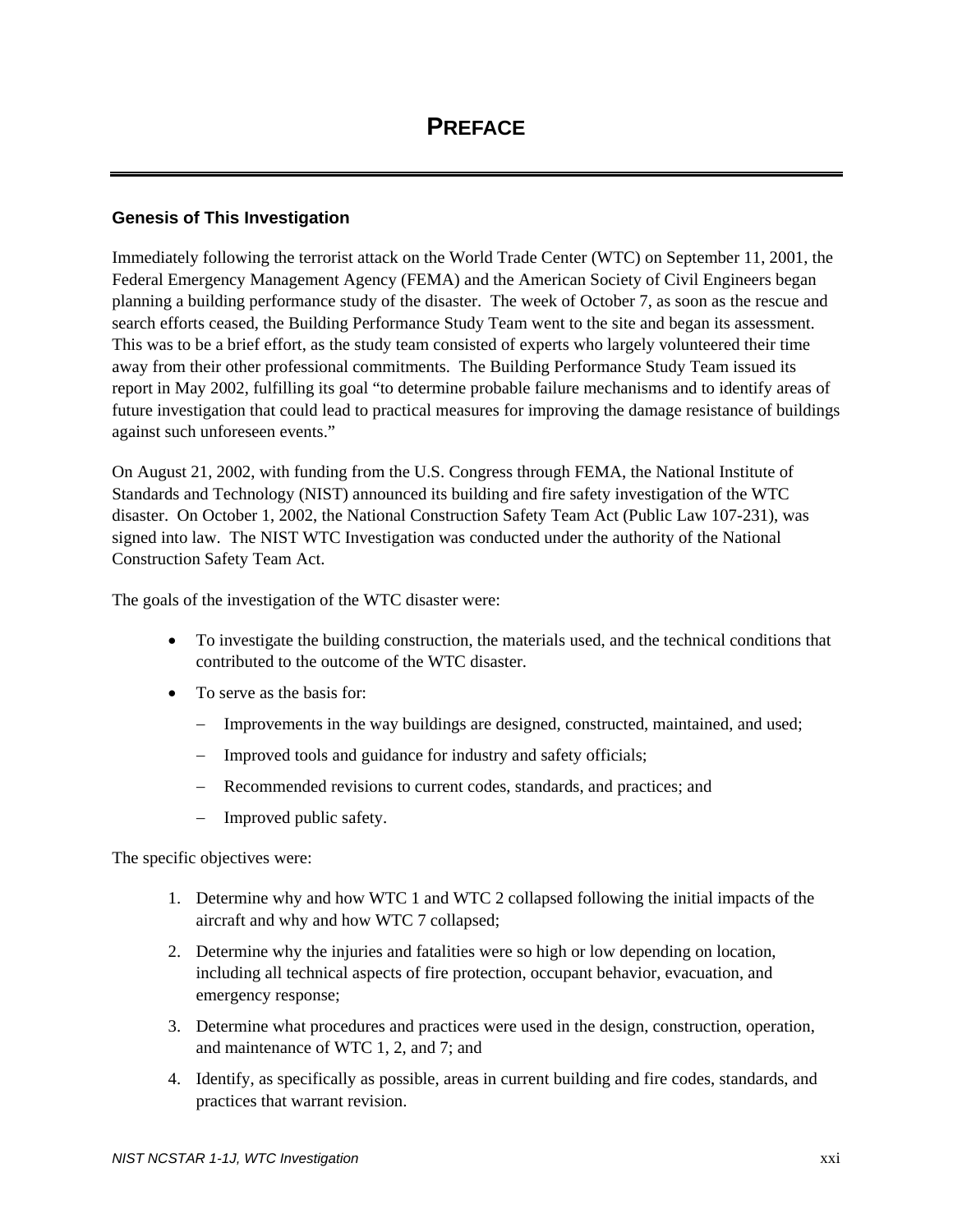# PREFACE

## Genesis of This Investigation

Immediately following the terrorist attack on the World Trade Center (WTC) on September 11, 2001, the Federal Emergency Management Agency (FEMA) and the American Society of Civil Engineers began planning a building performance study of the disaster. The week of October 7, as soon as the rescue and search efforts ceased, the Building Performance Study Team went to the site and began its assessment. This was to be a brief effort, as the study team consisted of experts who largely volunteered their time away from their other professional commitments. The Building Performance Study Team issued its report in May 2002, fulfilling its goal "to determine probable failure mechanisms and to identify areas of future investigation that could lead to practical measures for improving the damage resistance of buildings against such unforeseen events."

On August 21, 2002, with funding from the U.S. Congress through FEMA, the National Institute of Standards and Technology (NIST) announced its building and fire safety investigation of the WTC disaster. On October 1, 2002, the National Construction Safety Team Act (Public Law 107-231), was signed into law. The NIST WTC Investigation was conducted under the authority of the National Construction Safety Team Act.

The goals of the investigation of the WTC disaster were:

- To investigate the building construction, the materials used, and the technical conditions that contributed to the outcome of the WTC disaster.
- To serve as the basis for:
  - Improvements in the way buildings are designed, constructed, maintained, and used;
  - Improved tools and guidance for industry and safety officials;
  - Recommended revisions to current codes, standards, and practices; and
  - Improved public safety.

The specific objectives were:

1. Determine why and how WTC 1 and WTC 2 collapsed following the initial impacts of the aircraft and why and how WTC 7 collapsed;
2. Determine why the injuries and fatalities were so high or low depending on location, including all technical aspects of fire protection, occupant behavior, evacuation, and emergency response;
3. Determine what procedures and practices were used in the design, construction, operation, and maintenance of WTC 1, 2, and 7; and
4. Identify, as specifically as possible, areas in current building and fire codes, standards, and practices that warrant revision.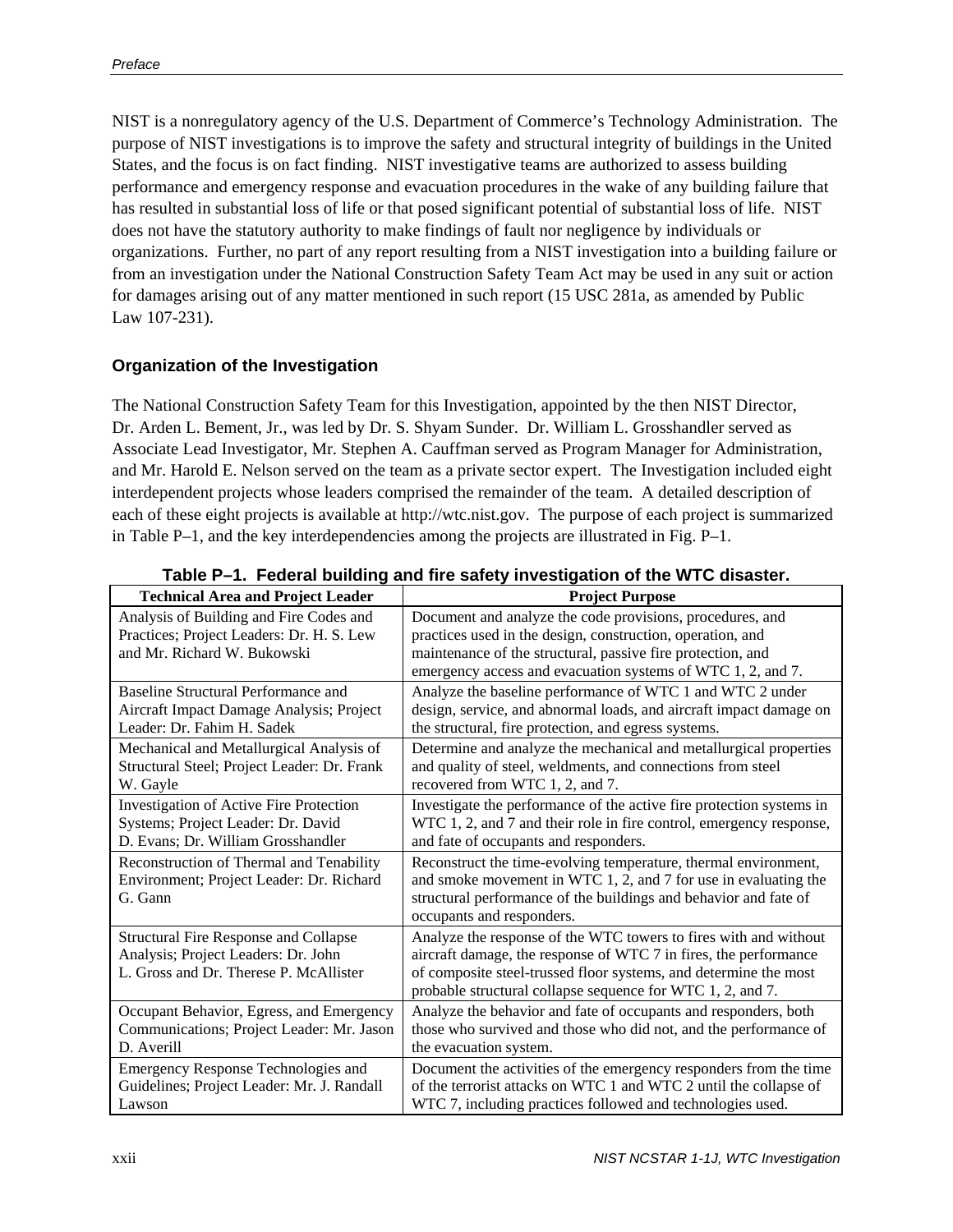NIST is a nonregulatory agency of the U.S. Department of Commerce's Technology Administration. The purpose of NIST investigations is to improve the safety and structural integrity of buildings in the United States, and the focus is on fact finding. NIST investigative teams are authorized to assess building performance and emergency response and evacuation procedures in the wake of any building failure that has resulted in substantial loss of life or that posed significant potential of substantial loss of life. NIST does not have the statutory authority to make findings of fault nor negligence by individuals or organizations. Further, no part of any report resulting from a NIST investigation into a building failure or from an investigation under the National Construction Safety Team Act may be used in any suit or action for damages arising out of any matter mentioned in such report (15 USC 281a, as amended by Public Law 107-231).

### Organization of the Investigation

The National Construction Safety Team for this Investigation, appointed by the then NIST Director, Dr. Arden L. Bement, Jr., was led by Dr. S. Shyam Sunder. Dr. William L. Grosshandler served as Associate Lead Investigator, Mr. Stephen A. Cauffman served as Program Manager for Administration, and Mr. Harold E. Nelson served on the team as a private sector expert. The Investigation included eight interdependent projects whose leaders comprised the remainder of the team. A detailed description of each of these eight projects is available at http://wtc.nist.gov. The purpose of each project is summarized in Table P–1, and the key interdependencies among the projects are illustrated in Fig. P–1.

**Table P–1. Federal building and fire safety investigation of the WTC disaster.**

| Technical Area and Project Leader | Project Purpose |
| --- | --- |
| Analysis of Building and Fire Codes and Practices; Project Leaders: Dr. H. S. Lew and Mr. Richard W. Bukowski | Document and analyze the code provisions, procedures, and practices used in the design, construction, operation, and maintenance of the structural, passive fire protection, and emergency access and evacuation systems of WTC 1, 2, and 7. |
| Baseline Structural Performance and Aircraft Impact Damage Analysis; Project Leader: Dr. Fahim H. Sadek | Analyze the baseline performance of WTC 1 and WTC 2 under design, service, and abnormal loads, and aircraft impact damage on the structural, fire protection, and egress systems. |
| Mechanical and Metallurgical Analysis of Structural Steel; Project Leader: Dr. Frank W. Gayle | Determine and analyze the mechanical and metallurgical properties and quality of steel, weldments, and connections from steel recovered from WTC 1, 2, and 7. |
| Investigation of Active Fire Protection Systems; Project Leader: Dr. David D. Evans; Dr. William Grosshandler | Investigate the performance of the active fire protection systems in WTC 1, 2, and 7 and their role in fire control, emergency response, and fate of occupants and responders. |
| Reconstruction of Thermal and Tenability Environment; Project Leader: Dr. Richard G. Gann | Reconstruct the time-evolving temperature, thermal environment, and smoke movement in WTC 1, 2, and 7 for use in evaluating the structural performance of the buildings and behavior and fate of occupants and responders. |
| Structural Fire Response and Collapse Analysis; Project Leaders: Dr. John L. Gross and Dr. Therese P. McAllister | Analyze the response of the WTC towers to fires with and without aircraft damage, the response of WTC 7 in fires, the performance of composite steel-trussed floor systems, and determine the most probable structural collapse sequence for WTC 1, 2, and 7. |
| Occupant Behavior, Egress, and Emergency Communications; Project Leader: Mr. Jason D. Averill | Analyze the behavior and fate of occupants and responders, both those who survived and those who did not, and the performance of the evacuation system. |
| Emergency Response Technologies and Guidelines; Project Leader: Mr. J. Randall Lawson | Document the activities of the emergency responders from the time of the terrorist attacks on WTC 1 and WTC 2 until the collapse of WTC 7, including practices followed and technologies used. |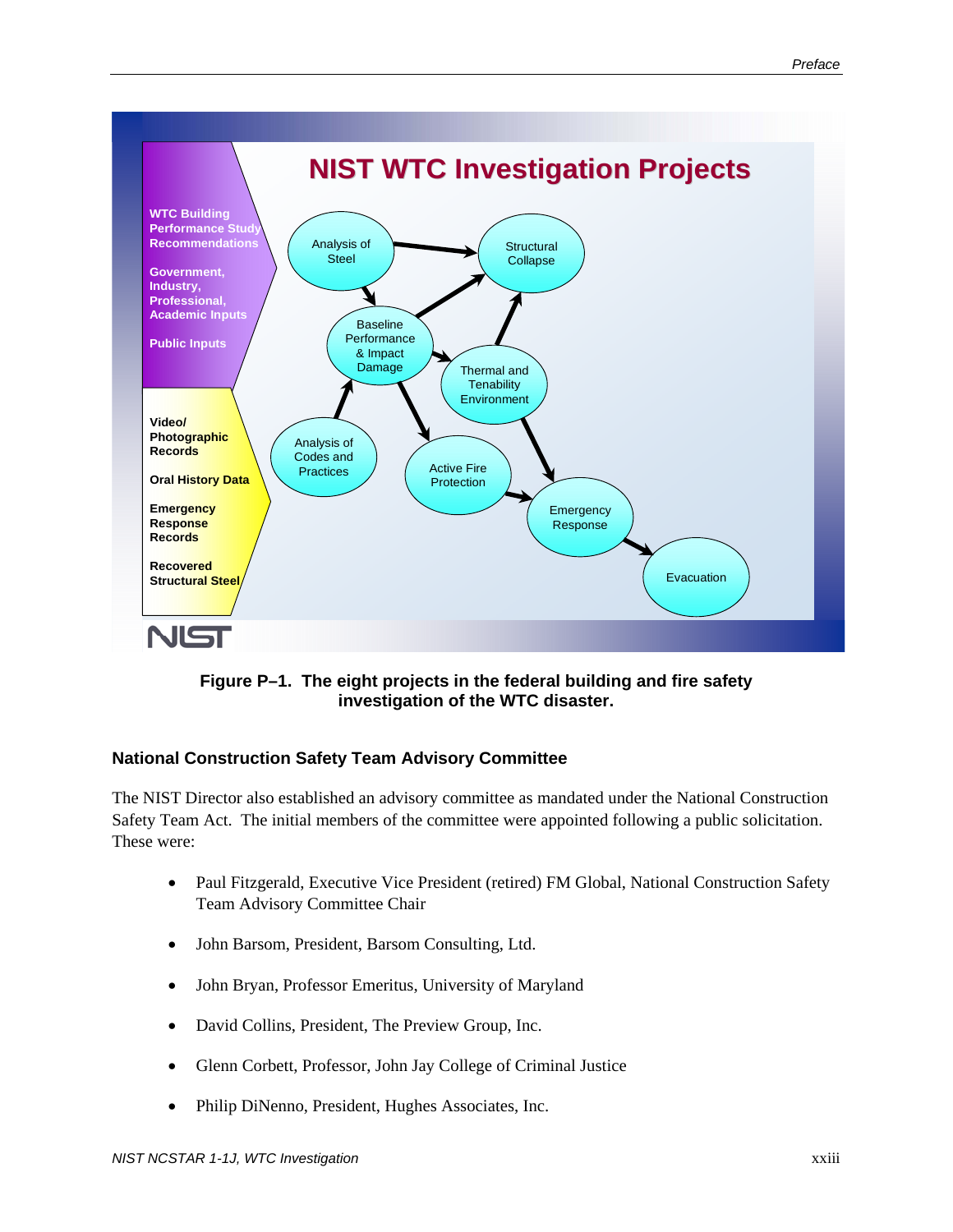**Figure P–1. The eight projects in the federal building and fire safety investigation of the WTC disaster.**

### National Construction Safety Team Advisory Committee

The NIST Director also established an advisory committee as mandated under the National Construction Safety Team Act. The initial members of the committee were appointed following a public solicitation. These were:

- Paul Fitzgerald, Executive Vice President (retired) FM Global, National Construction Safety Team Advisory Committee Chair
- John Barsom, President, Barsom Consulting, Ltd.
- John Bryan, Professor Emeritus, University of Maryland
- David Collins, President, The Preview Group, Inc.
- Glenn Corbett, Professor, John Jay College of Criminal Justice
- Philip DiNenno, President, Hughes Associates, Inc.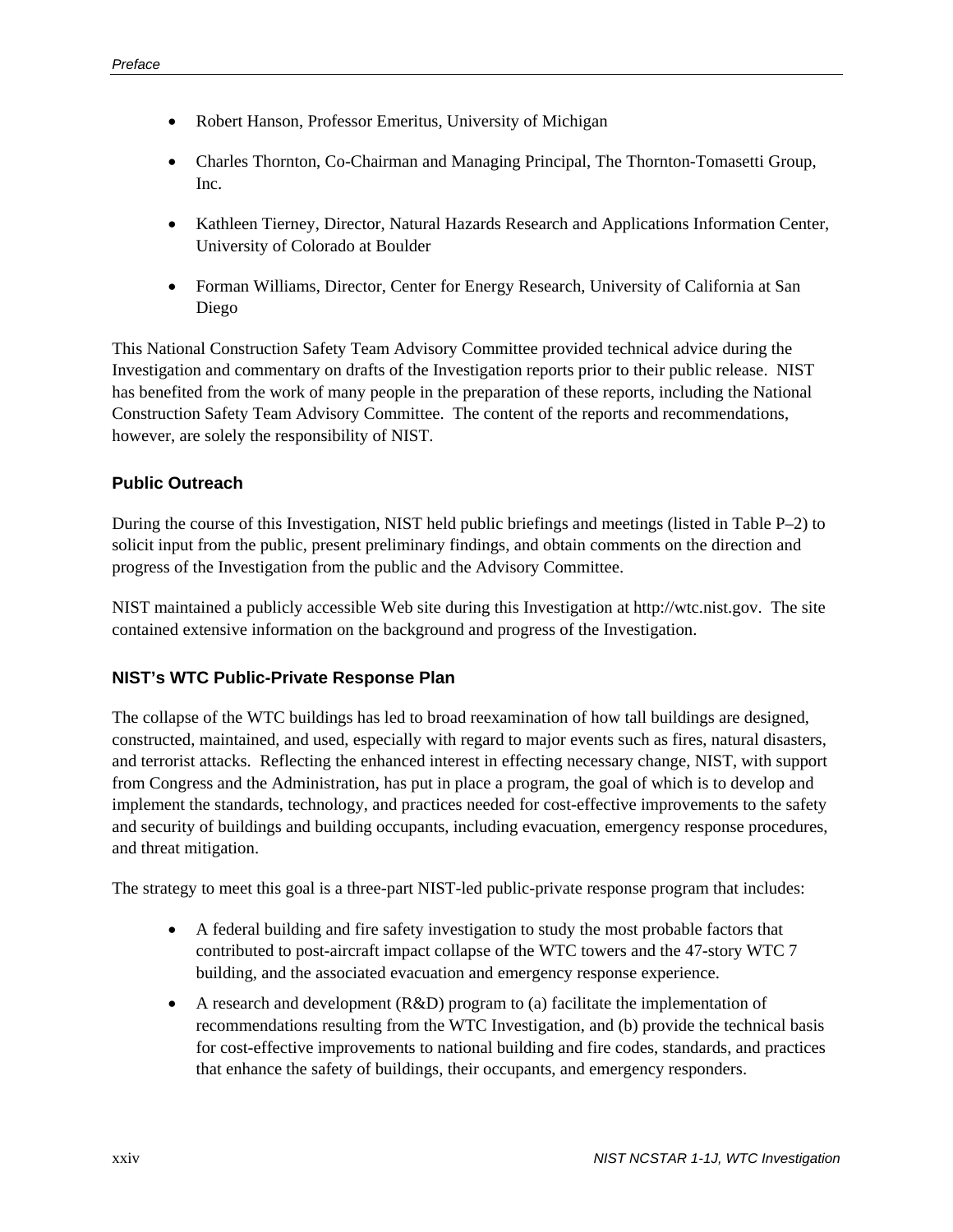- Robert Hanson, Professor Emeritus, University of Michigan
- Charles Thornton, Co-Chairman and Managing Principal, The Thornton-Tomasetti Group, Inc.
- Kathleen Tierney, Director, Natural Hazards Research and Applications Information Center, University of Colorado at Boulder
- Forman Williams, Director, Center for Energy Research, University of California at San Diego

This National Construction Safety Team Advisory Committee provided technical advice during the Investigation and commentary on drafts of the Investigation reports prior to their public release. NIST has benefited from the work of many people in the preparation of these reports, including the National Construction Safety Team Advisory Committee. The content of the reports and recommendations, however, are solely the responsibility of NIST.

### Public Outreach

During the course of this Investigation, NIST held public briefings and meetings (listed in Table P–2) to solicit input from the public, present preliminary findings, and obtain comments on the direction and progress of the Investigation from the public and the Advisory Committee.

NIST maintained a publicly accessible Web site during this Investigation at http://wtc.nist.gov. The site contained extensive information on the background and progress of the Investigation.

### NIST's WTC Public-Private Response Plan

The collapse of the WTC buildings has led to broad reexamination of how tall buildings are designed, constructed, maintained, and used, especially with regard to major events such as fires, natural disasters, and terrorist attacks. Reflecting the enhanced interest in effecting necessary change, NIST, with support from Congress and the Administration, has put in place a program, the goal of which is to develop and implement the standards, technology, and practices needed for cost-effective improvements to the safety and security of buildings and building occupants, including evacuation, emergency response procedures, and threat mitigation.

The strategy to meet this goal is a three-part NIST-led public-private response program that includes:

- A federal building and fire safety investigation to study the most probable factors that contributed to post-aircraft impact collapse of the WTC towers and the 47-story WTC 7 building, and the associated evacuation and emergency response experience.
- A research and development (R&D) program to (a) facilitate the implementation of recommendations resulting from the WTC Investigation, and (b) provide the technical basis for cost-effective improvements to national building and fire codes, standards, and practices that enhance the safety of buildings, their occupants, and emergency responders.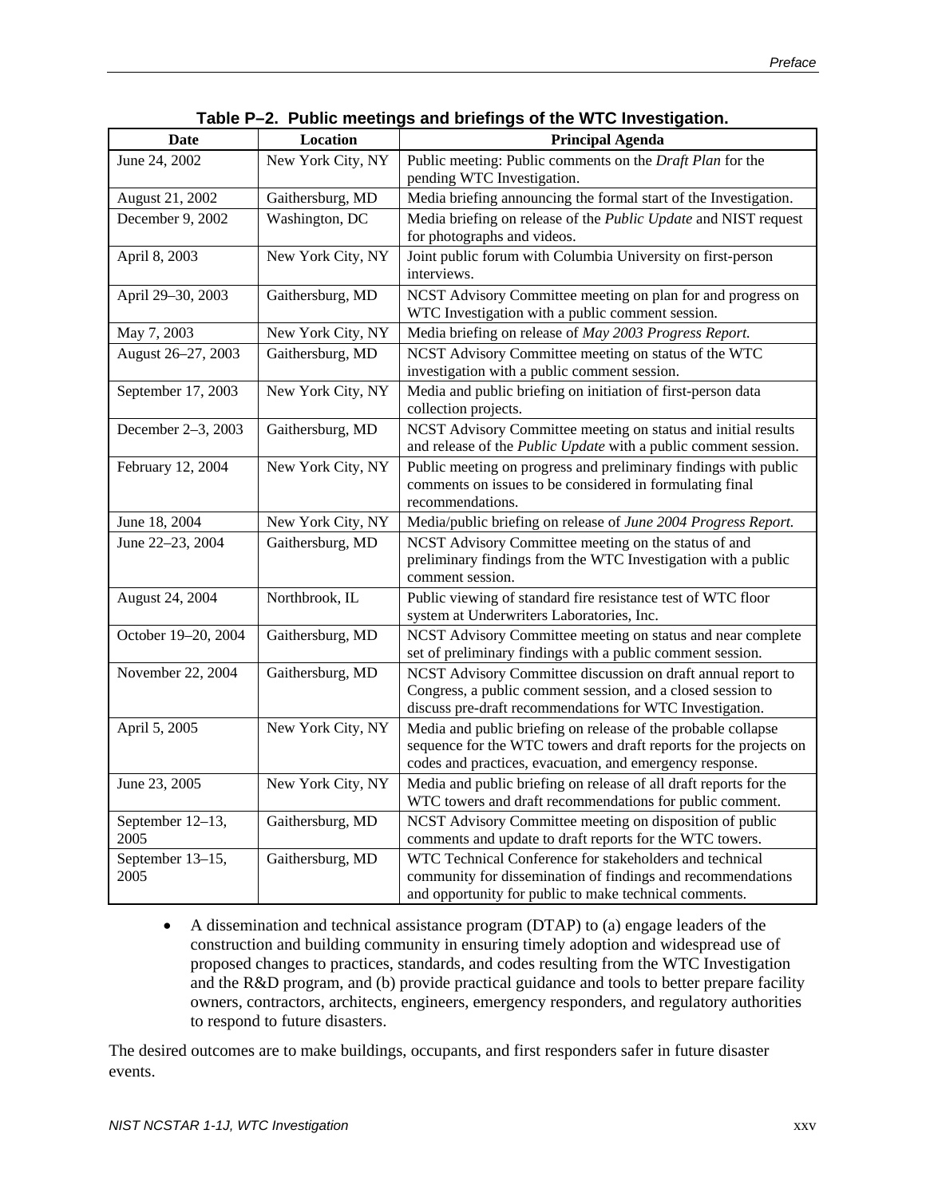**Table P–2. Public meetings and briefings of the WTC Investigation.**

| Date | Location | Principal Agenda |
|---|---|---|
| June 24, 2002 | New York City, NY | Public meeting: Public comments on the *Draft Plan* for the pending WTC Investigation. |
| August 21, 2002 | Gaithersburg, MD | Media briefing announcing the formal start of the Investigation. |
| December 9, 2002 | Washington, DC | Media briefing on release of the *Public Update* and NIST request for photographs and videos. |
| April 8, 2003 | New York City, NY | Joint public forum with Columbia University on first-person interviews. |
| April 29–30, 2003 | Gaithersburg, MD | NCST Advisory Committee meeting on plan for and progress on WTC Investigation with a public comment session. |
| May 7, 2003 | New York City, NY | Media briefing on release of *May 2003 Progress Report.* |
| August 26–27, 2003 | Gaithersburg, MD | NCST Advisory Committee meeting on status of the WTC investigation with a public comment session. |
| September 17, 2003 | New York City, NY | Media and public briefing on initiation of first-person data collection projects. |
| December 2–3, 2003 | Gaithersburg, MD | NCST Advisory Committee meeting on status and initial results and release of the *Public Update* with a public comment session. |
| February 12, 2004 | New York City, NY | Public meeting on progress and preliminary findings with public comments on issues to be considered in formulating final recommendations. |
| June 18, 2004 | New York City, NY | Media/public briefing on release of *June 2004 Progress Report.* |
| June 22–23, 2004 | Gaithersburg, MD | NCST Advisory Committee meeting on the status of and preliminary findings from the WTC Investigation with a public comment session. |
| August 24, 2004 | Northbrook, IL | Public viewing of standard fire resistance test of WTC floor system at Underwriters Laboratories, Inc. |
| October 19–20, 2004 | Gaithersburg, MD | NCST Advisory Committee meeting on status and near complete set of preliminary findings with a public comment session. |
| November 22, 2004 | Gaithersburg, MD | NCST Advisory Committee discussion on draft annual report to Congress, a public comment session, and a closed session to discuss pre-draft recommendations for WTC Investigation. |
| April 5, 2005 | New York City, NY | Media and public briefing on release of the probable collapse sequence for the WTC towers and draft reports for the projects on codes and practices, evacuation, and emergency response. |
| June 23, 2005 | New York City, NY | Media and public briefing on release of all draft reports for the WTC towers and draft recommendations for public comment. |
| September 12–13, 2005 | Gaithersburg, MD | NCST Advisory Committee meeting on disposition of public comments and update to draft reports for the WTC towers. |
| September 13–15, 2005 | Gaithersburg, MD | WTC Technical Conference for stakeholders and technical community for dissemination of findings and recommendations and opportunity for public to make technical comments. |

- A dissemination and technical assistance program (DTAP) to (a) engage leaders of the construction and building community in ensuring timely adoption and widespread use of proposed changes to practices, standards, and codes resulting from the WTC Investigation and the R&D program, and (b) provide practical guidance and tools to better prepare facility owners, contractors, architects, engineers, emergency responders, and regulatory authorities to respond to future disasters.

The desired outcomes are to make buildings, occupants, and first responders safer in future disaster events.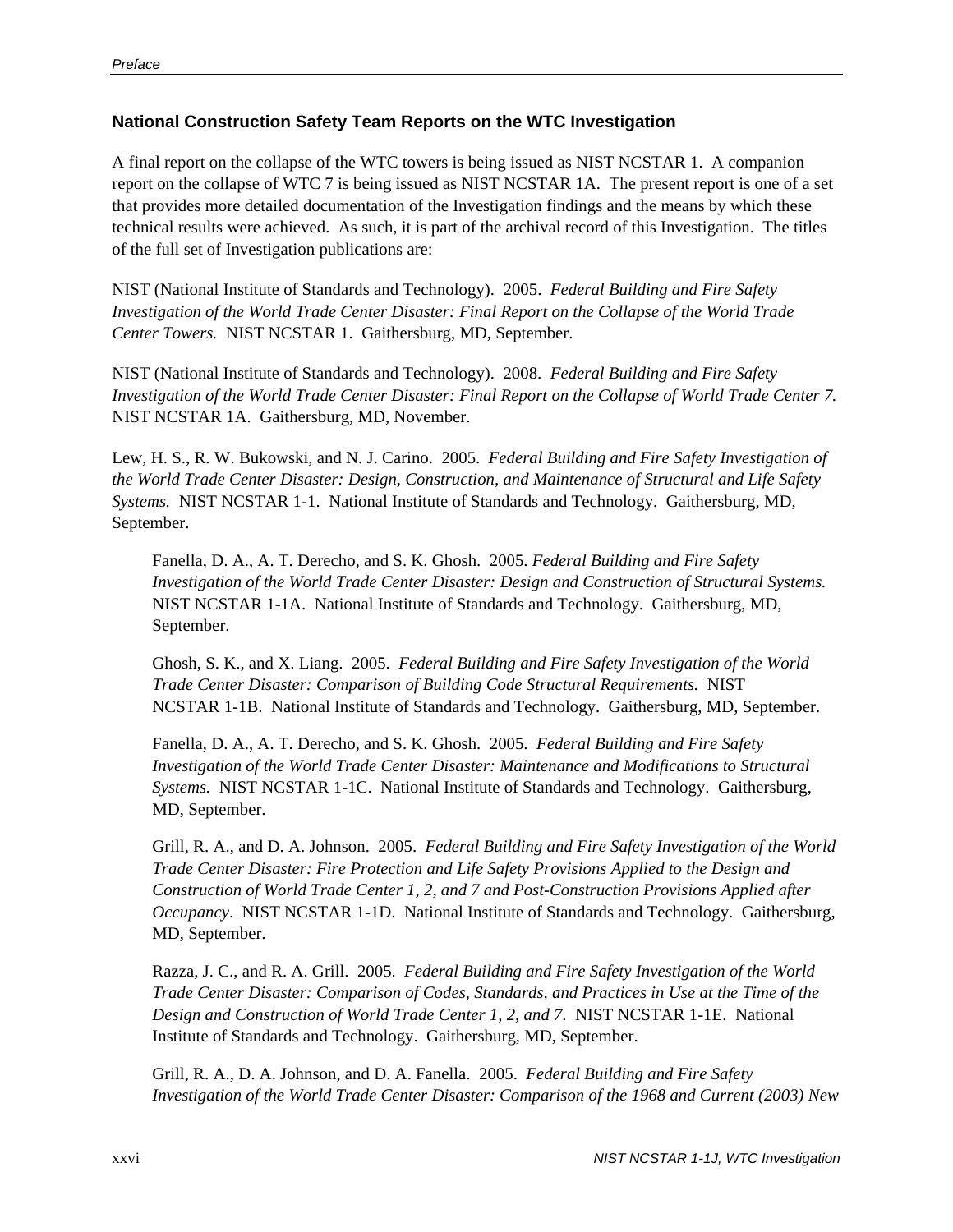### National Construction Safety Team Reports on the WTC Investigation

A final report on the collapse of the WTC towers is being issued as NIST NCSTAR 1. A companion report on the collapse of WTC 7 is being issued as NIST NCSTAR 1A. The present report is one of a set that provides more detailed documentation of the Investigation findings and the means by which these technical results were achieved. As such, it is part of the archival record of this Investigation. The titles of the full set of Investigation publications are:

NIST (National Institute of Standards and Technology). 2005. *Federal Building and Fire Safety Investigation of the World Trade Center Disaster: Final Report on the Collapse of the World Trade Center Towers.* NIST NCSTAR 1. Gaithersburg, MD, September.

NIST (National Institute of Standards and Technology). 2008. *Federal Building and Fire Safety Investigation of the World Trade Center Disaster: Final Report on the Collapse of World Trade Center 7.* NIST NCSTAR 1A. Gaithersburg, MD, November.

Lew, H. S., R. W. Bukowski, and N. J. Carino. 2005. *Federal Building and Fire Safety Investigation of the World Trade Center Disaster: Design, Construction, and Maintenance of Structural and Life Safety Systems.* NIST NCSTAR 1-1. National Institute of Standards and Technology. Gaithersburg, MD, September.

> Fanella, D. A., A. T. Derecho, and S. K. Ghosh. 2005. *Federal Building and Fire Safety Investigation of the World Trade Center Disaster: Design and Construction of Structural Systems.* NIST NCSTAR 1-1A. National Institute of Standards and Technology. Gaithersburg, MD, September.
>
> Ghosh, S. K., and X. Liang. 2005. *Federal Building and Fire Safety Investigation of the World Trade Center Disaster: Comparison of Building Code Structural Requirements.* NIST NCSTAR 1-1B. National Institute of Standards and Technology. Gaithersburg, MD, September.
>
> Fanella, D. A., A. T. Derecho, and S. K. Ghosh. 2005. *Federal Building and Fire Safety Investigation of the World Trade Center Disaster: Maintenance and Modifications to Structural Systems.* NIST NCSTAR 1-1C. National Institute of Standards and Technology. Gaithersburg, MD, September.
>
> Grill, R. A., and D. A. Johnson. 2005. *Federal Building and Fire Safety Investigation of the World Trade Center Disaster: Fire Protection and Life Safety Provisions Applied to the Design and Construction of World Trade Center 1, 2, and 7 and Post-Construction Provisions Applied after Occupancy*. NIST NCSTAR 1-1D. National Institute of Standards and Technology. Gaithersburg, MD, September.
>
> Razza, J. C., and R. A. Grill. 2005. *Federal Building and Fire Safety Investigation of the World Trade Center Disaster: Comparison of Codes, Standards, and Practices in Use at the Time of the Design and Construction of World Trade Center 1, 2, and 7.* NIST NCSTAR 1-1E. National Institute of Standards and Technology. Gaithersburg, MD, September.
>
> Grill, R. A., D. A. Johnson, and D. A. Fanella. 2005. *Federal Building and Fire Safety Investigation of the World Trade Center Disaster: Comparison of the 1968 and Current (2003) New*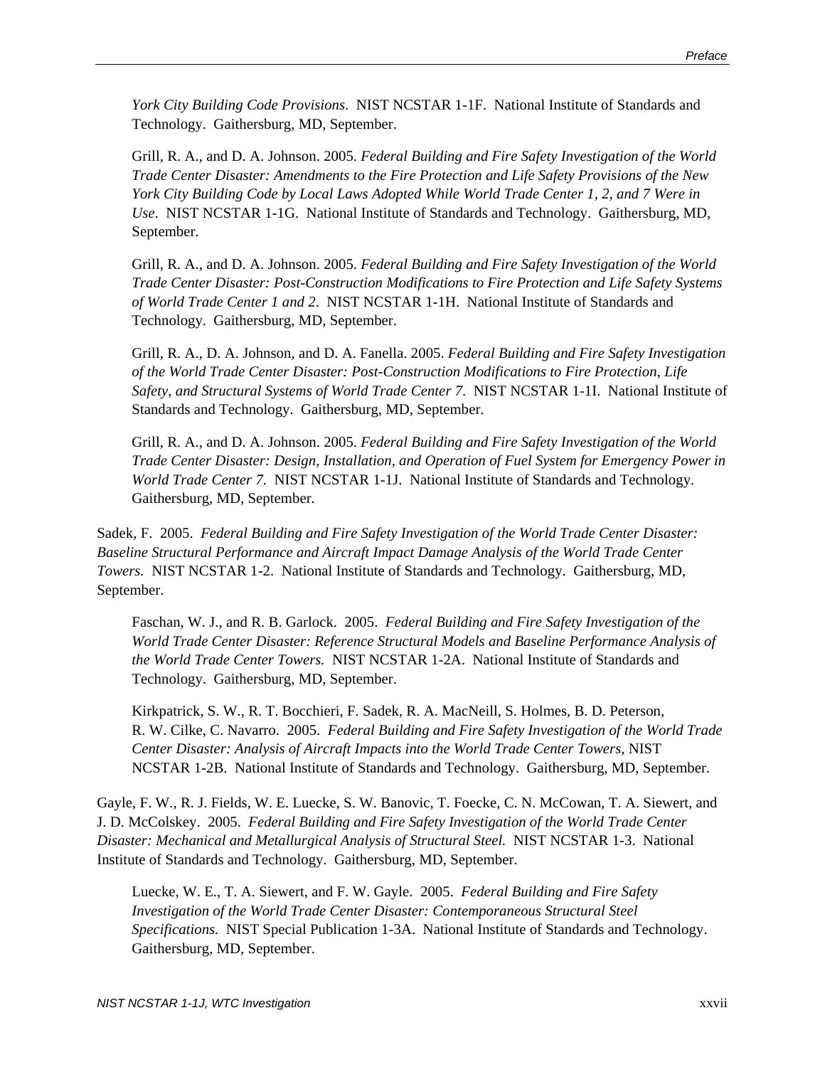*York City Building Code Provisions*. NIST NCSTAR 1-1F. National Institute of Standards and Technology. Gaithersburg, MD, September.

Grill, R. A., and D. A. Johnson. 2005. *Federal Building and Fire Safety Investigation of the World Trade Center Disaster: Amendments to the Fire Protection and Life Safety Provisions of the New York City Building Code by Local Laws Adopted While World Trade Center 1, 2, and 7 Were in Use*. NIST NCSTAR 1-1G. National Institute of Standards and Technology. Gaithersburg, MD, September.

Grill, R. A., and D. A. Johnson. 2005. *Federal Building and Fire Safety Investigation of the World Trade Center Disaster: Post-Construction Modifications to Fire Protection and Life Safety Systems of World Trade Center 1 and 2*. NIST NCSTAR 1-1H. National Institute of Standards and Technology. Gaithersburg, MD, September.

Grill, R. A., D. A. Johnson, and D. A. Fanella. 2005. *Federal Building and Fire Safety Investigation of the World Trade Center Disaster: Post-Construction Modifications to Fire Protection, Life Safety, and Structural Systems of World Trade Center 7*. NIST NCSTAR 1-1I. National Institute of Standards and Technology. Gaithersburg, MD, September.

Grill, R. A., and D. A. Johnson. 2005. *Federal Building and Fire Safety Investigation of the World Trade Center Disaster: Design, Installation, and Operation of Fuel System for Emergency Power in World Trade Center 7*. NIST NCSTAR 1-1J. National Institute of Standards and Technology. Gaithersburg, MD, September.

Sadek, F. 2005. *Federal Building and Fire Safety Investigation of the World Trade Center Disaster: Baseline Structural Performance and Aircraft Impact Damage Analysis of the World Trade Center Towers.* NIST NCSTAR 1-2. National Institute of Standards and Technology. Gaithersburg, MD, September.

Faschan, W. J., and R. B. Garlock. 2005. *Federal Building and Fire Safety Investigation of the World Trade Center Disaster: Reference Structural Models and Baseline Performance Analysis of the World Trade Center Towers.* NIST NCSTAR 1-2A. National Institute of Standards and Technology. Gaithersburg, MD, September.

Kirkpatrick, S. W., R. T. Bocchieri, F. Sadek, R. A. MacNeill, S. Holmes, B. D. Peterson, R. W. Cilke, C. Navarro. 2005. *Federal Building and Fire Safety Investigation of the World Trade Center Disaster: Analysis of Aircraft Impacts into the World Trade Center Towers,* NIST NCSTAR 1-2B. National Institute of Standards and Technology. Gaithersburg, MD, September.

Gayle, F. W., R. J. Fields, W. E. Luecke, S. W. Banovic, T. Foecke, C. N. McCowan, T. A. Siewert, and J. D. McColskey. 2005. *Federal Building and Fire Safety Investigation of the World Trade Center Disaster: Mechanical and Metallurgical Analysis of Structural Steel.* NIST NCSTAR 1-3. National Institute of Standards and Technology. Gaithersburg, MD, September.

Luecke, W. E., T. A. Siewert, and F. W. Gayle. 2005. *Federal Building and Fire Safety Investigation of the World Trade Center Disaster: Contemporaneous Structural Steel Specifications.* NIST Special Publication 1-3A. National Institute of Standards and Technology. Gaithersburg, MD, September.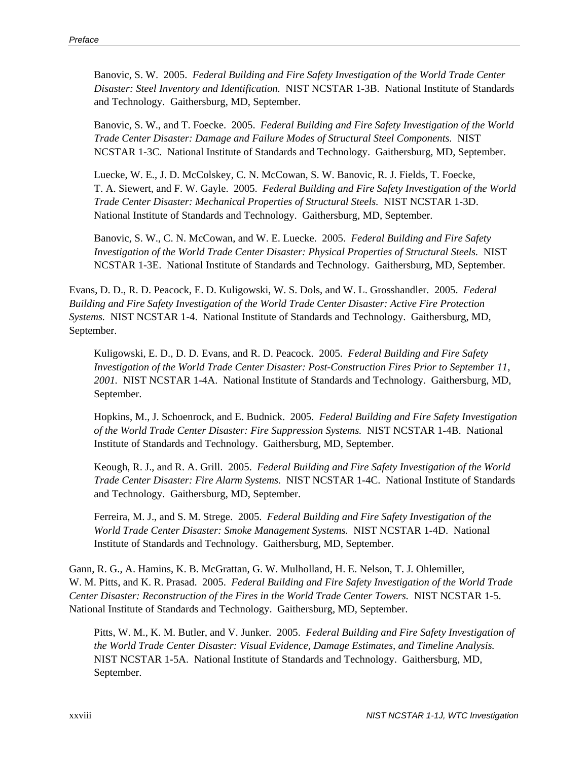Banovic, S. W. 2005. *Federal Building and Fire Safety Investigation of the World Trade Center Disaster: Steel Inventory and Identification.* NIST NCSTAR 1-3B. National Institute of Standards and Technology. Gaithersburg, MD, September.

Banovic, S. W., and T. Foecke. 2005. *Federal Building and Fire Safety Investigation of the World Trade Center Disaster: Damage and Failure Modes of Structural Steel Components.* NIST NCSTAR 1-3C. National Institute of Standards and Technology. Gaithersburg, MD, September.

Luecke, W. E., J. D. McColskey, C. N. McCowan, S. W. Banovic, R. J. Fields, T. Foecke, T. A. Siewert, and F. W. Gayle. 2005. *Federal Building and Fire Safety Investigation of the World Trade Center Disaster: Mechanical Properties of Structural Steels.* NIST NCSTAR 1-3D. National Institute of Standards and Technology. Gaithersburg, MD, September.

Banovic, S. W., C. N. McCowan, and W. E. Luecke. 2005. *Federal Building and Fire Safety Investigation of the World Trade Center Disaster: Physical Properties of Structural Steels.* NIST NCSTAR 1-3E. National Institute of Standards and Technology. Gaithersburg, MD, September.

Evans, D. D., R. D. Peacock, E. D. Kuligowski, W. S. Dols, and W. L. Grosshandler. 2005. *Federal Building and Fire Safety Investigation of the World Trade Center Disaster: Active Fire Protection Systems.* NIST NCSTAR 1-4. National Institute of Standards and Technology. Gaithersburg, MD, September.

Kuligowski, E. D., D. D. Evans, and R. D. Peacock. 2005. *Federal Building and Fire Safety Investigation of the World Trade Center Disaster: Post-Construction Fires Prior to September 11, 2001.* NIST NCSTAR 1-4A. National Institute of Standards and Technology. Gaithersburg, MD, September.

Hopkins, M., J. Schoenrock, and E. Budnick. 2005. *Federal Building and Fire Safety Investigation of the World Trade Center Disaster: Fire Suppression Systems.* NIST NCSTAR 1-4B. National Institute of Standards and Technology. Gaithersburg, MD, September.

Keough, R. J., and R. A. Grill. 2005. *Federal Building and Fire Safety Investigation of the World Trade Center Disaster: Fire Alarm Systems.* NIST NCSTAR 1-4C. National Institute of Standards and Technology. Gaithersburg, MD, September.

Ferreira, M. J., and S. M. Strege. 2005. *Federal Building and Fire Safety Investigation of the World Trade Center Disaster: Smoke Management Systems.* NIST NCSTAR 1-4D. National Institute of Standards and Technology. Gaithersburg, MD, September.

Gann, R. G., A. Hamins, K. B. McGrattan, G. W. Mulholland, H. E. Nelson, T. J. Ohlemiller, W. M. Pitts, and K. R. Prasad. 2005. *Federal Building and Fire Safety Investigation of the World Trade Center Disaster: Reconstruction of the Fires in the World Trade Center Towers.* NIST NCSTAR 1-5. National Institute of Standards and Technology. Gaithersburg, MD, September.

Pitts, W. M., K. M. Butler, and V. Junker. 2005. *Federal Building and Fire Safety Investigation of the World Trade Center Disaster: Visual Evidence, Damage Estimates, and Timeline Analysis.* NIST NCSTAR 1-5A. National Institute of Standards and Technology. Gaithersburg, MD, September.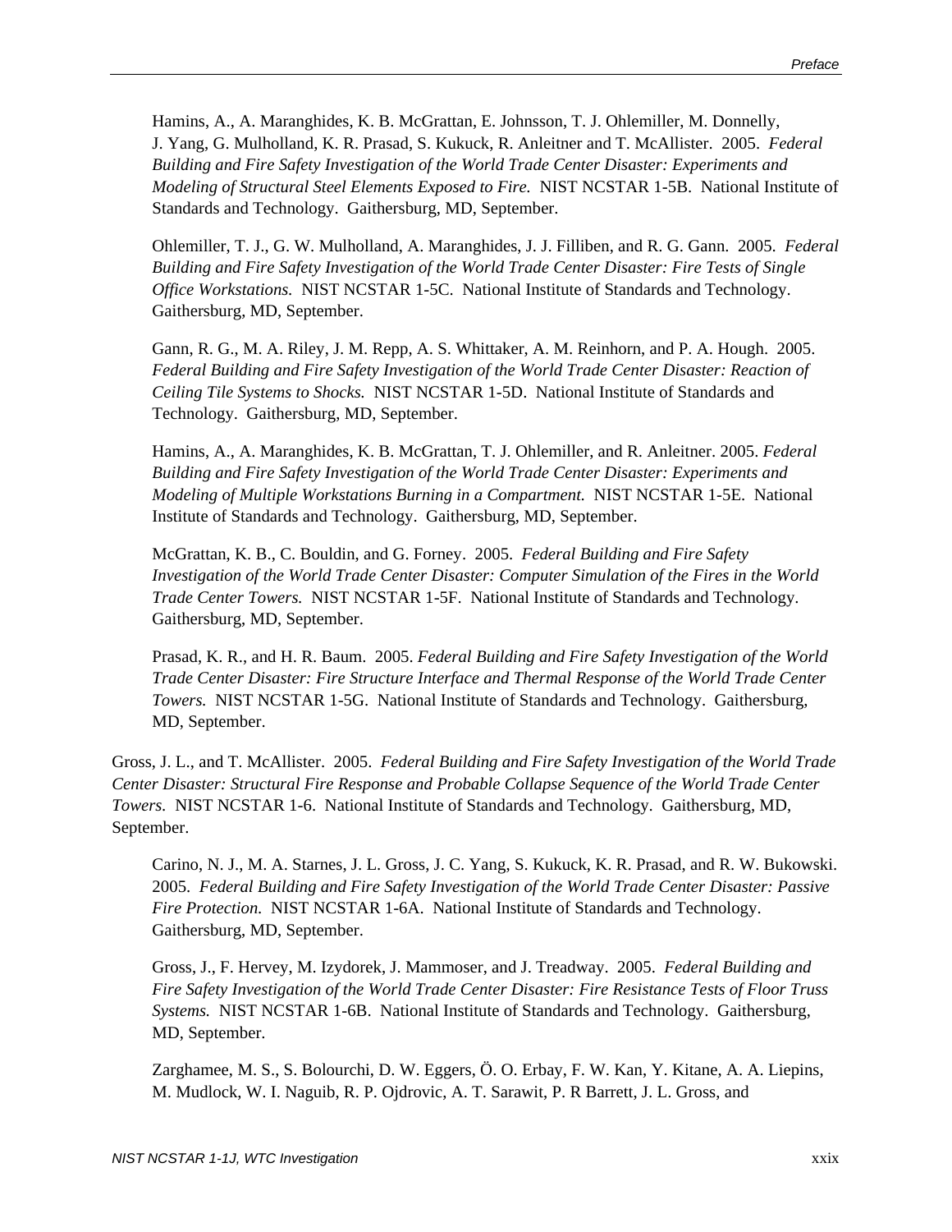Hamins, A., A. Maranghides, K. B. McGrattan, E. Johnsson, T. J. Ohlemiller, M. Donnelly, J. Yang, G. Mulholland, K. R. Prasad, S. Kukuck, R. Anleitner and T. McAllister. 2005. *Federal Building and Fire Safety Investigation of the World Trade Center Disaster: Experiments and Modeling of Structural Steel Elements Exposed to Fire.* NIST NCSTAR 1-5B. National Institute of Standards and Technology. Gaithersburg, MD, September.

Ohlemiller, T. J., G. W. Mulholland, A. Maranghides, J. J. Filliben, and R. G. Gann. 2005. *Federal Building and Fire Safety Investigation of the World Trade Center Disaster: Fire Tests of Single Office Workstations.* NIST NCSTAR 1-5C. National Institute of Standards and Technology. Gaithersburg, MD, September.

Gann, R. G., M. A. Riley, J. M. Repp, A. S. Whittaker, A. M. Reinhorn, and P. A. Hough. 2005. *Federal Building and Fire Safety Investigation of the World Trade Center Disaster: Reaction of Ceiling Tile Systems to Shocks.* NIST NCSTAR 1-5D. National Institute of Standards and Technology. Gaithersburg, MD, September.

Hamins, A., A. Maranghides, K. B. McGrattan, T. J. Ohlemiller, and R. Anleitner. 2005. *Federal Building and Fire Safety Investigation of the World Trade Center Disaster: Experiments and Modeling of Multiple Workstations Burning in a Compartment.* NIST NCSTAR 1-5E. National Institute of Standards and Technology. Gaithersburg, MD, September.

McGrattan, K. B., C. Bouldin, and G. Forney. 2005. *Federal Building and Fire Safety Investigation of the World Trade Center Disaster: Computer Simulation of the Fires in the World Trade Center Towers.* NIST NCSTAR 1-5F. National Institute of Standards and Technology. Gaithersburg, MD, September.

Prasad, K. R., and H. R. Baum. 2005. *Federal Building and Fire Safety Investigation of the World Trade Center Disaster: Fire Structure Interface and Thermal Response of the World Trade Center Towers.* NIST NCSTAR 1-5G. National Institute of Standards and Technology. Gaithersburg, MD, September.

Gross, J. L., and T. McAllister. 2005. *Federal Building and Fire Safety Investigation of the World Trade Center Disaster: Structural Fire Response and Probable Collapse Sequence of the World Trade Center Towers.* NIST NCSTAR 1-6. National Institute of Standards and Technology. Gaithersburg, MD, September.

Carino, N. J., M. A. Starnes, J. L. Gross, J. C. Yang, S. Kukuck, K. R. Prasad, and R. W. Bukowski. 2005. *Federal Building and Fire Safety Investigation of the World Trade Center Disaster: Passive Fire Protection.* NIST NCSTAR 1-6A. National Institute of Standards and Technology. Gaithersburg, MD, September.

Gross, J., F. Hervey, M. Izydorek, J. Mammoser, and J. Treadway. 2005. *Federal Building and Fire Safety Investigation of the World Trade Center Disaster: Fire Resistance Tests of Floor Truss Systems.* NIST NCSTAR 1-6B. National Institute of Standards and Technology. Gaithersburg, MD, September.

Zarghamee, M. S., S. Bolourchi, D. W. Eggers, Ö. O. Erbay, F. W. Kan, Y. Kitane, A. A. Liepins, M. Mudlock, W. I. Naguib, R. P. Ojdrovic, A. T. Sarawit, P. R Barrett, J. L. Gross, and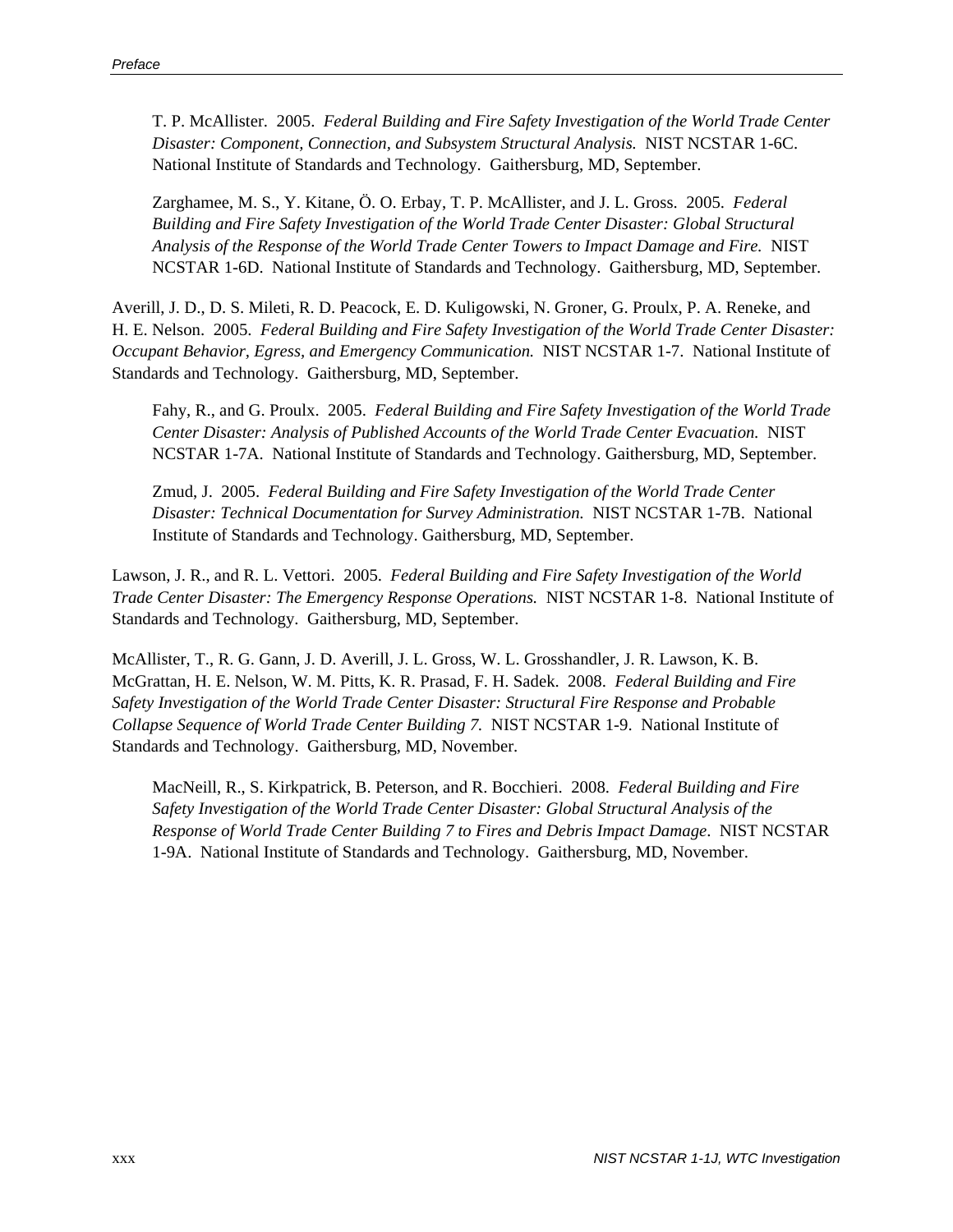T. P. McAllister. 2005. *Federal Building and Fire Safety Investigation of the World Trade Center Disaster: Component, Connection, and Subsystem Structural Analysis.* NIST NCSTAR 1-6C. National Institute of Standards and Technology. Gaithersburg, MD, September.

Zarghamee, M. S., Y. Kitane, Ö. O. Erbay, T. P. McAllister, and J. L. Gross. 2005. *Federal Building and Fire Safety Investigation of the World Trade Center Disaster: Global Structural Analysis of the Response of the World Trade Center Towers to Impact Damage and Fire.* NIST NCSTAR 1-6D. National Institute of Standards and Technology. Gaithersburg, MD, September.

Averill, J. D., D. S. Mileti, R. D. Peacock, E. D. Kuligowski, N. Groner, G. Proulx, P. A. Reneke, and H. E. Nelson. 2005. *Federal Building and Fire Safety Investigation of the World Trade Center Disaster: Occupant Behavior, Egress, and Emergency Communication.* NIST NCSTAR 1-7. National Institute of Standards and Technology. Gaithersburg, MD, September.

Fahy, R., and G. Proulx. 2005. *Federal Building and Fire Safety Investigation of the World Trade Center Disaster: Analysis of Published Accounts of the World Trade Center Evacuation.* NIST NCSTAR 1-7A. National Institute of Standards and Technology. Gaithersburg, MD, September.

Zmud, J. 2005. *Federal Building and Fire Safety Investigation of the World Trade Center Disaster: Technical Documentation for Survey Administration.* NIST NCSTAR 1-7B. National Institute of Standards and Technology. Gaithersburg, MD, September.

Lawson, J. R., and R. L. Vettori. 2005. *Federal Building and Fire Safety Investigation of the World Trade Center Disaster: The Emergency Response Operations.* NIST NCSTAR 1-8. National Institute of Standards and Technology. Gaithersburg, MD, September.

McAllister, T., R. G. Gann, J. D. Averill, J. L. Gross, W. L. Grosshandler, J. R. Lawson, K. B. McGrattan, H. E. Nelson, W. M. Pitts, K. R. Prasad, F. H. Sadek. 2008. *Federal Building and Fire Safety Investigation of the World Trade Center Disaster: Structural Fire Response and Probable Collapse Sequence of World Trade Center Building 7.* NIST NCSTAR 1-9. National Institute of Standards and Technology. Gaithersburg, MD, November.

MacNeill, R., S. Kirkpatrick, B. Peterson, and R. Bocchieri. 2008. *Federal Building and Fire Safety Investigation of the World Trade Center Disaster: Global Structural Analysis of the Response of World Trade Center Building 7 to Fires and Debris Impact Damage.* NIST NCSTAR 1-9A. National Institute of Standards and Technology. Gaithersburg, MD, November.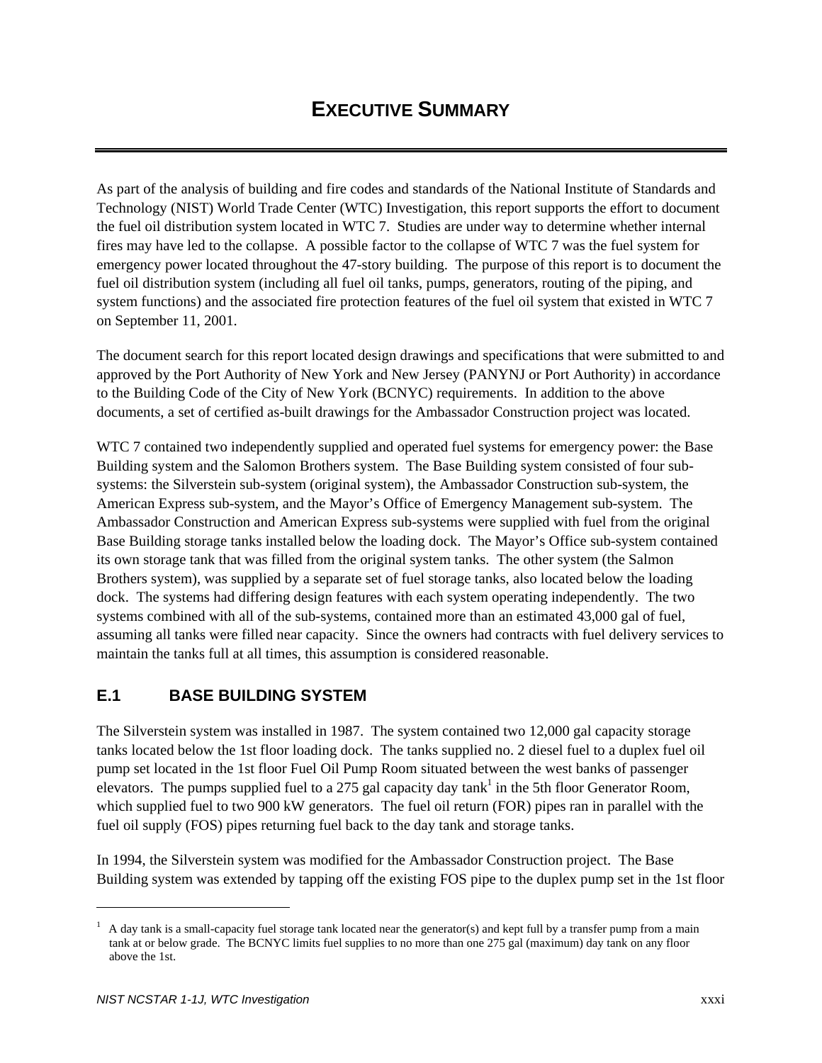# EXECUTIVE SUMMARY

As part of the analysis of building and fire codes and standards of the National Institute of Standards and Technology (NIST) World Trade Center (WTC) Investigation, this report supports the effort to document the fuel oil distribution system located in WTC 7. Studies are under way to determine whether internal fires may have led to the collapse. A possible factor to the collapse of WTC 7 was the fuel system for emergency power located throughout the 47-story building. The purpose of this report is to document the fuel oil distribution system (including all fuel oil tanks, pumps, generators, routing of the piping, and system functions) and the associated fire protection features of the fuel oil system that existed in WTC 7 on September 11, 2001.

The document search for this report located design drawings and specifications that were submitted to and approved by the Port Authority of New York and New Jersey (PANYNJ or Port Authority) in accordance to the Building Code of the City of New York (BCNYC) requirements. In addition to the above documents, a set of certified as-built drawings for the Ambassador Construction project was located.

WTC 7 contained two independently supplied and operated fuel systems for emergency power: the Base Building system and the Salomon Brothers system. The Base Building system consisted of four sub-systems: the Silverstein sub-system (original system), the Ambassador Construction sub-system, the American Express sub-system, and the Mayor's Office of Emergency Management sub-system. The Ambassador Construction and American Express sub-systems were supplied with fuel from the original Base Building storage tanks installed below the loading dock. The Mayor's Office sub-system contained its own storage tank that was filled from the original system tanks. The other system (the Salmon Brothers system), was supplied by a separate set of fuel storage tanks, also located below the loading dock. The systems had differing design features with each system operating independently. The two systems combined with all of the sub-systems, contained more than an estimated 43,000 gal of fuel, assuming all tanks were filled near capacity. Since the owners had contracts with fuel delivery services to maintain the tanks full at all times, this assumption is considered reasonable.

## E.1 BASE BUILDING SYSTEM

The Silverstein system was installed in 1987. The system contained two 12,000 gal capacity storage tanks located below the 1st floor loading dock. The tanks supplied no. 2 diesel fuel to a duplex fuel oil pump set located in the 1st floor Fuel Oil Pump Room situated between the west banks of passenger elevators. The pumps supplied fuel to a 275 gal capacity day tank[1] in the 5th floor Generator Room, which supplied fuel to two 900 kW generators. The fuel oil return (FOR) pipes ran in parallel with the fuel oil supply (FOS) pipes returning fuel back to the day tank and storage tanks.

In 1994, the Silverstein system was modified for the Ambassador Construction project. The Base Building system was extended by tapping off the existing FOS pipe to the duplex pump set in the 1st floor

[1] A day tank is a small-capacity fuel storage tank located near the generator(s) and kept full by a transfer pump from a main tank at or below grade. The BCNYC limits fuel supplies to no more than one 275 gal (maximum) day tank on any floor above the 1st.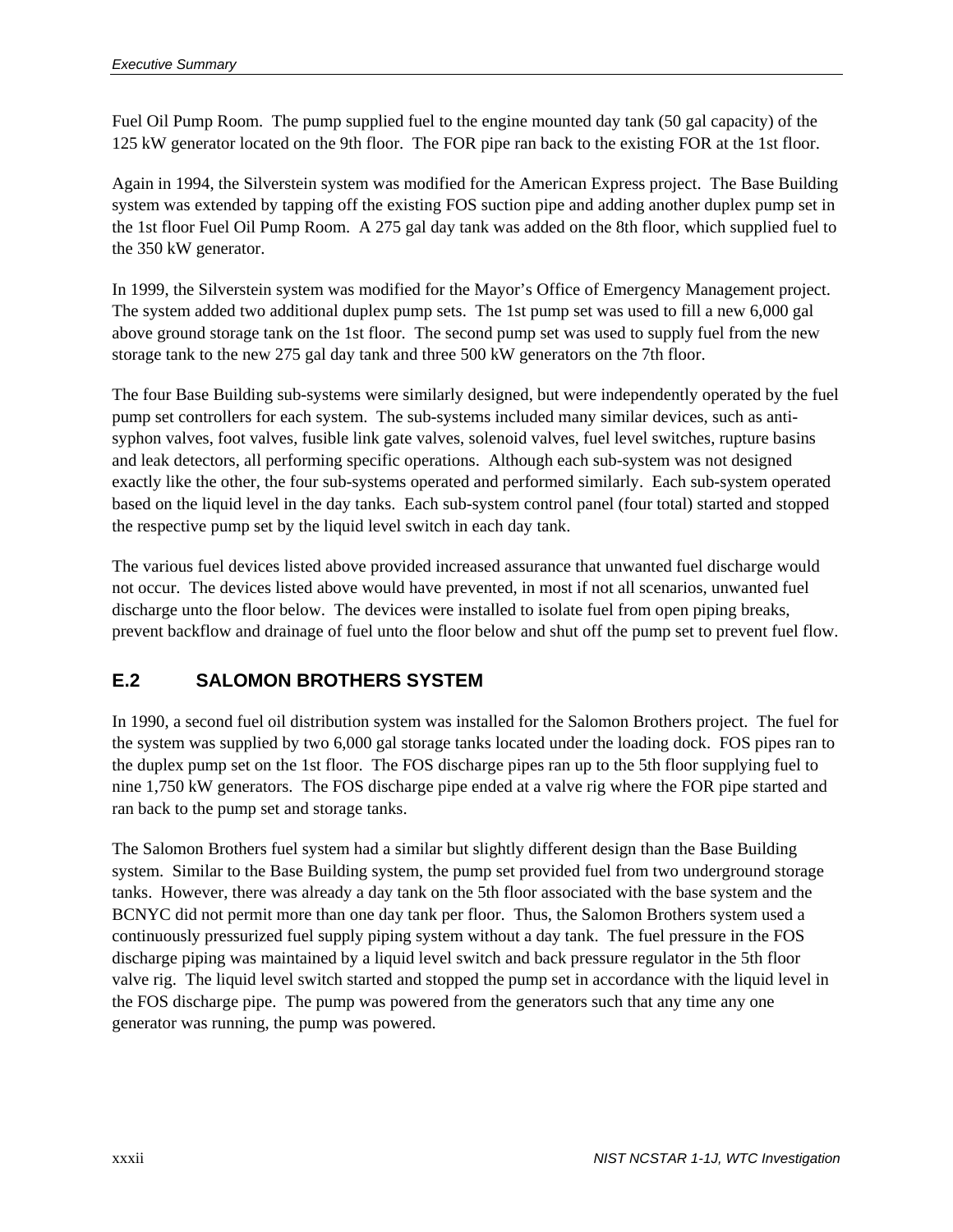Fuel Oil Pump Room. The pump supplied fuel to the engine mounted day tank (50 gal capacity) of the 125 kW generator located on the 9th floor. The FOR pipe ran back to the existing FOR at the 1st floor.

Again in 1994, the Silverstein system was modified for the American Express project. The Base Building system was extended by tapping off the existing FOS suction pipe and adding another duplex pump set in the 1st floor Fuel Oil Pump Room. A 275 gal day tank was added on the 8th floor, which supplied fuel to the 350 kW generator.

In 1999, the Silverstein system was modified for the Mayor's Office of Emergency Management project. The system added two additional duplex pump sets. The 1st pump set was used to fill a new 6,000 gal above ground storage tank on the 1st floor. The second pump set was used to supply fuel from the new storage tank to the new 275 gal day tank and three 500 kW generators on the 7th floor.

The four Base Building sub-systems were similarly designed, but were independently operated by the fuel pump set controllers for each system. The sub-systems included many similar devices, such as anti-syphon valves, foot valves, fusible link gate valves, solenoid valves, fuel level switches, rupture basins and leak detectors, all performing specific operations. Although each sub-system was not designed exactly like the other, the four sub-systems operated and performed similarly. Each sub-system operated based on the liquid level in the day tanks. Each sub-system control panel (four total) started and stopped the respective pump set by the liquid level switch in each day tank.

The various fuel devices listed above provided increased assurance that unwanted fuel discharge would not occur. The devices listed above would have prevented, in most if not all scenarios, unwanted fuel discharge unto the floor below. The devices were installed to isolate fuel from open piping breaks, prevent backflow and drainage of fuel unto the floor below and shut off the pump set to prevent fuel flow.

## E.2 SALOMON BROTHERS SYSTEM

In 1990, a second fuel oil distribution system was installed for the Salomon Brothers project. The fuel for the system was supplied by two 6,000 gal storage tanks located under the loading dock. FOS pipes ran to the duplex pump set on the 1st floor. The FOS discharge pipes ran up to the 5th floor supplying fuel to nine 1,750 kW generators. The FOS discharge pipe ended at a valve rig where the FOR pipe started and ran back to the pump set and storage tanks.

The Salomon Brothers fuel system had a similar but slightly different design than the Base Building system. Similar to the Base Building system, the pump set provided fuel from two underground storage tanks. However, there was already a day tank on the 5th floor associated with the base system and the BCNYC did not permit more than one day tank per floor. Thus, the Salomon Brothers system used a continuously pressurized fuel supply piping system without a day tank. The fuel pressure in the FOS discharge piping was maintained by a liquid level switch and back pressure regulator in the 5th floor valve rig. The liquid level switch started and stopped the pump set in accordance with the liquid level in the FOS discharge pipe. The pump was powered from the generators such that any time any one generator was running, the pump was powered.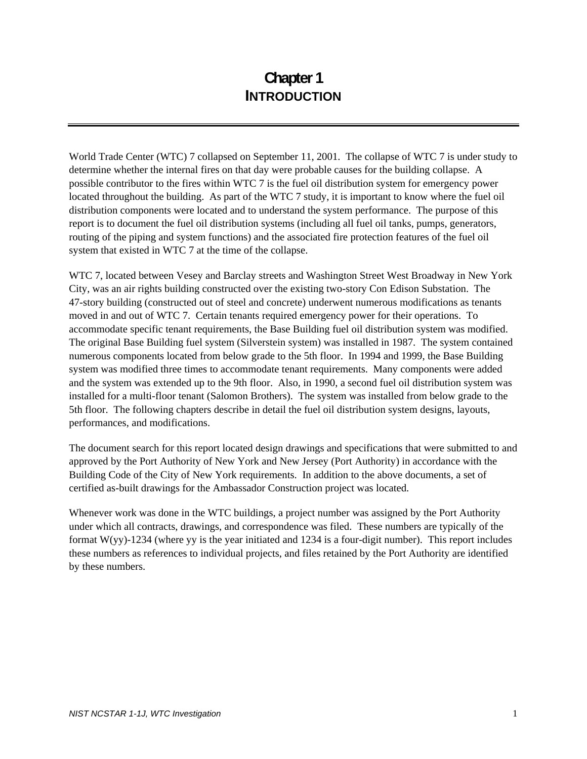# Chapter 1
# INTRODUCTION

World Trade Center (WTC) 7 collapsed on September 11, 2001. The collapse of WTC 7 is under study to determine whether the internal fires on that day were probable causes for the building collapse. A possible contributor to the fires within WTC 7 is the fuel oil distribution system for emergency power located throughout the building. As part of the WTC 7 study, it is important to know where the fuel oil distribution components were located and to understand the system performance. The purpose of this report is to document the fuel oil distribution systems (including all fuel oil tanks, pumps, generators, routing of the piping and system functions) and the associated fire protection features of the fuel oil system that existed in WTC 7 at the time of the collapse.

WTC 7, located between Vesey and Barclay streets and Washington Street West Broadway in New York City, was an air rights building constructed over the existing two-story Con Edison Substation. The 47-story building (constructed out of steel and concrete) underwent numerous modifications as tenants moved in and out of WTC 7. Certain tenants required emergency power for their operations. To accommodate specific tenant requirements, the Base Building fuel oil distribution system was modified. The original Base Building fuel system (Silverstein system) was installed in 1987. The system contained numerous components located from below grade to the 5th floor. In 1994 and 1999, the Base Building system was modified three times to accommodate tenant requirements. Many components were added and the system was extended up to the 9th floor. Also, in 1990, a second fuel oil distribution system was installed for a multi-floor tenant (Salomon Brothers). The system was installed from below grade to the 5th floor. The following chapters describe in detail the fuel oil distribution system designs, layouts, performances, and modifications.

The document search for this report located design drawings and specifications that were submitted to and approved by the Port Authority of New York and New Jersey (Port Authority) in accordance with the Building Code of the City of New York requirements. In addition to the above documents, a set of certified as-built drawings for the Ambassador Construction project was located.

Whenever work was done in the WTC buildings, a project number was assigned by the Port Authority under which all contracts, drawings, and correspondence was filed. These numbers are typically of the format W(yy)-1234 (where yy is the year initiated and 1234 is a four-digit number). This report includes these numbers as references to individual projects, and files retained by the Port Authority are identified by these numbers.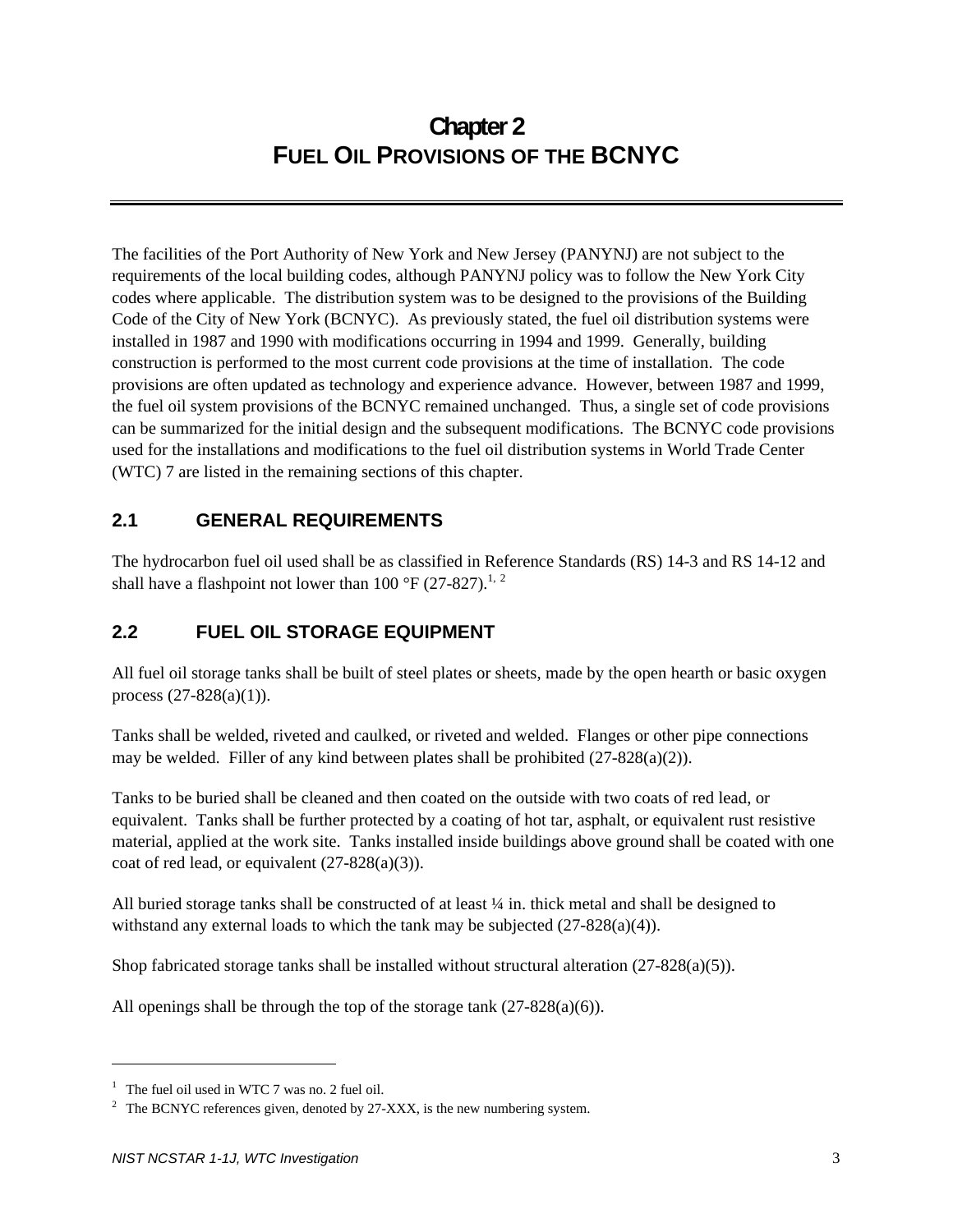# Chapter 2
# FUEL OIL PROVISIONS OF THE BCNYC

The facilities of the Port Authority of New York and New Jersey (PANYNJ) are not subject to the requirements of the local building codes, although PANYNJ policy was to follow the New York City codes where applicable. The distribution system was to be designed to the provisions of the Building Code of the City of New York (BCNYC). As previously stated, the fuel oil distribution systems were installed in 1987 and 1990 with modifications occurring in 1994 and 1999. Generally, building construction is performed to the most current code provisions at the time of installation. The code provisions are often updated as technology and experience advance. However, between 1987 and 1999, the fuel oil system provisions of the BCNYC remained unchanged. Thus, a single set of code provisions can be summarized for the initial design and the subsequent modifications. The BCNYC code provisions used for the installations and modifications to the fuel oil distribution systems in World Trade Center (WTC) 7 are listed in the remaining sections of this chapter.

## 2.1 GENERAL REQUIREMENTS

The hydrocarbon fuel oil used shall be as classified in Reference Standards (RS) 14-3 and RS 14-12 and shall have a flashpoint not lower than 100 °F (27-827).[1, 2]

## 2.2 FUEL OIL STORAGE EQUIPMENT

All fuel oil storage tanks shall be built of steel plates or sheets, made by the open hearth or basic oxygen process (27-828(a)(1)).

Tanks shall be welded, riveted and caulked, or riveted and welded. Flanges or other pipe connections may be welded. Filler of any kind between plates shall be prohibited (27-828(a)(2)).

Tanks to be buried shall be cleaned and then coated on the outside with two coats of red lead, or equivalent. Tanks shall be further protected by a coating of hot tar, asphalt, or equivalent rust resistive material, applied at the work site. Tanks installed inside buildings above ground shall be coated with one coat of red lead, or equivalent (27-828(a)(3)).

All buried storage tanks shall be constructed of at least ¼ in. thick metal and shall be designed to withstand any external loads to which the tank may be subjected (27-828(a)(4)).

Shop fabricated storage tanks shall be installed without structural alteration (27-828(a)(5)).

All openings shall be through the top of the storage tank (27-828(a)(6)).

---

[1] The fuel oil used in WTC 7 was no. 2 fuel oil.

[2] The BCNYC references given, denoted by 27-XXX, is the new numbering system.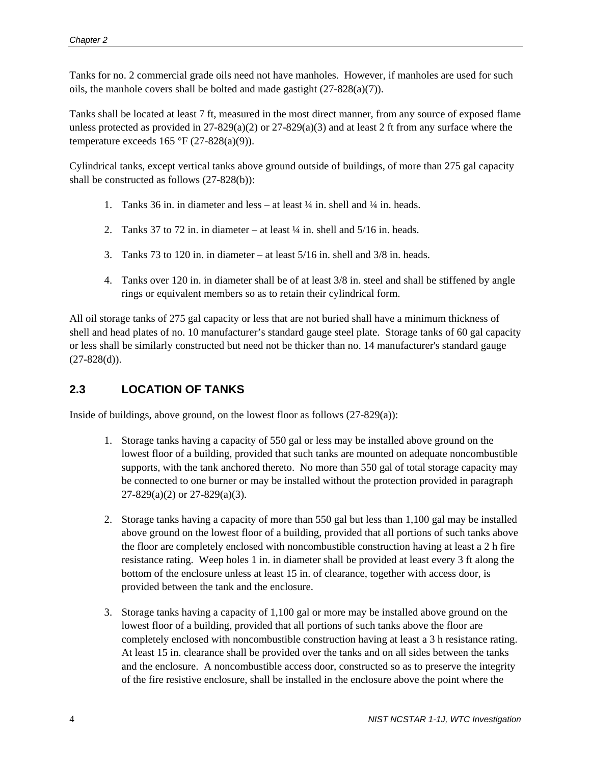Tanks for no. 2 commercial grade oils need not have manholes. However, if manholes are used for such oils, the manhole covers shall be bolted and made gastight (27-828(a)(7)).

Tanks shall be located at least 7 ft, measured in the most direct manner, from any source of exposed flame unless protected as provided in 27-829(a)(2) or 27-829(a)(3) and at least 2 ft from any surface where the temperature exceeds 165 °F (27-828(a)(9)).

Cylindrical tanks, except vertical tanks above ground outside of buildings, of more than 275 gal capacity shall be constructed as follows (27-828(b)):

1. Tanks 36 in. in diameter and less – at least ¼ in. shell and ¼ in. heads.
2. Tanks 37 to 72 in. in diameter – at least ¼ in. shell and 5/16 in. heads.
3. Tanks 73 to 120 in. in diameter – at least 5/16 in. shell and 3/8 in. heads.
4. Tanks over 120 in. in diameter shall be of at least 3/8 in. steel and shall be stiffened by angle rings or equivalent members so as to retain their cylindrical form.

All oil storage tanks of 275 gal capacity or less that are not buried shall have a minimum thickness of shell and head plates of no. 10 manufacturer's standard gauge steel plate. Storage tanks of 60 gal capacity or less shall be similarly constructed but need not be thicker than no. 14 manufacturer's standard gauge (27-828(d)).

## 2.3 LOCATION OF TANKS

Inside of buildings, above ground, on the lowest floor as follows (27-829(a)):

1. Storage tanks having a capacity of 550 gal or less may be installed above ground on the lowest floor of a building, provided that such tanks are mounted on adequate noncombustible supports, with the tank anchored thereto. No more than 550 gal of total storage capacity may be connected to one burner or may be installed without the protection provided in paragraph 27-829(a)(2) or 27-829(a)(3).
2. Storage tanks having a capacity of more than 550 gal but less than 1,100 gal may be installed above ground on the lowest floor of a building, provided that all portions of such tanks above the floor are completely enclosed with noncombustible construction having at least a 2 h fire resistance rating. Weep holes 1 in. in diameter shall be provided at least every 3 ft along the bottom of the enclosure unless at least 15 in. of clearance, together with access door, is provided between the tank and the enclosure.
3. Storage tanks having a capacity of 1,100 gal or more may be installed above ground on the lowest floor of a building, provided that all portions of such tanks above the floor are completely enclosed with noncombustible construction having at least a 3 h resistance rating. At least 15 in. clearance shall be provided over the tanks and on all sides between the tanks and the enclosure. A noncombustible access door, constructed so as to preserve the integrity of the fire resistive enclosure, shall be installed in the enclosure above the point where the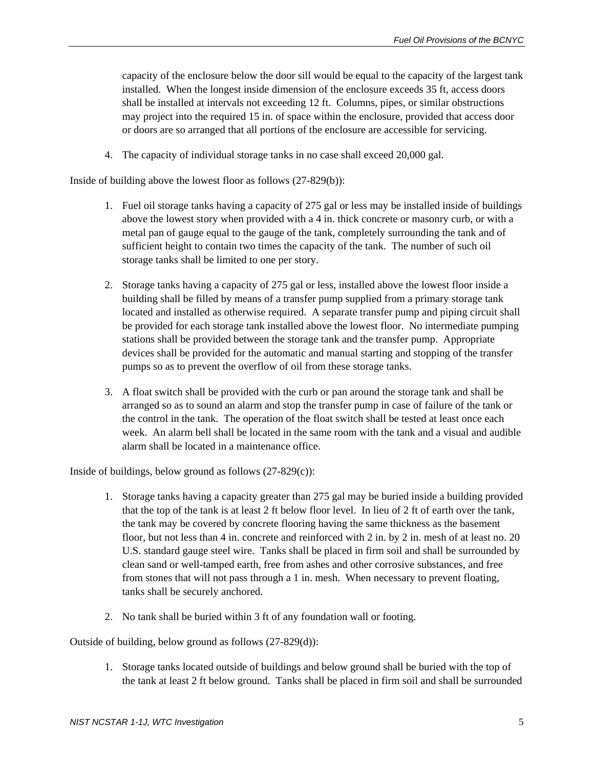capacity of the enclosure below the door sill would be equal to the capacity of the largest tank installed. When the longest inside dimension of the enclosure exceeds 35 ft, access doors shall be installed at intervals not exceeding 12 ft. Columns, pipes, or similar obstructions may project into the required 15 in. of space within the enclosure, provided that access door or doors are so arranged that all portions of the enclosure are accessible for servicing.

4. The capacity of individual storage tanks in no case shall exceed 20,000 gal.

Inside of building above the lowest floor as follows (27-829(b)):

1. Fuel oil storage tanks having a capacity of 275 gal or less may be installed inside of buildings above the lowest story when provided with a 4 in. thick concrete or masonry curb, or with a metal pan of gauge equal to the gauge of the tank, completely surrounding the tank and of sufficient height to contain two times the capacity of the tank. The number of such oil storage tanks shall be limited to one per story.

2. Storage tanks having a capacity of 275 gal or less, installed above the lowest floor inside a building shall be filled by means of a transfer pump supplied from a primary storage tank located and installed as otherwise required. A separate transfer pump and piping circuit shall be provided for each storage tank installed above the lowest floor. No intermediate pumping stations shall be provided between the storage tank and the transfer pump. Appropriate devices shall be provided for the automatic and manual starting and stopping of the transfer pumps so as to prevent the overflow of oil from these storage tanks.

3. A float switch shall be provided with the curb or pan around the storage tank and shall be arranged so as to sound an alarm and stop the transfer pump in case of failure of the tank or the control in the tank. The operation of the float switch shall be tested at least once each week. An alarm bell shall be located in the same room with the tank and a visual and audible alarm shall be located in a maintenance office.

Inside of buildings, below ground as follows (27-829(c)):

1. Storage tanks having a capacity greater than 275 gal may be buried inside a building provided that the top of the tank is at least 2 ft below floor level. In lieu of 2 ft of earth over the tank, the tank may be covered by concrete flooring having the same thickness as the basement floor, but not less than 4 in. concrete and reinforced with 2 in. by 2 in. mesh of at least no. 20 U.S. standard gauge steel wire. Tanks shall be placed in firm soil and shall be surrounded by clean sand or well-tamped earth, free from ashes and other corrosive substances, and free from stones that will not pass through a 1 in. mesh. When necessary to prevent floating, tanks shall be securely anchored.

2. No tank shall be buried within 3 ft of any foundation wall or footing.

Outside of building, below ground as follows (27-829(d)):

1. Storage tanks located outside of buildings and below ground shall be buried with the top of the tank at least 2 ft below ground. Tanks shall be placed in firm soil and shall be surrounded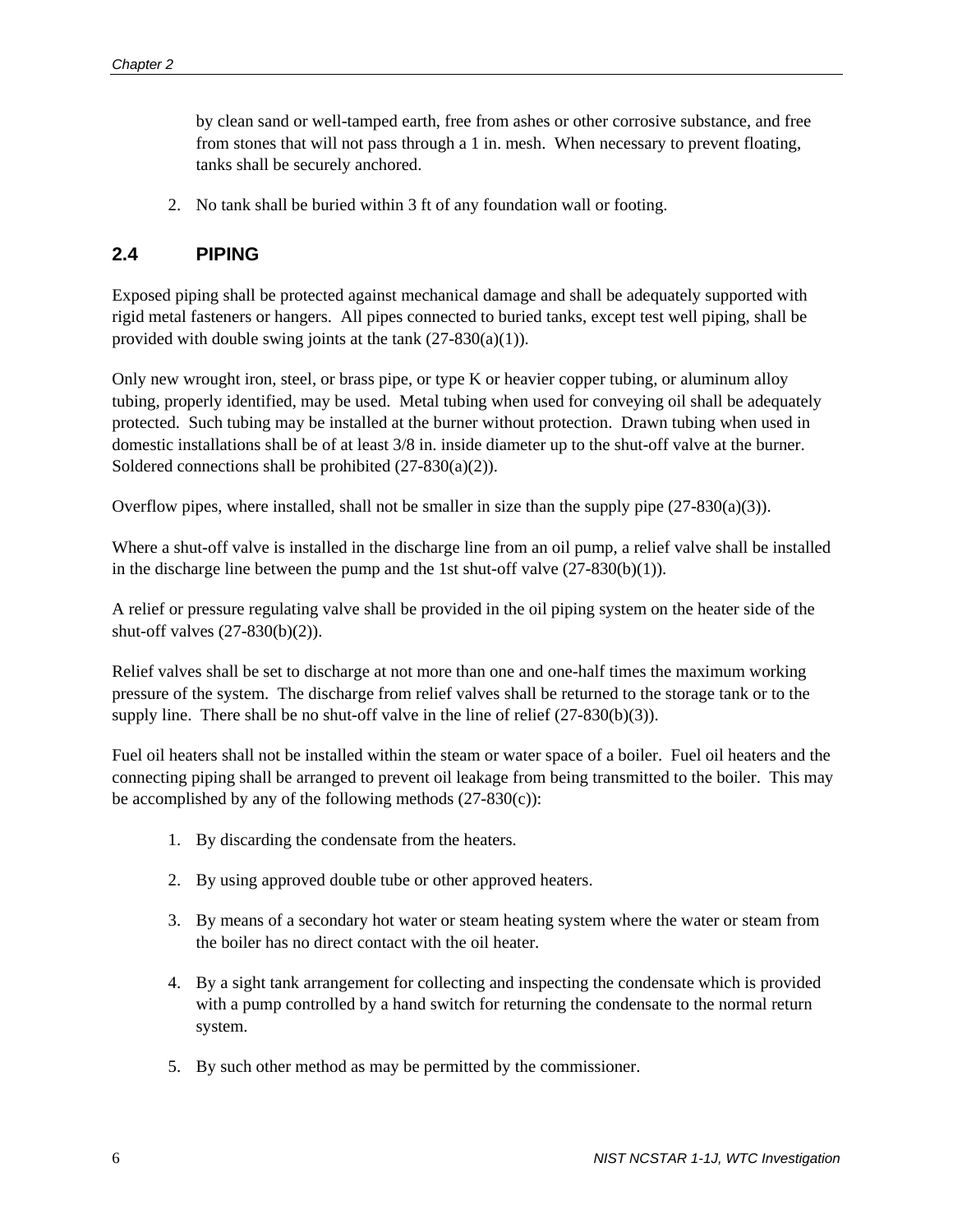by clean sand or well-tamped earth, free from ashes or other corrosive substance, and free from stones that will not pass through a 1 in. mesh. When necessary to prevent floating, tanks shall be securely anchored.

2. No tank shall be buried within 3 ft of any foundation wall or footing.

## 2.4 PIPING

Exposed piping shall be protected against mechanical damage and shall be adequately supported with rigid metal fasteners or hangers. All pipes connected to buried tanks, except test well piping, shall be provided with double swing joints at the tank (27-830(a)(1)).

Only new wrought iron, steel, or brass pipe, or type K or heavier copper tubing, or aluminum alloy tubing, properly identified, may be used. Metal tubing when used for conveying oil shall be adequately protected. Such tubing may be installed at the burner without protection. Drawn tubing when used in domestic installations shall be of at least 3/8 in. inside diameter up to the shut-off valve at the burner. Soldered connections shall be prohibited (27-830(a)(2)).

Overflow pipes, where installed, shall not be smaller in size than the supply pipe (27-830(a)(3)).

Where a shut-off valve is installed in the discharge line from an oil pump, a relief valve shall be installed in the discharge line between the pump and the 1st shut-off valve (27-830(b)(1)).

A relief or pressure regulating valve shall be provided in the oil piping system on the heater side of the shut-off valves (27-830(b)(2)).

Relief valves shall be set to discharge at not more than one and one-half times the maximum working pressure of the system. The discharge from relief valves shall be returned to the storage tank or to the supply line. There shall be no shut-off valve in the line of relief (27-830(b)(3)).

Fuel oil heaters shall not be installed within the steam or water space of a boiler. Fuel oil heaters and the connecting piping shall be arranged to prevent oil leakage from being transmitted to the boiler. This may be accomplished by any of the following methods (27-830(c)):

1. By discarding the condensate from the heaters.
2. By using approved double tube or other approved heaters.
3. By means of a secondary hot water or steam heating system where the water or steam from the boiler has no direct contact with the oil heater.
4. By a sight tank arrangement for collecting and inspecting the condensate which is provided with a pump controlled by a hand switch for returning the condensate to the normal return system.
5. By such other method as may be permitted by the commissioner.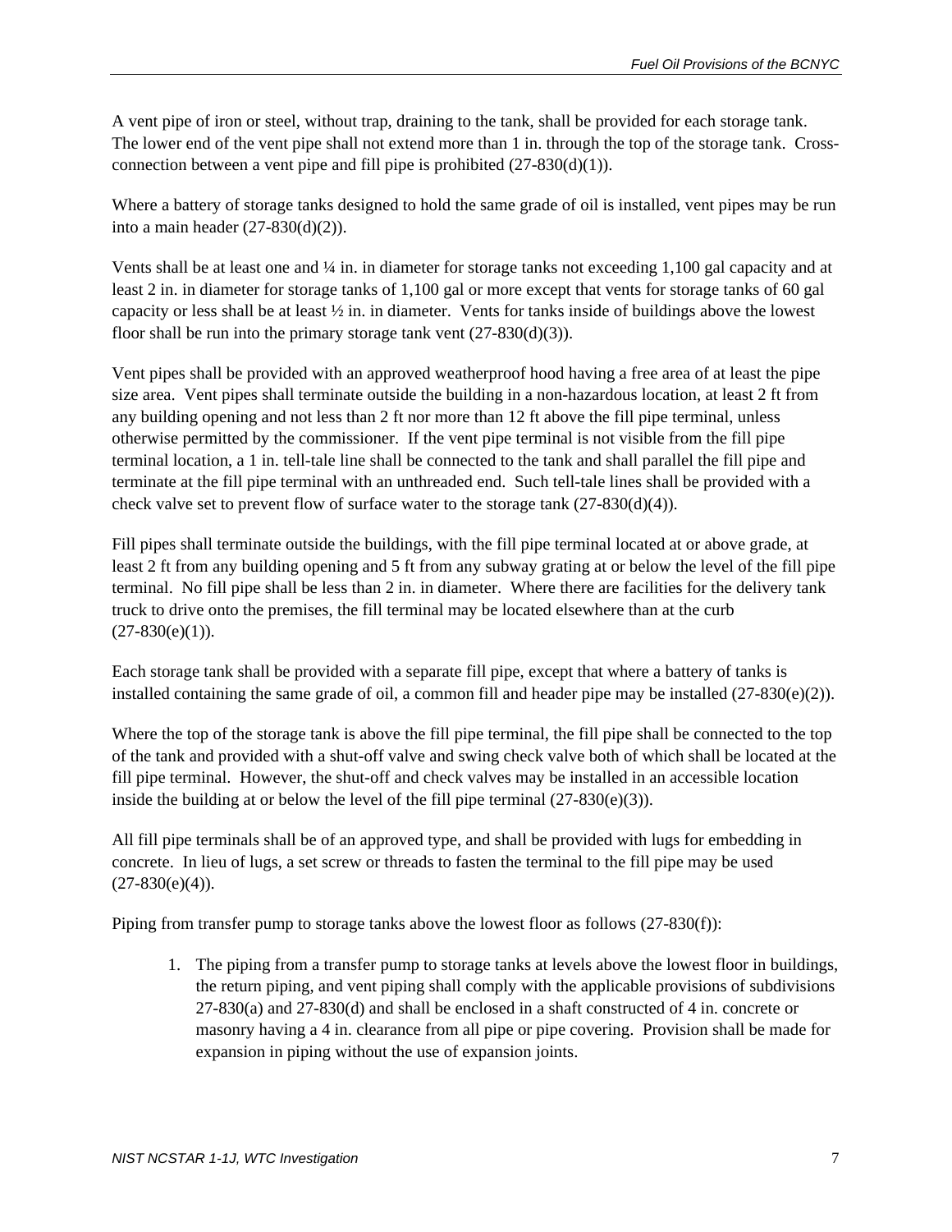A vent pipe of iron or steel, without trap, draining to the tank, shall be provided for each storage tank. The lower end of the vent pipe shall not extend more than 1 in. through the top of the storage tank. Cross-connection between a vent pipe and fill pipe is prohibited (27-830(d)(1)).

Where a battery of storage tanks designed to hold the same grade of oil is installed, vent pipes may be run into a main header (27-830(d)(2)).

Vents shall be at least one and ¼ in. in diameter for storage tanks not exceeding 1,100 gal capacity and at least 2 in. in diameter for storage tanks of 1,100 gal or more except that vents for storage tanks of 60 gal capacity or less shall be at least ½ in. in diameter. Vents for tanks inside of buildings above the lowest floor shall be run into the primary storage tank vent (27-830(d)(3)).

Vent pipes shall be provided with an approved weatherproof hood having a free area of at least the pipe size area. Vent pipes shall terminate outside the building in a non-hazardous location, at least 2 ft from any building opening and not less than 2 ft nor more than 12 ft above the fill pipe terminal, unless otherwise permitted by the commissioner. If the vent pipe terminal is not visible from the fill pipe terminal location, a 1 in. tell-tale line shall be connected to the tank and shall parallel the fill pipe and terminate at the fill pipe terminal with an unthreaded end. Such tell-tale lines shall be provided with a check valve set to prevent flow of surface water to the storage tank (27-830(d)(4)).

Fill pipes shall terminate outside the buildings, with the fill pipe terminal located at or above grade, at least 2 ft from any building opening and 5 ft from any subway grating at or below the level of the fill pipe terminal. No fill pipe shall be less than 2 in. in diameter. Where there are facilities for the delivery tank truck to drive onto the premises, the fill terminal may be located elsewhere than at the curb (27-830(e)(1)).

Each storage tank shall be provided with a separate fill pipe, except that where a battery of tanks is installed containing the same grade of oil, a common fill and header pipe may be installed (27-830(e)(2)).

Where the top of the storage tank is above the fill pipe terminal, the fill pipe shall be connected to the top of the tank and provided with a shut-off valve and swing check valve both of which shall be located at the fill pipe terminal. However, the shut-off and check valves may be installed in an accessible location inside the building at or below the level of the fill pipe terminal (27-830(e)(3)).

All fill pipe terminals shall be of an approved type, and shall be provided with lugs for embedding in concrete. In lieu of lugs, a set screw or threads to fasten the terminal to the fill pipe may be used (27-830(e)(4)).

Piping from transfer pump to storage tanks above the lowest floor as follows (27-830(f)):

1. The piping from a transfer pump to storage tanks at levels above the lowest floor in buildings, the return piping, and vent piping shall comply with the applicable provisions of subdivisions 27-830(a) and 27-830(d) and shall be enclosed in a shaft constructed of 4 in. concrete or masonry having a 4 in. clearance from all pipe or pipe covering. Provision shall be made for expansion in piping without the use of expansion joints.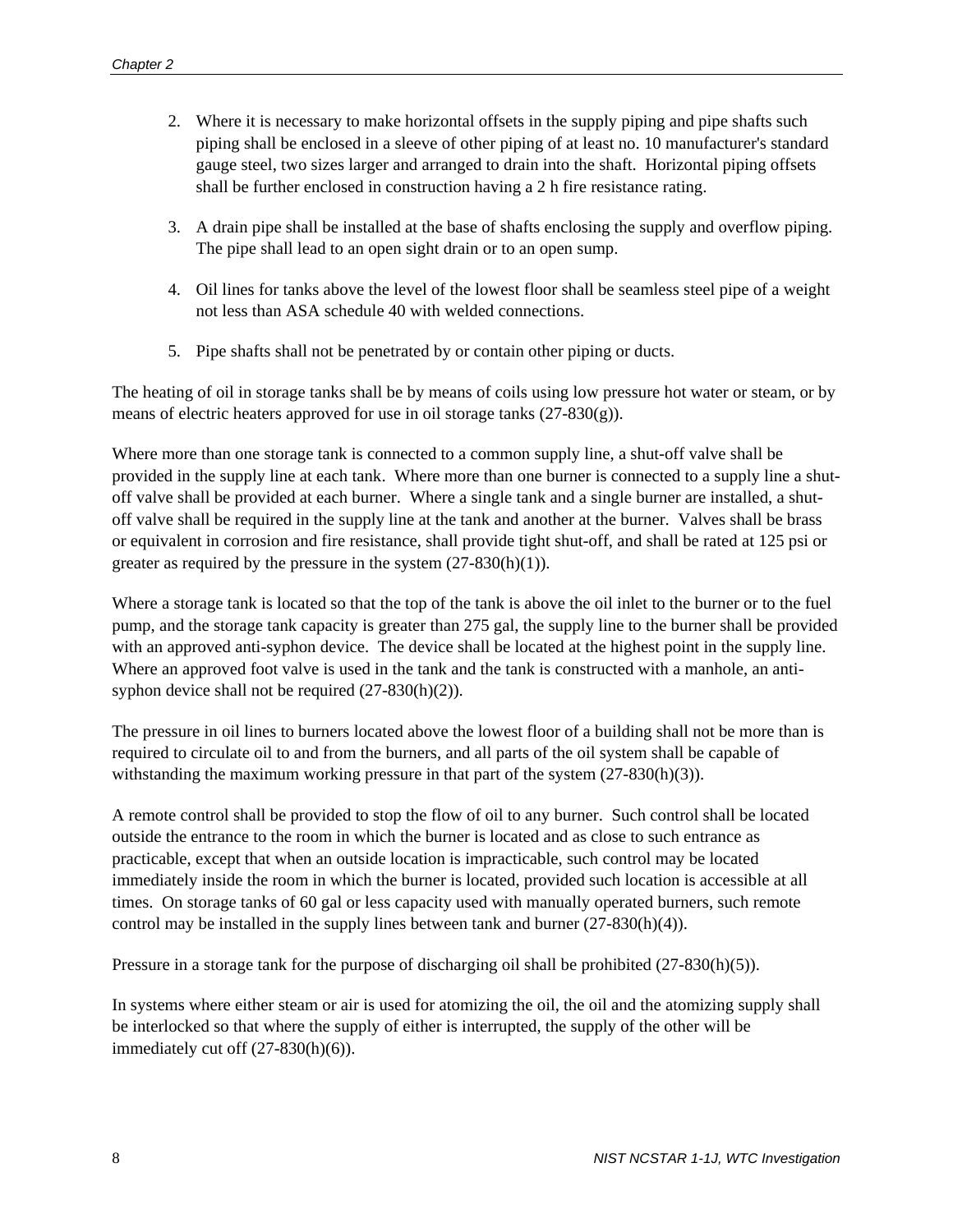2. Where it is necessary to make horizontal offsets in the supply piping and pipe shafts such piping shall be enclosed in a sleeve of other piping of at least no. 10 manufacturer's standard gauge steel, two sizes larger and arranged to drain into the shaft. Horizontal piping offsets shall be further enclosed in construction having a 2 h fire resistance rating.

3. A drain pipe shall be installed at the base of shafts enclosing the supply and overflow piping. The pipe shall lead to an open sight drain or to an open sump.

4. Oil lines for tanks above the level of the lowest floor shall be seamless steel pipe of a weight not less than ASA schedule 40 with welded connections.

5. Pipe shafts shall not be penetrated by or contain other piping or ducts.

The heating of oil in storage tanks shall be by means of coils using low pressure hot water or steam, or by means of electric heaters approved for use in oil storage tanks (27-830(g)).

Where more than one storage tank is connected to a common supply line, a shut-off valve shall be provided in the supply line at each tank. Where more than one burner is connected to a supply line a shut-off valve shall be provided at each burner. Where a single tank and a single burner are installed, a shut-off valve shall be required in the supply line at the tank and another at the burner. Valves shall be brass or equivalent in corrosion and fire resistance, shall provide tight shut-off, and shall be rated at 125 psi or greater as required by the pressure in the system (27-830(h)(1)).

Where a storage tank is located so that the top of the tank is above the oil inlet to the burner or to the fuel pump, and the storage tank capacity is greater than 275 gal, the supply line to the burner shall be provided with an approved anti-syphon device. The device shall be located at the highest point in the supply line. Where an approved foot valve is used in the tank and the tank is constructed with a manhole, an anti-syphon device shall not be required (27-830(h)(2)).

The pressure in oil lines to burners located above the lowest floor of a building shall not be more than is required to circulate oil to and from the burners, and all parts of the oil system shall be capable of withstanding the maximum working pressure in that part of the system (27-830(h)(3)).

A remote control shall be provided to stop the flow of oil to any burner. Such control shall be located outside the entrance to the room in which the burner is located and as close to such entrance as practicable, except that when an outside location is impracticable, such control may be located immediately inside the room in which the burner is located, provided such location is accessible at all times. On storage tanks of 60 gal or less capacity used with manually operated burners, such remote control may be installed in the supply lines between tank and burner (27-830(h)(4)).

Pressure in a storage tank for the purpose of discharging oil shall be prohibited (27-830(h)(5)).

In systems where either steam or air is used for atomizing the oil, the oil and the atomizing supply shall be interlocked so that where the supply of either is interrupted, the supply of the other will be immediately cut off (27-830(h)(6)).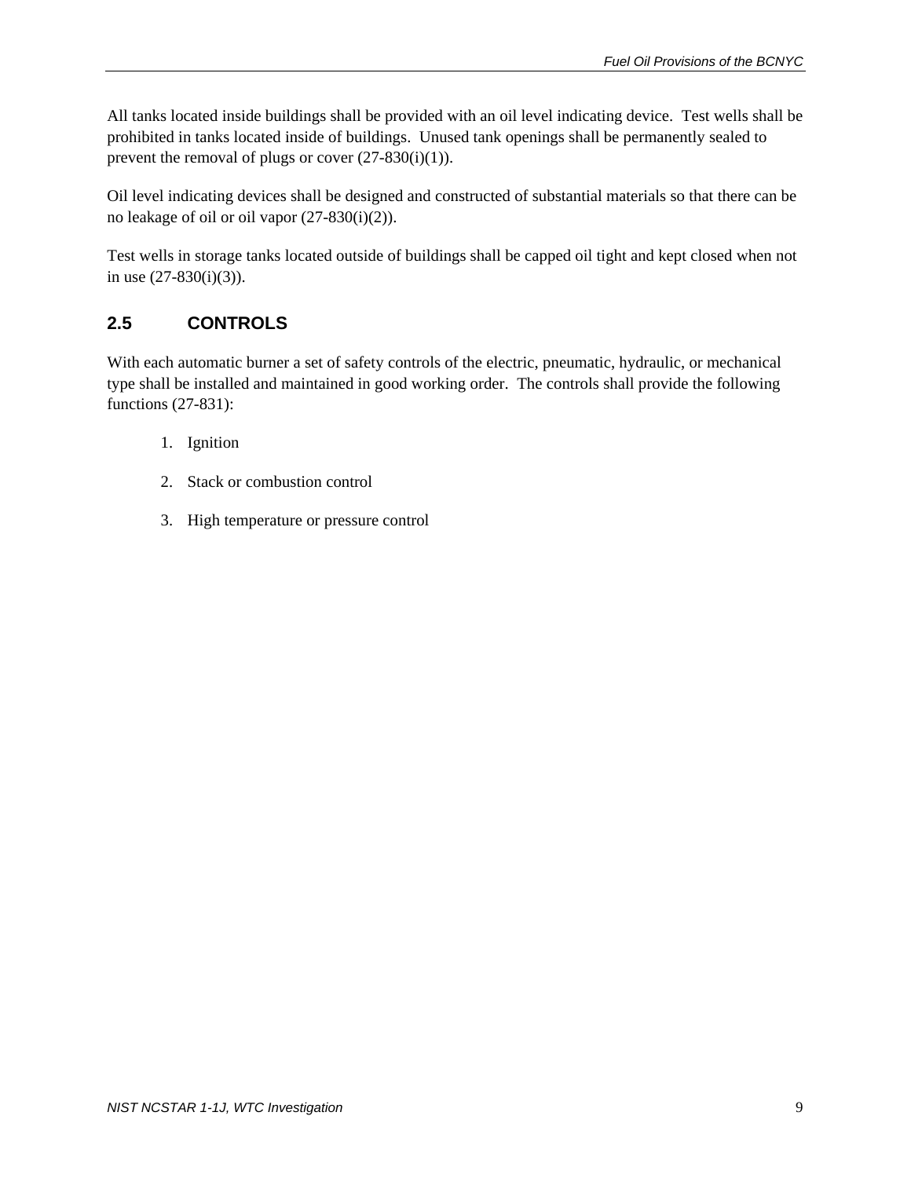All tanks located inside buildings shall be provided with an oil level indicating device. Test wells shall be prohibited in tanks located inside of buildings. Unused tank openings shall be permanently sealed to prevent the removal of plugs or cover (27-830(i)(1)).

Oil level indicating devices shall be designed and constructed of substantial materials so that there can be no leakage of oil or oil vapor (27-830(i)(2)).

Test wells in storage tanks located outside of buildings shall be capped oil tight and kept closed when not in use (27-830(i)(3)).

## 2.5 CONTROLS

With each automatic burner a set of safety controls of the electric, pneumatic, hydraulic, or mechanical type shall be installed and maintained in good working order. The controls shall provide the following functions (27-831):

1. Ignition
2. Stack or combustion control
3. High temperature or pressure control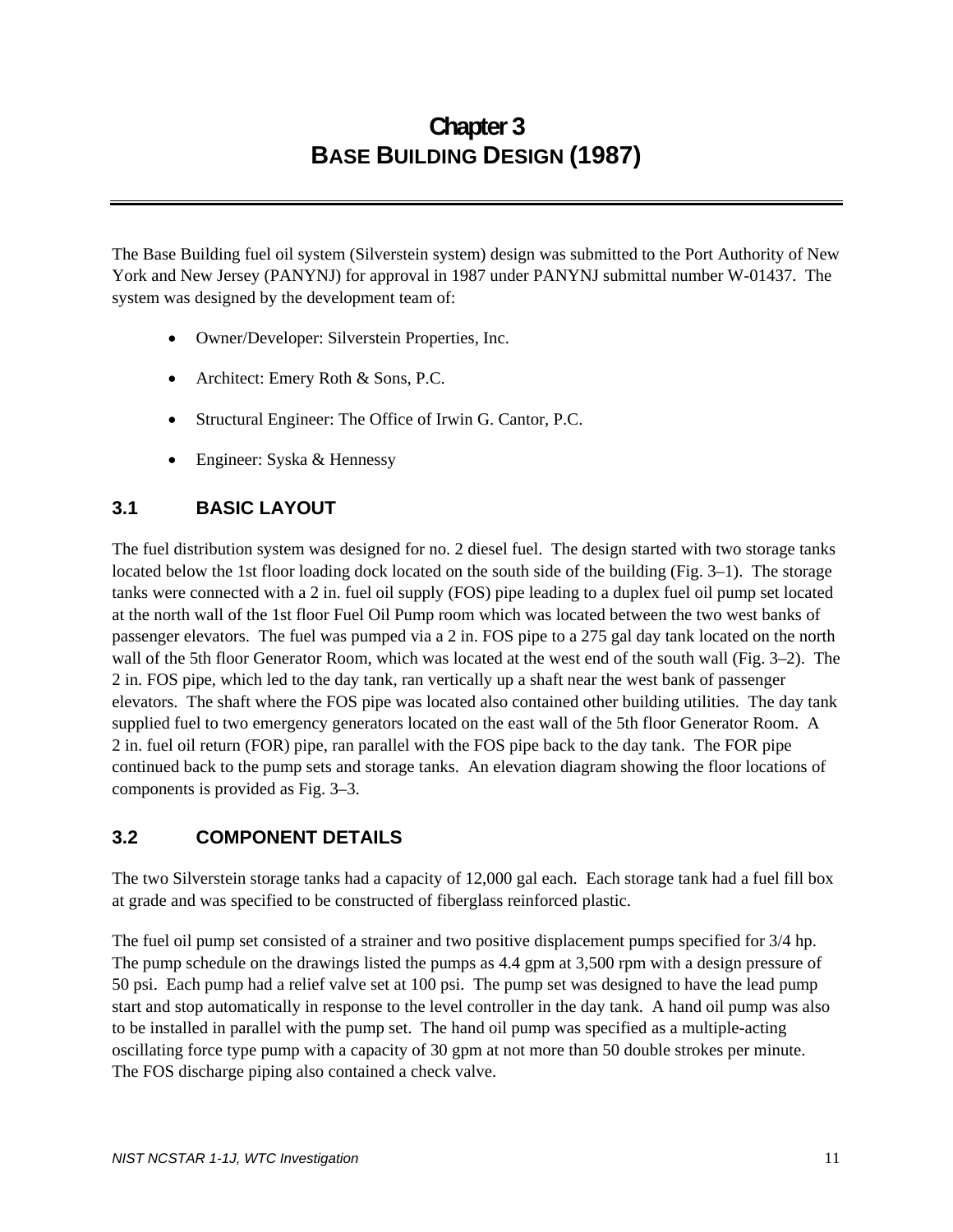# Chapter 3
# BASE BUILDING DESIGN (1987)

The Base Building fuel oil system (Silverstein system) design was submitted to the Port Authority of New York and New Jersey (PANYNJ) for approval in 1987 under PANYNJ submittal number W-01437. The system was designed by the development team of:

- Owner/Developer: Silverstein Properties, Inc.
- Architect: Emery Roth & Sons, P.C.
- Structural Engineer: The Office of Irwin G. Cantor, P.C.
- Engineer: Syska & Hennessy

## 3.1 BASIC LAYOUT

The fuel distribution system was designed for no. 2 diesel fuel. The design started with two storage tanks located below the 1st floor loading dock located on the south side of the building (Fig. 3–1). The storage tanks were connected with a 2 in. fuel oil supply (FOS) pipe leading to a duplex fuel oil pump set located at the north wall of the 1st floor Fuel Oil Pump room which was located between the two west banks of passenger elevators. The fuel was pumped via a 2 in. FOS pipe to a 275 gal day tank located on the north wall of the 5th floor Generator Room, which was located at the west end of the south wall (Fig. 3–2). The 2 in. FOS pipe, which led to the day tank, ran vertically up a shaft near the west bank of passenger elevators. The shaft where the FOS pipe was located also contained other building utilities. The day tank supplied fuel to two emergency generators located on the east wall of the 5th floor Generator Room. A 2 in. fuel oil return (FOR) pipe, ran parallel with the FOS pipe back to the day tank. The FOR pipe continued back to the pump sets and storage tanks. An elevation diagram showing the floor locations of components is provided as Fig. 3–3.

## 3.2 COMPONENT DETAILS

The two Silverstein storage tanks had a capacity of 12,000 gal each. Each storage tank had a fuel fill box at grade and was specified to be constructed of fiberglass reinforced plastic.

The fuel oil pump set consisted of a strainer and two positive displacement pumps specified for 3/4 hp. The pump schedule on the drawings listed the pumps as 4.4 gpm at 3,500 rpm with a design pressure of 50 psi. Each pump had a relief valve set at 100 psi. The pump set was designed to have the lead pump start and stop automatically in response to the level controller in the day tank. A hand oil pump was also to be installed in parallel with the pump set. The hand oil pump was specified as a multiple-acting oscillating force type pump with a capacity of 30 gpm at not more than 50 double strokes per minute. The FOS discharge piping also contained a check valve.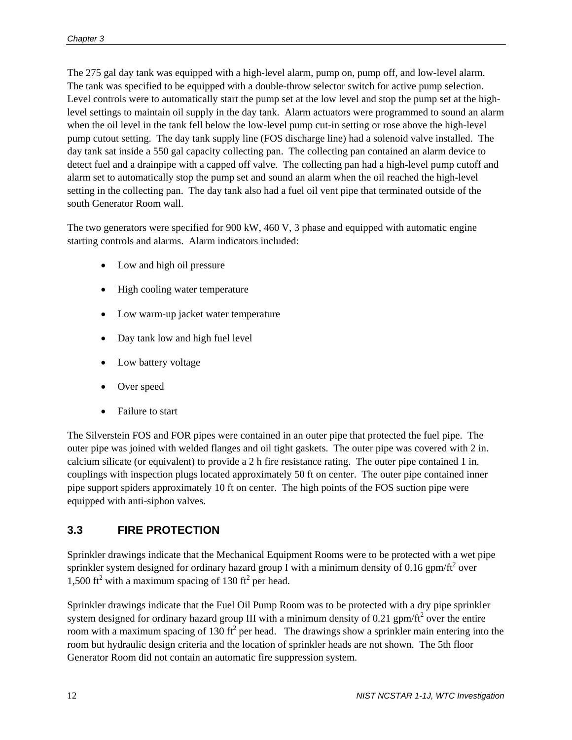The 275 gal day tank was equipped with a high-level alarm, pump on, pump off, and low-level alarm. The tank was specified to be equipped with a double-throw selector switch for active pump selection. Level controls were to automatically start the pump set at the low level and stop the pump set at the high-level settings to maintain oil supply in the day tank. Alarm actuators were programmed to sound an alarm when the oil level in the tank fell below the low-level pump cut-in setting or rose above the high-level pump cutout setting. The day tank supply line (FOS discharge line) had a solenoid valve installed. The day tank sat inside a 550 gal capacity collecting pan. The collecting pan contained an alarm device to detect fuel and a drainpipe with a capped off valve. The collecting pan had a high-level pump cutoff and alarm set to automatically stop the pump set and sound an alarm when the oil reached the high-level setting in the collecting pan. The day tank also had a fuel oil vent pipe that terminated outside of the south Generator Room wall.

The two generators were specified for 900 kW, 460 V, 3 phase and equipped with automatic engine starting controls and alarms. Alarm indicators included:

- Low and high oil pressure
- High cooling water temperature
- Low warm-up jacket water temperature
- Day tank low and high fuel level
- Low battery voltage
- Over speed
- Failure to start

The Silverstein FOS and FOR pipes were contained in an outer pipe that protected the fuel pipe. The outer pipe was joined with welded flanges and oil tight gaskets. The outer pipe was covered with 2 in. calcium silicate (or equivalent) to provide a 2 h fire resistance rating. The outer pipe contained 1 in. couplings with inspection plugs located approximately 50 ft on center. The outer pipe contained inner pipe support spiders approximately 10 ft on center. The high points of the FOS suction pipe were equipped with anti-siphon valves.

## 3.3 FIRE PROTECTION

Sprinkler drawings indicate that the Mechanical Equipment Rooms were to be protected with a wet pipe sprinkler system designed for ordinary hazard group I with a minimum density of 0.16 gpm/ft$^2$ over 1,500 ft$^2$ with a maximum spacing of 130 ft$^2$ per head.

Sprinkler drawings indicate that the Fuel Oil Pump Room was to be protected with a dry pipe sprinkler system designed for ordinary hazard group III with a minimum density of 0.21 gpm/ft$^2$ over the entire room with a maximum spacing of 130 ft$^2$ per head. The drawings show a sprinkler main entering into the room but hydraulic design criteria and the location of sprinkler heads are not shown. The 5th floor Generator Room did not contain an automatic fire suppression system.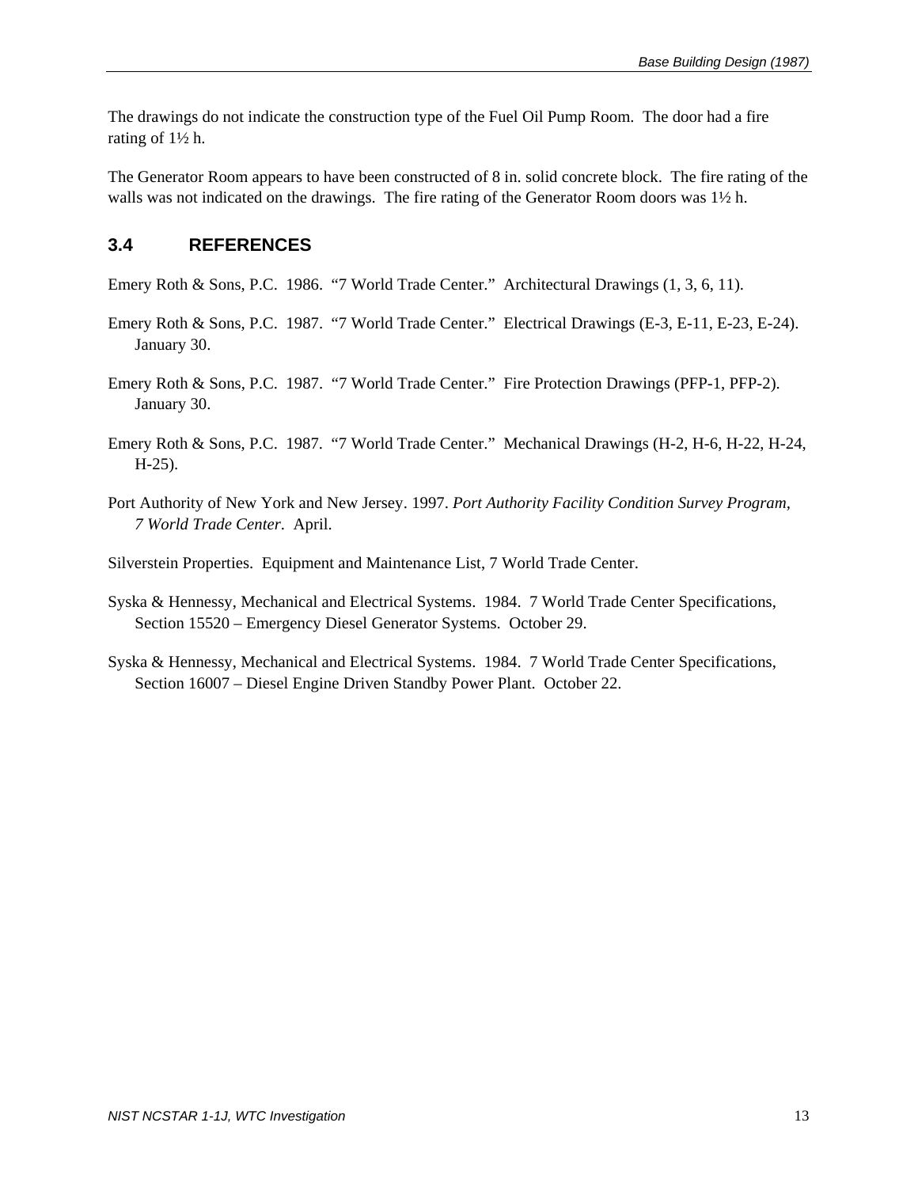The drawings do not indicate the construction type of the Fuel Oil Pump Room. The door had a fire rating of 1½ h.

The Generator Room appears to have been constructed of 8 in. solid concrete block. The fire rating of the walls was not indicated on the drawings. The fire rating of the Generator Room doors was 1½ h.

## 3.4 REFERENCES

Emery Roth & Sons, P.C. 1986. "7 World Trade Center." Architectural Drawings (1, 3, 6, 11).

Emery Roth & Sons, P.C. 1987. "7 World Trade Center." Electrical Drawings (E-3, E-11, E-23, E-24). January 30.

Emery Roth & Sons, P.C. 1987. "7 World Trade Center." Fire Protection Drawings (PFP-1, PFP-2). January 30.

Emery Roth & Sons, P.C. 1987. "7 World Trade Center." Mechanical Drawings (H-2, H-6, H-22, H-24, H-25).

Port Authority of New York and New Jersey. 1997. *Port Authority Facility Condition Survey Program, 7 World Trade Center*. April.

Silverstein Properties. Equipment and Maintenance List, 7 World Trade Center.

Syska & Hennessy, Mechanical and Electrical Systems. 1984. 7 World Trade Center Specifications, Section 15520 – Emergency Diesel Generator Systems. October 29.

Syska & Hennessy, Mechanical and Electrical Systems. 1984. 7 World Trade Center Specifications, Section 16007 – Diesel Engine Driven Standby Power Plant. October 22.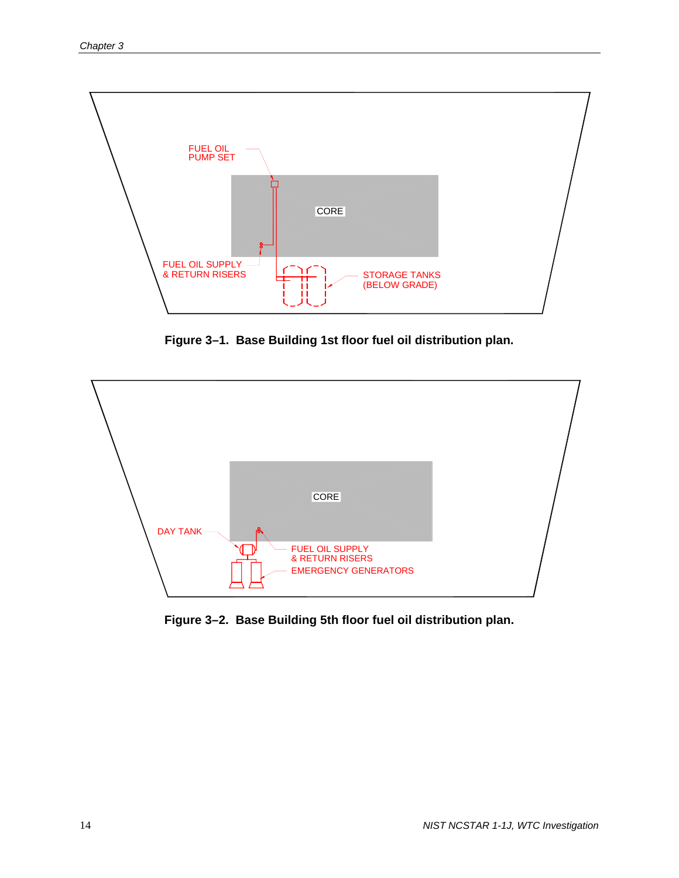FUEL OIL PUMP SET

CORE

FUEL OIL SUPPLY & RETURN RISERS

STORAGE TANKS (BELOW GRADE)

**Figure 3–1. Base Building 1st floor fuel oil distribution plan.**

CORE

DAY TANK

FUEL OIL SUPPLY & RETURN RISERS

EMERGENCY GENERATORS

**Figure 3–2. Base Building 5th floor fuel oil distribution plan.**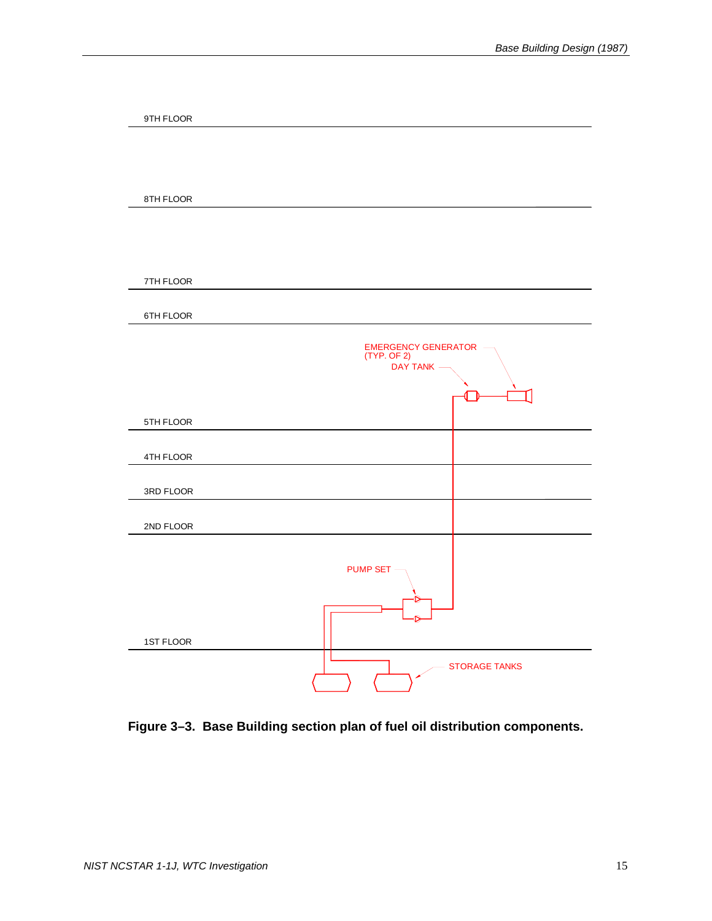9TH FLOOR

8TH FLOOR

7TH FLOOR

6TH FLOOR

EMERGENCY GENERATOR
(TYP. OF 2)

DAY TANK

5TH FLOOR

4TH FLOOR

3RD FLOOR

2ND FLOOR

PUMP SET

1ST FLOOR

STORAGE TANKS

**Figure 3–3. Base Building section plan of fuel oil distribution components.**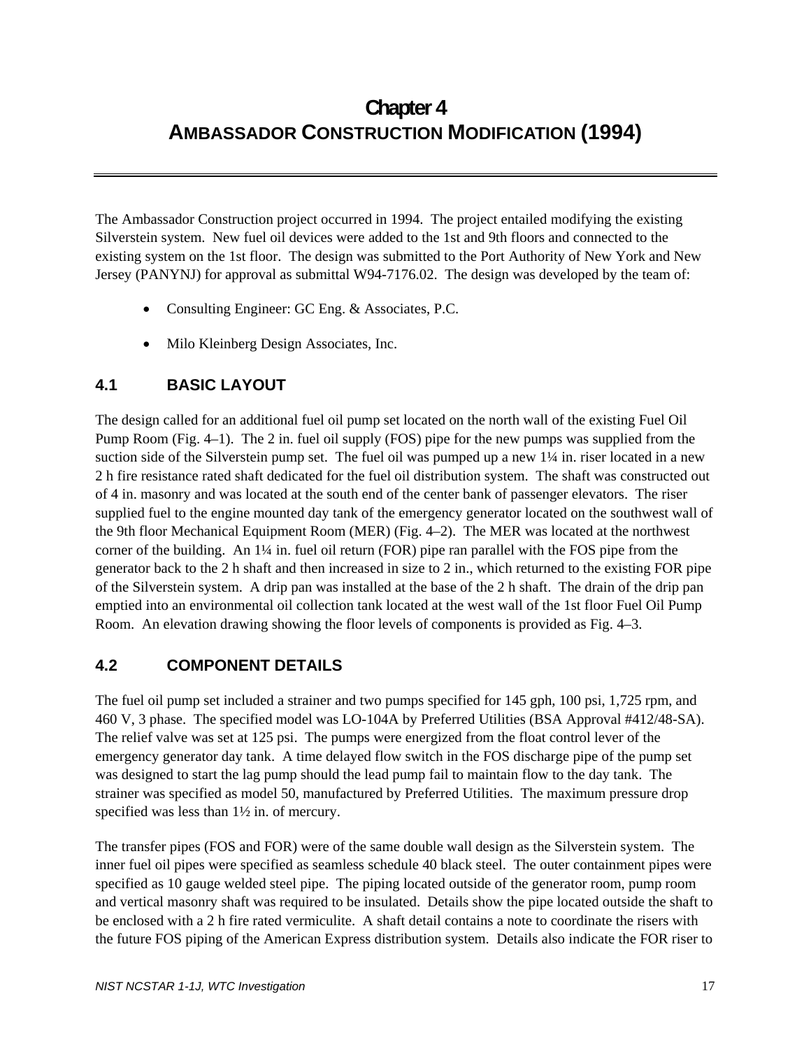# Chapter 4
# AMBASSADOR CONSTRUCTION MODIFICATION (1994)

The Ambassador Construction project occurred in 1994. The project entailed modifying the existing Silverstein system. New fuel oil devices were added to the 1st and 9th floors and connected to the existing system on the 1st floor. The design was submitted to the Port Authority of New York and New Jersey (PANYNJ) for approval as submittal W94-7176.02. The design was developed by the team of:

- Consulting Engineer: GC Eng. & Associates, P.C.
- Milo Kleinberg Design Associates, Inc.

## 4.1 BASIC LAYOUT

The design called for an additional fuel oil pump set located on the north wall of the existing Fuel Oil Pump Room (Fig. 4–1). The 2 in. fuel oil supply (FOS) pipe for the new pumps was supplied from the suction side of the Silverstein pump set. The fuel oil was pumped up a new 1¼ in. riser located in a new 2 h fire resistance rated shaft dedicated for the fuel oil distribution system. The shaft was constructed out of 4 in. masonry and was located at the south end of the center bank of passenger elevators. The riser supplied fuel to the engine mounted day tank of the emergency generator located on the southwest wall of the 9th floor Mechanical Equipment Room (MER) (Fig. 4–2). The MER was located at the northwest corner of the building. An 1¼ in. fuel oil return (FOR) pipe ran parallel with the FOS pipe from the generator back to the 2 h shaft and then increased in size to 2 in., which returned to the existing FOR pipe of the Silverstein system. A drip pan was installed at the base of the 2 h shaft. The drain of the drip pan emptied into an environmental oil collection tank located at the west wall of the 1st floor Fuel Oil Pump Room. An elevation drawing showing the floor levels of components is provided as Fig. 4–3.

## 4.2 COMPONENT DETAILS

The fuel oil pump set included a strainer and two pumps specified for 145 gph, 100 psi, 1,725 rpm, and 460 V, 3 phase. The specified model was LO-104A by Preferred Utilities (BSA Approval #412/48-SA). The relief valve was set at 125 psi. The pumps were energized from the float control lever of the emergency generator day tank. A time delayed flow switch in the FOS discharge pipe of the pump set was designed to start the lag pump should the lead pump fail to maintain flow to the day tank. The strainer was specified as model 50, manufactured by Preferred Utilities. The maximum pressure drop specified was less than 1½ in. of mercury.

The transfer pipes (FOS and FOR) were of the same double wall design as the Silverstein system. The inner fuel oil pipes were specified as seamless schedule 40 black steel. The outer containment pipes were specified as 10 gauge welded steel pipe. The piping located outside of the generator room, pump room and vertical masonry shaft was required to be insulated. Details show the pipe located outside the shaft to be enclosed with a 2 h fire rated vermiculite. A shaft detail contains a note to coordinate the risers with the future FOS piping of the American Express distribution system. Details also indicate the FOR riser to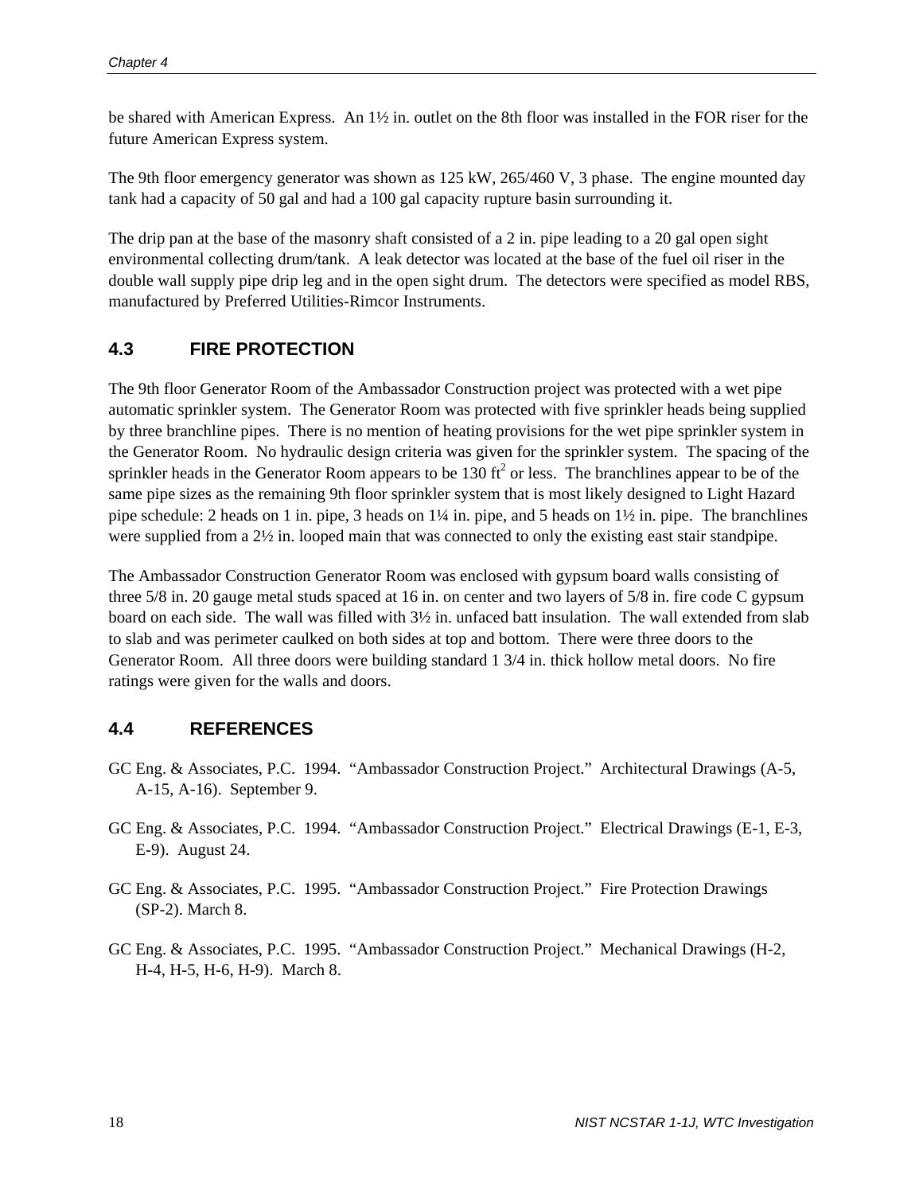be shared with American Express. An 1½ in. outlet on the 8th floor was installed in the FOR riser for the future American Express system.

The 9th floor emergency generator was shown as 125 kW, 265/460 V, 3 phase. The engine mounted day tank had a capacity of 50 gal and had a 100 gal capacity rupture basin surrounding it.

The drip pan at the base of the masonry shaft consisted of a 2 in. pipe leading to a 20 gal open sight environmental collecting drum/tank. A leak detector was located at the base of the fuel oil riser in the double wall supply pipe drip leg and in the open sight drum. The detectors were specified as model RBS, manufactured by Preferred Utilities-Rimcor Instruments.

## 4.3 FIRE PROTECTION

The 9th floor Generator Room of the Ambassador Construction project was protected with a wet pipe automatic sprinkler system. The Generator Room was protected with five sprinkler heads being supplied by three branchline pipes. There is no mention of heating provisions for the wet pipe sprinkler system in the Generator Room. No hydraulic design criteria was given for the sprinkler system. The spacing of the sprinkler heads in the Generator Room appears to be 130 $ft^2$ or less. The branchlines appear to be of the same pipe sizes as the remaining 9th floor sprinkler system that is most likely designed to Light Hazard pipe schedule: 2 heads on 1 in. pipe, 3 heads on 1¼ in. pipe, and 5 heads on 1½ in. pipe. The branchlines were supplied from a 2½ in. looped main that was connected to only the existing east stair standpipe.

The Ambassador Construction Generator Room was enclosed with gypsum board walls consisting of three 5/8 in. 20 gauge metal studs spaced at 16 in. on center and two layers of 5/8 in. fire code C gypsum board on each side. The wall was filled with 3½ in. unfaced batt insulation. The wall extended from slab to slab and was perimeter caulked on both sides at top and bottom. There were three doors to the Generator Room. All three doors were building standard 1 3/4 in. thick hollow metal doors. No fire ratings were given for the walls and doors.

## 4.4 REFERENCES

GC Eng. & Associates, P.C. 1994. "Ambassador Construction Project." Architectural Drawings (A-5, A-15, A-16). September 9.

GC Eng. & Associates, P.C. 1994. "Ambassador Construction Project." Electrical Drawings (E-1, E-3, E-9). August 24.

GC Eng. & Associates, P.C. 1995. "Ambassador Construction Project." Fire Protection Drawings (SP-2). March 8.

GC Eng. & Associates, P.C. 1995. "Ambassador Construction Project." Mechanical Drawings (H-2, H-4, H-5, H-6, H-9). March 8.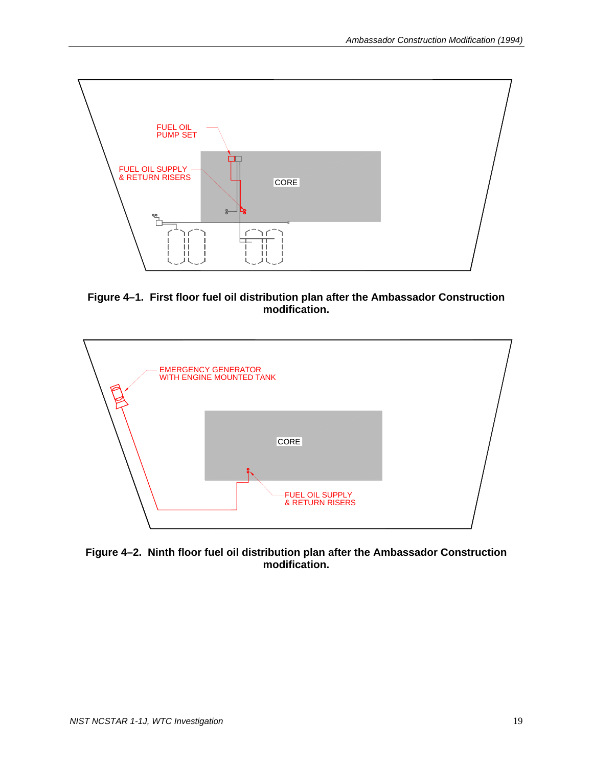**Figure 4–1. First floor fuel oil distribution plan after the Ambassador Construction modification.**

**Figure 4–2. Ninth floor fuel oil distribution plan after the Ambassador Construction modification.**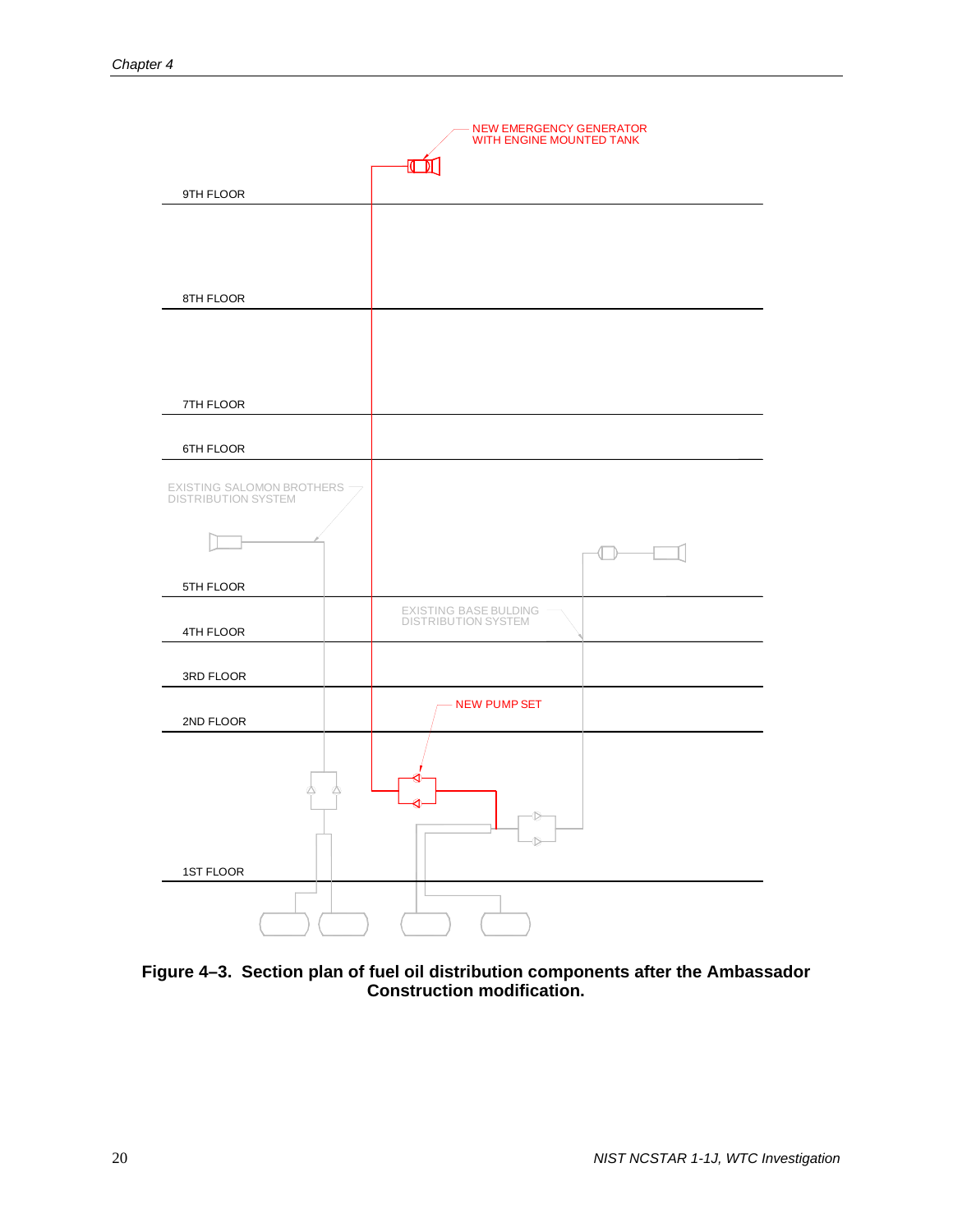NEW EMERGENCY GENERATOR WITH ENGINE MOUNTED TANK

9TH FLOOR

8TH FLOOR

7TH FLOOR

6TH FLOOR

EXISTING SALOMON BROTHERS DISTRIBUTION SYSTEM

5TH FLOOR

EXISTING BASE BULDING DISTRIBUTION SYSTEM

4TH FLOOR

3RD FLOOR

NEW PUMP SET

2ND FLOOR

1ST FLOOR

**Figure 4–3. Section plan of fuel oil distribution components after the Ambassador Construction modification.**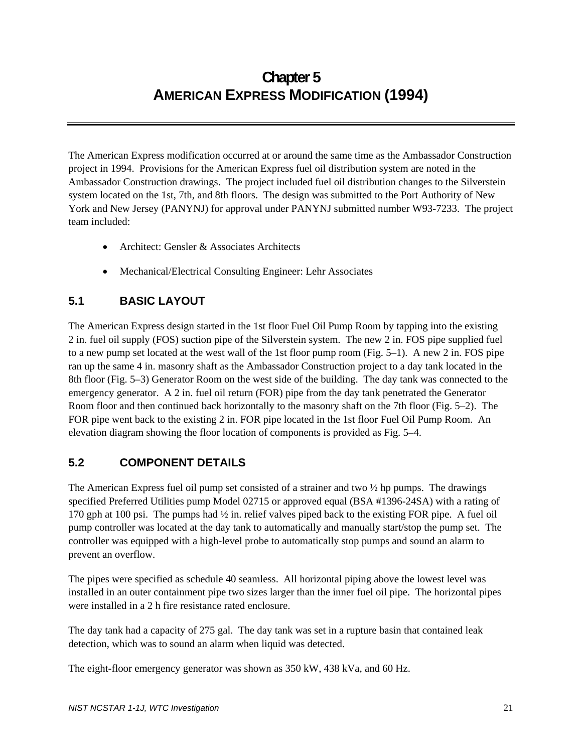# Chapter 5
# AMERICAN EXPRESS MODIFICATION (1994)

The American Express modification occurred at or around the same time as the Ambassador Construction project in 1994. Provisions for the American Express fuel oil distribution system are noted in the Ambassador Construction drawings. The project included fuel oil distribution changes to the Silverstein system located on the 1st, 7th, and 8th floors. The design was submitted to the Port Authority of New York and New Jersey (PANYNJ) for approval under PANYNJ submitted number W93-7233. The project team included:

- Architect: Gensler & Associates Architects
- Mechanical/Electrical Consulting Engineer: Lehr Associates

## 5.1 BASIC LAYOUT

The American Express design started in the 1st floor Fuel Oil Pump Room by tapping into the existing 2 in. fuel oil supply (FOS) suction pipe of the Silverstein system. The new 2 in. FOS pipe supplied fuel to a new pump set located at the west wall of the 1st floor pump room (Fig. 5–1). A new 2 in. FOS pipe ran up the same 4 in. masonry shaft as the Ambassador Construction project to a day tank located in the 8th floor (Fig. 5–3) Generator Room on the west side of the building. The day tank was connected to the emergency generator. A 2 in. fuel oil return (FOR) pipe from the day tank penetrated the Generator Room floor and then continued back horizontally to the masonry shaft on the 7th floor (Fig. 5–2). The FOR pipe went back to the existing 2 in. FOR pipe located in the 1st floor Fuel Oil Pump Room. An elevation diagram showing the floor location of components is provided as Fig. 5–4.

## 5.2 COMPONENT DETAILS

The American Express fuel oil pump set consisted of a strainer and two ½ hp pumps. The drawings specified Preferred Utilities pump Model 02715 or approved equal (BSA #1396-24SA) with a rating of 170 gph at 100 psi. The pumps had ½ in. relief valves piped back to the existing FOR pipe. A fuel oil pump controller was located at the day tank to automatically and manually start/stop the pump set. The controller was equipped with a high-level probe to automatically stop pumps and sound an alarm to prevent an overflow.

The pipes were specified as schedule 40 seamless. All horizontal piping above the lowest level was installed in an outer containment pipe two sizes larger than the inner fuel oil pipe. The horizontal pipes were installed in a 2 h fire resistance rated enclosure.

The day tank had a capacity of 275 gal. The day tank was set in a rupture basin that contained leak detection, which was to sound an alarm when liquid was detected.

The eight-floor emergency generator was shown as 350 kW, 438 kVa, and 60 Hz.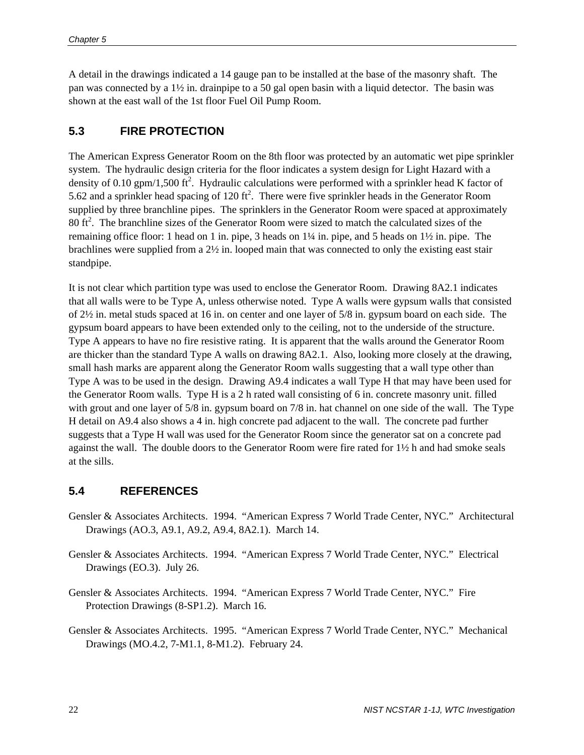A detail in the drawings indicated a 14 gauge pan to be installed at the base of the masonry shaft. The pan was connected by a 1½ in. drainpipe to a 50 gal open basin with a liquid detector. The basin was shown at the east wall of the 1st floor Fuel Oil Pump Room.

## 5.3 FIRE PROTECTION

The American Express Generator Room on the 8th floor was protected by an automatic wet pipe sprinkler system. The hydraulic design criteria for the floor indicates a system design for Light Hazard with a density of 0.10 gpm/1,500 $ft^2$. Hydraulic calculations were performed with a sprinkler head K factor of 5.62 and a sprinkler head spacing of 120 $ft^2$. There were five sprinkler heads in the Generator Room supplied by three branchline pipes. The sprinklers in the Generator Room were spaced at approximately 80 $ft^2$. The branchline sizes of the Generator Room were sized to match the calculated sizes of the remaining office floor: 1 head on 1 in. pipe, 3 heads on 1¼ in. pipe, and 5 heads on 1½ in. pipe. The brachlines were supplied from a 2½ in. looped main that was connected to only the existing east stair standpipe.

It is not clear which partition type was used to enclose the Generator Room. Drawing 8A2.1 indicates that all walls were to be Type A, unless otherwise noted. Type A walls were gypsum walls that consisted of 2½ in. metal studs spaced at 16 in. on center and one layer of 5/8 in. gypsum board on each side. The gypsum board appears to have been extended only to the ceiling, not to the underside of the structure. Type A appears to have no fire resistive rating. It is apparent that the walls around the Generator Room are thicker than the standard Type A walls on drawing 8A2.1. Also, looking more closely at the drawing, small hash marks are apparent along the Generator Room walls suggesting that a wall type other than Type A was to be used in the design. Drawing A9.4 indicates a wall Type H that may have been used for the Generator Room walls. Type H is a 2 h rated wall consisting of 6 in. concrete masonry unit. filled with grout and one layer of 5/8 in. gypsum board on 7/8 in. hat channel on one side of the wall. The Type H detail on A9.4 also shows a 4 in. high concrete pad adjacent to the wall. The concrete pad further suggests that a Type H wall was used for the Generator Room since the generator sat on a concrete pad against the wall. The double doors to the Generator Room were fire rated for 1½ h and had smoke seals at the sills.

## 5.4 REFERENCES

Gensler & Associates Architects. 1994. "American Express 7 World Trade Center, NYC." Architectural Drawings (AO.3, A9.1, A9.2, A9.4, 8A2.1). March 14.

Gensler & Associates Architects. 1994. "American Express 7 World Trade Center, NYC." Electrical Drawings (EO.3). July 26.

Gensler & Associates Architects. 1994. "American Express 7 World Trade Center, NYC." Fire Protection Drawings (8-SP1.2). March 16.

Gensler & Associates Architects. 1995. "American Express 7 World Trade Center, NYC." Mechanical Drawings (MO.4.2, 7-M1.1, 8-M1.2). February 24.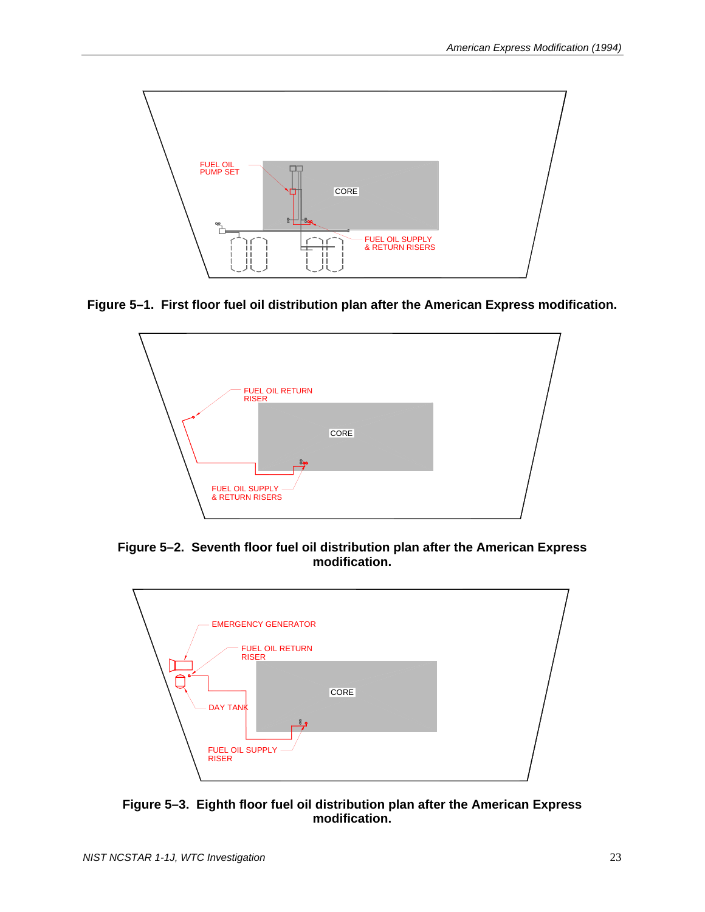**Figure 5–1. First floor fuel oil distribution plan after the American Express modification.**

**Figure 5–2. Seventh floor fuel oil distribution plan after the American Express modification.**

**Figure 5–3. Eighth floor fuel oil distribution plan after the American Express modification.**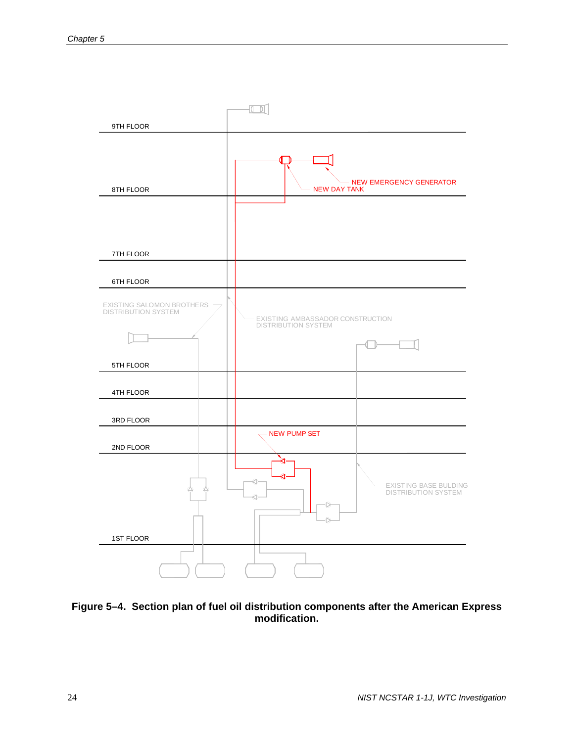9TH FLOOR

8TH FLOOR

NEW EMERGENCY GENERATOR

NEW DAY TANK

7TH FLOOR

6TH FLOOR

EXISTING SALOMON BROTHERS DISTRIBUTION SYSTEM

EXISTING AMBASSADOR CONSTRUCTION DISTRIBUTION SYSTEM

5TH FLOOR

4TH FLOOR

3RD FLOOR

NEW PUMP SET

2ND FLOOR

EXISTING BASE BULDING DISTRIBUTION SYSTEM

1ST FLOOR

**Figure 5–4. Section plan of fuel oil distribution components after the American Express modification.**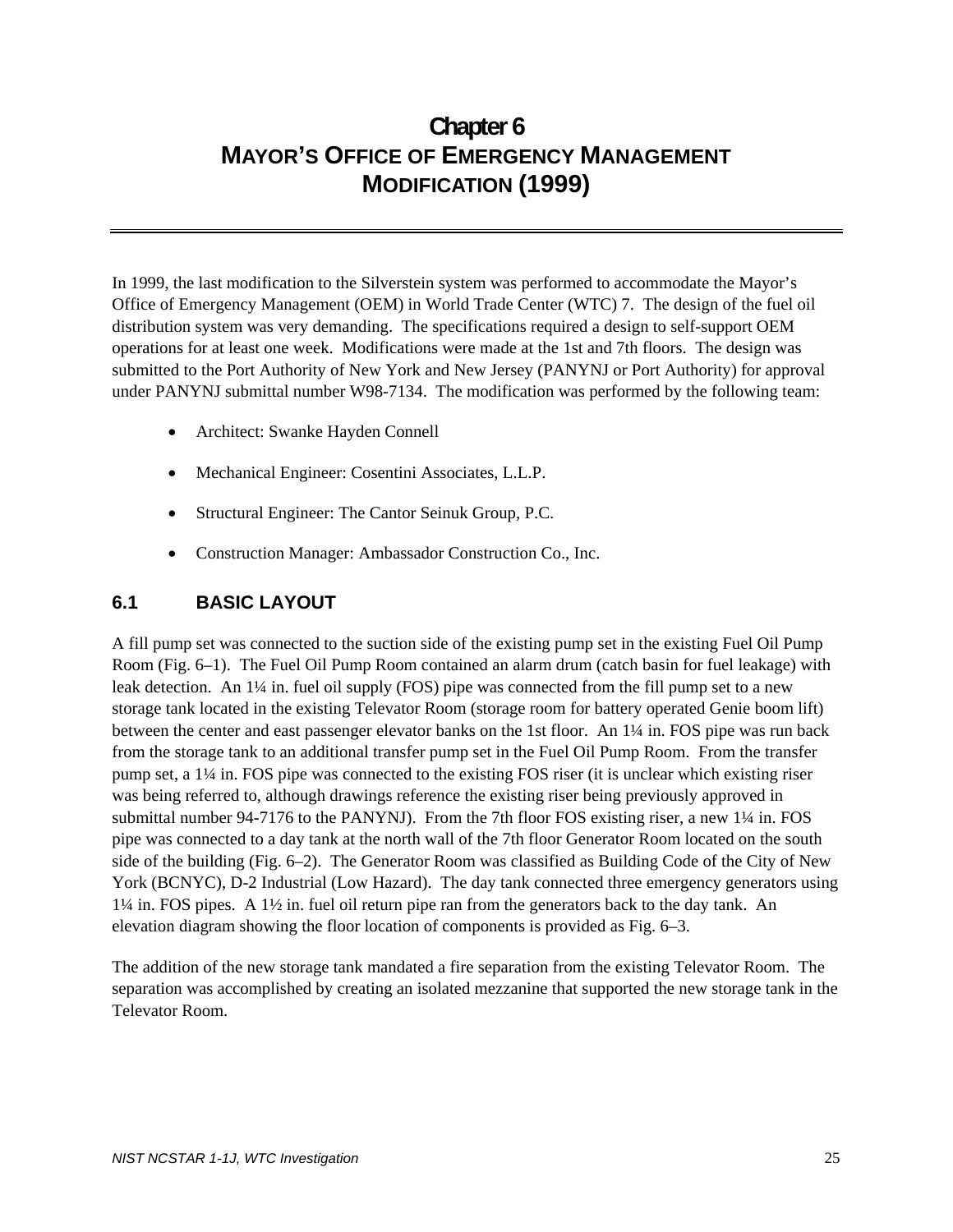# Chapter 6
# MAYOR'S OFFICE OF EMERGENCY MANAGEMENT MODIFICATION (1999)

In 1999, the last modification to the Silverstein system was performed to accommodate the Mayor's Office of Emergency Management (OEM) in World Trade Center (WTC) 7. The design of the fuel oil distribution system was very demanding. The specifications required a design to self-support OEM operations for at least one week. Modifications were made at the 1st and 7th floors. The design was submitted to the Port Authority of New York and New Jersey (PANYNJ or Port Authority) for approval under PANYNJ submittal number W98-7134. The modification was performed by the following team:

- Architect: Swanke Hayden Connell
- Mechanical Engineer: Cosentini Associates, L.L.P.
- Structural Engineer: The Cantor Seinuk Group, P.C.
- Construction Manager: Ambassador Construction Co., Inc.

## 6.1 BASIC LAYOUT

A fill pump set was connected to the suction side of the existing pump set in the existing Fuel Oil Pump Room (Fig. 6–1). The Fuel Oil Pump Room contained an alarm drum (catch basin for fuel leakage) with leak detection. An 1¼ in. fuel oil supply (FOS) pipe was connected from the fill pump set to a new storage tank located in the existing Televator Room (storage room for battery operated Genie boom lift) between the center and east passenger elevator banks on the 1st floor. An 1¼ in. FOS pipe was run back from the storage tank to an additional transfer pump set in the Fuel Oil Pump Room. From the transfer pump set, a 1¼ in. FOS pipe was connected to the existing FOS riser (it is unclear which existing riser was being referred to, although drawings reference the existing riser being previously approved in submittal number 94-7176 to the PANYNJ). From the 7th floor FOS existing riser, a new 1¼ in. FOS pipe was connected to a day tank at the north wall of the 7th floor Generator Room located on the south side of the building (Fig. 6–2). The Generator Room was classified as Building Code of the City of New York (BCNYC), D-2 Industrial (Low Hazard). The day tank connected three emergency generators using 1¼ in. FOS pipes. A 1½ in. fuel oil return pipe ran from the generators back to the day tank. An elevation diagram showing the floor location of components is provided as Fig. 6–3.

The addition of the new storage tank mandated a fire separation from the existing Televator Room. The separation was accomplished by creating an isolated mezzanine that supported the new storage tank in the Televator Room.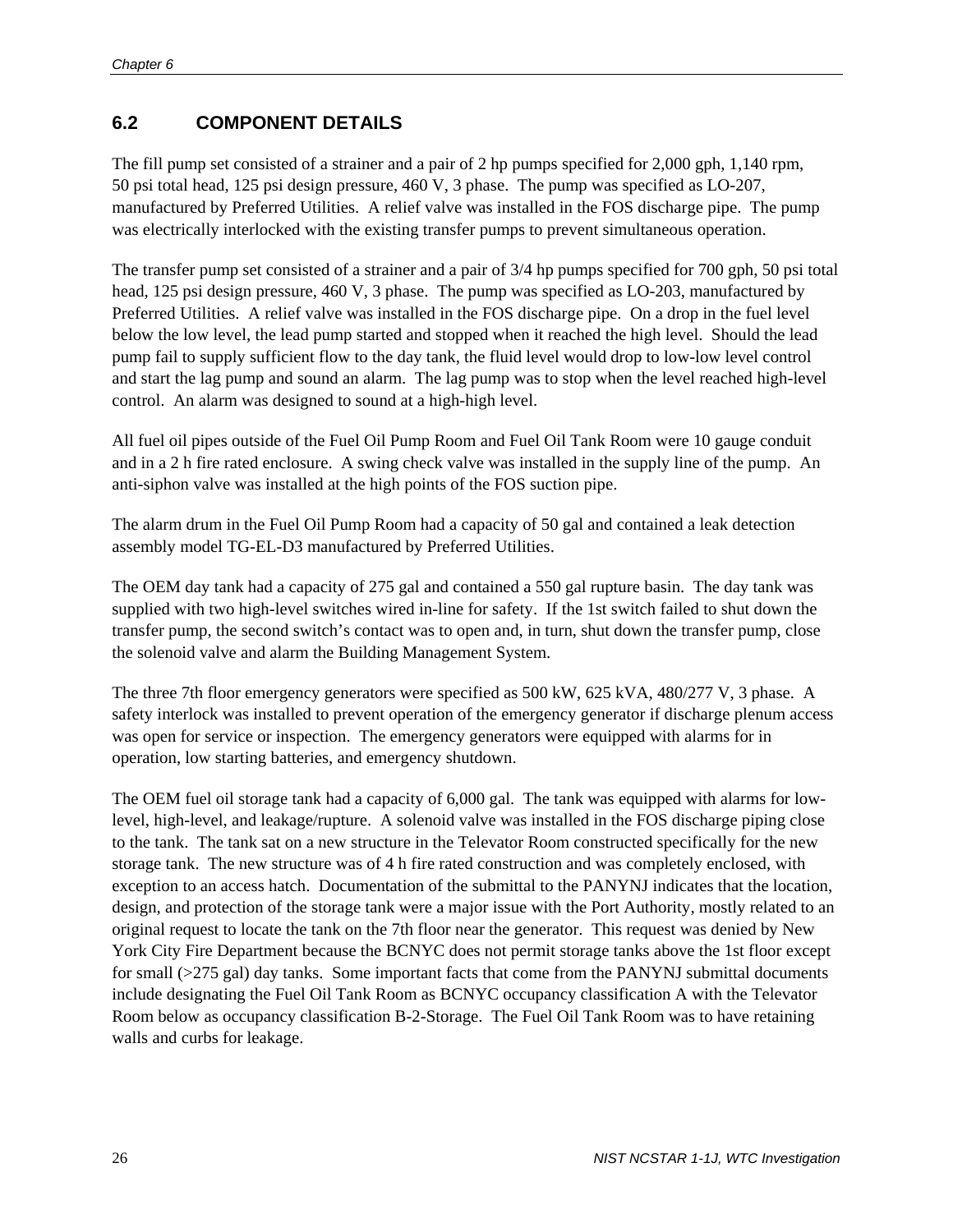## 6.2 COMPONENT DETAILS

The fill pump set consisted of a strainer and a pair of 2 hp pumps specified for 2,000 gph, 1,140 rpm, 50 psi total head, 125 psi design pressure, 460 V, 3 phase. The pump was specified as LO-207, manufactured by Preferred Utilities. A relief valve was installed in the FOS discharge pipe. The pump was electrically interlocked with the existing transfer pumps to prevent simultaneous operation.

The transfer pump set consisted of a strainer and a pair of 3/4 hp pumps specified for 700 gph, 50 psi total head, 125 psi design pressure, 460 V, 3 phase. The pump was specified as LO-203, manufactured by Preferred Utilities. A relief valve was installed in the FOS discharge pipe. On a drop in the fuel level below the low level, the lead pump started and stopped when it reached the high level. Should the lead pump fail to supply sufficient flow to the day tank, the fluid level would drop to low-low level control and start the lag pump and sound an alarm. The lag pump was to stop when the level reached high-level control. An alarm was designed to sound at a high-high level.

All fuel oil pipes outside of the Fuel Oil Pump Room and Fuel Oil Tank Room were 10 gauge conduit and in a 2 h fire rated enclosure. A swing check valve was installed in the supply line of the pump. An anti-siphon valve was installed at the high points of the FOS suction pipe.

The alarm drum in the Fuel Oil Pump Room had a capacity of 50 gal and contained a leak detection assembly model TG-EL-D3 manufactured by Preferred Utilities.

The OEM day tank had a capacity of 275 gal and contained a 550 gal rupture basin. The day tank was supplied with two high-level switches wired in-line for safety. If the 1st switch failed to shut down the transfer pump, the second switch's contact was to open and, in turn, shut down the transfer pump, close the solenoid valve and alarm the Building Management System.

The three 7th floor emergency generators were specified as 500 kW, 625 kVA, 480/277 V, 3 phase. A safety interlock was installed to prevent operation of the emergency generator if discharge plenum access was open for service or inspection. The emergency generators were equipped with alarms for in operation, low starting batteries, and emergency shutdown.

The OEM fuel oil storage tank had a capacity of 6,000 gal. The tank was equipped with alarms for low-level, high-level, and leakage/rupture. A solenoid valve was installed in the FOS discharge piping close to the tank. The tank sat on a new structure in the Televator Room constructed specifically for the new storage tank. The new structure was of 4 h fire rated construction and was completely enclosed, with exception to an access hatch. Documentation of the submittal to the PANYNJ indicates that the location, design, and protection of the storage tank were a major issue with the Port Authority, mostly related to an original request to locate the tank on the 7th floor near the generator. This request was denied by New York City Fire Department because the BCNYC does not permit storage tanks above the 1st floor except for small (>275 gal) day tanks. Some important facts that come from the PANYNJ submittal documents include designating the Fuel Oil Tank Room as BCNYC occupancy classification A with the Televator Room below as occupancy classification B-2-Storage. The Fuel Oil Tank Room was to have retaining walls and curbs for leakage.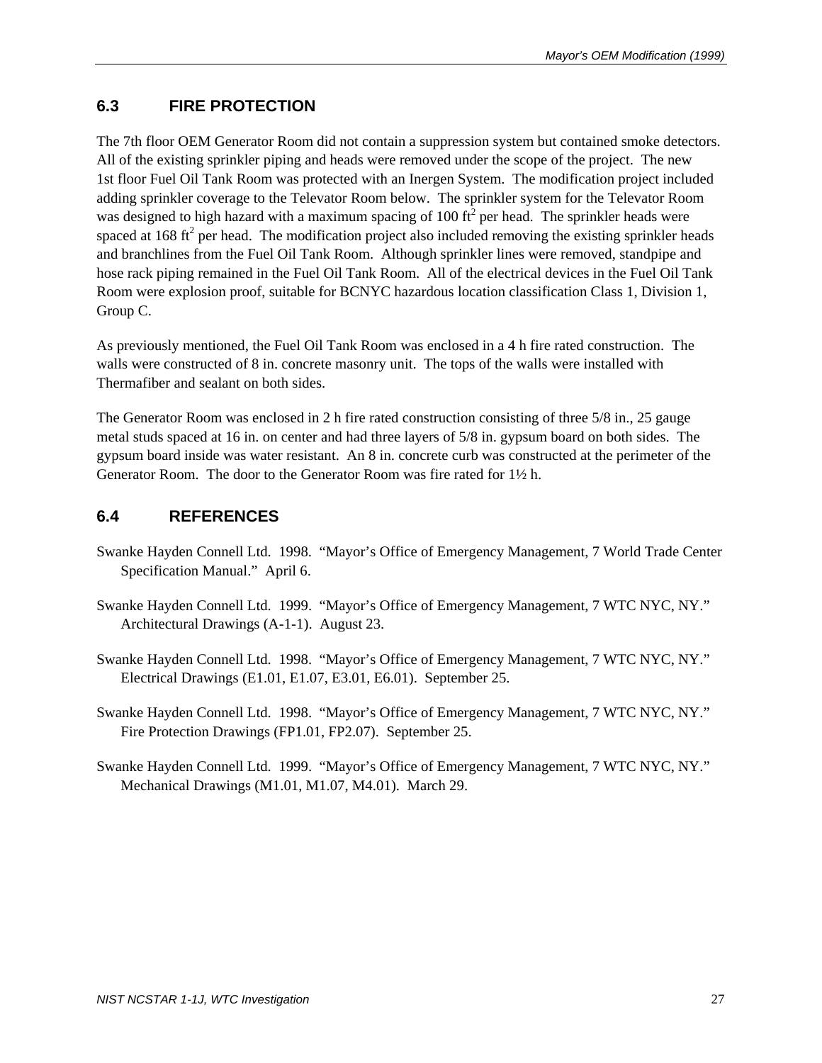## 6.3 FIRE PROTECTION

The 7th floor OEM Generator Room did not contain a suppression system but contained smoke detectors. All of the existing sprinkler piping and heads were removed under the scope of the project. The new 1st floor Fuel Oil Tank Room was protected with an Inergen System. The modification project included adding sprinkler coverage to the Televator Room below. The sprinkler system for the Televator Room was designed to high hazard with a maximum spacing of 100 $ft^2$ per head. The sprinkler heads were spaced at 168 $ft^2$ per head. The modification project also included removing the existing sprinkler heads and branchlines from the Fuel Oil Tank Room. Although sprinkler lines were removed, standpipe and hose rack piping remained in the Fuel Oil Tank Room. All of the electrical devices in the Fuel Oil Tank Room were explosion proof, suitable for BCNYC hazardous location classification Class 1, Division 1, Group C.

As previously mentioned, the Fuel Oil Tank Room was enclosed in a 4 h fire rated construction. The walls were constructed of 8 in. concrete masonry unit. The tops of the walls were installed with Thermafiber and sealant on both sides.

The Generator Room was enclosed in 2 h fire rated construction consisting of three 5/8 in., 25 gauge metal studs spaced at 16 in. on center and had three layers of 5/8 in. gypsum board on both sides. The gypsum board inside was water resistant. An 8 in. concrete curb was constructed at the perimeter of the Generator Room. The door to the Generator Room was fire rated for 1½ h.

## 6.4 REFERENCES

Swanke Hayden Connell Ltd. 1998. "Mayor's Office of Emergency Management, 7 World Trade Center Specification Manual." April 6.

Swanke Hayden Connell Ltd. 1999. "Mayor's Office of Emergency Management, 7 WTC NYC, NY." Architectural Drawings (A-1-1). August 23.

Swanke Hayden Connell Ltd. 1998. "Mayor's Office of Emergency Management, 7 WTC NYC, NY." Electrical Drawings (E1.01, E1.07, E3.01, E6.01). September 25.

Swanke Hayden Connell Ltd. 1998. "Mayor's Office of Emergency Management, 7 WTC NYC, NY." Fire Protection Drawings (FP1.01, FP2.07). September 25.

Swanke Hayden Connell Ltd. 1999. "Mayor's Office of Emergency Management, 7 WTC NYC, NY." Mechanical Drawings (M1.01, M1.07, M4.01). March 29.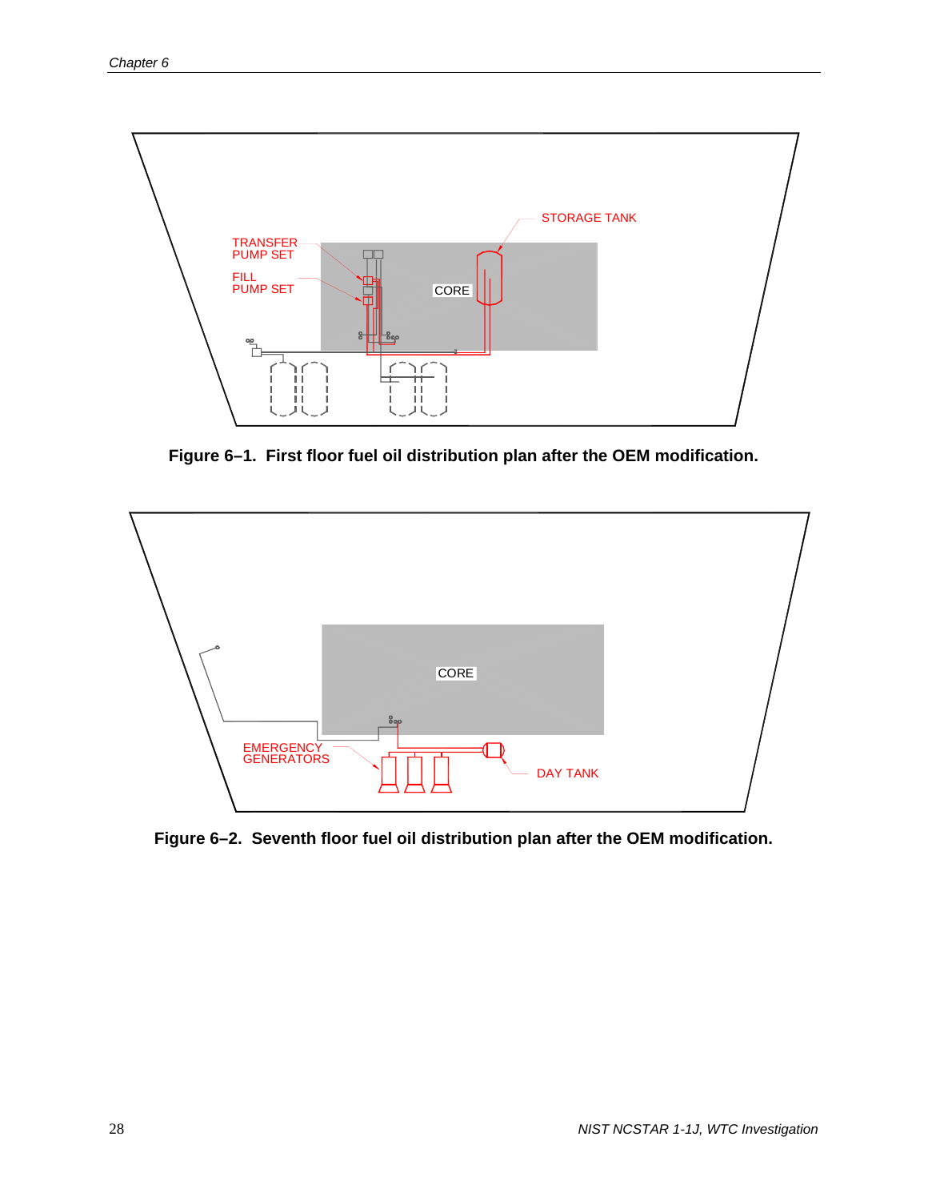**Figure 6–1. First floor fuel oil distribution plan after the OEM modification.**

**Figure 6–2. Seventh floor fuel oil distribution plan after the OEM modification.**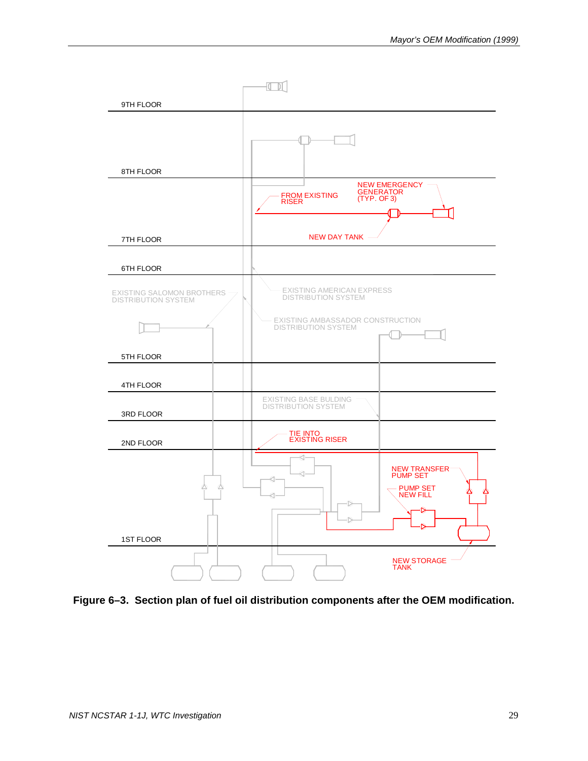9TH FLOOR

8TH FLOOR

NEW EMERGENCY GENERATOR (TYP. OF 3)

FROM EXISTING RISER

7TH FLOOR

NEW DAY TANK

6TH FLOOR

EXISTING SALOMON BROTHERS DISTRIBUTION SYSTEM

EXISTING AMERICAN EXPRESS DISTRIBUTION SYSTEM

EXISTING AMBASSADOR CONSTRUCTION DISTRIBUTION SYSTEM

5TH FLOOR

4TH FLOOR

EXISTING BASE BULDING DISTRIBUTION SYSTEM

3RD FLOOR

TIE INTO EXISTING RISER

2ND FLOOR

NEW TRANSFER PUMP SET

PUMP SET NEW FILL

1ST FLOOR

NEW STORAGE TANK

**Figure 6–3. Section plan of fuel oil distribution components after the OEM modification.**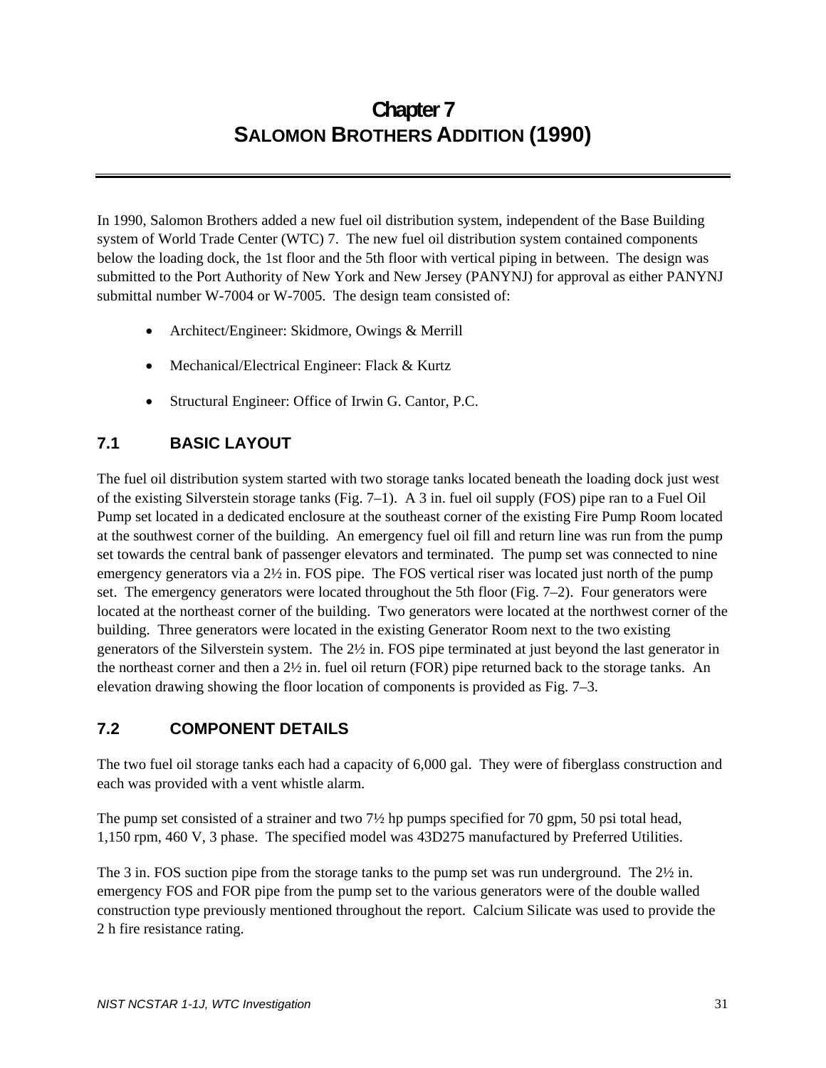# Chapter 7
# SALOMON BROTHERS ADDITION (1990)

In 1990, Salomon Brothers added a new fuel oil distribution system, independent of the Base Building system of World Trade Center (WTC) 7. The new fuel oil distribution system contained components below the loading dock, the 1st floor and the 5th floor with vertical piping in between. The design was submitted to the Port Authority of New York and New Jersey (PANYNJ) for approval as either PANYNJ submittal number W-7004 or W-7005. The design team consisted of:

- Architect/Engineer: Skidmore, Owings & Merrill
- Mechanical/Electrical Engineer: Flack & Kurtz
- Structural Engineer: Office of Irwin G. Cantor, P.C.

## 7.1 BASIC LAYOUT

The fuel oil distribution system started with two storage tanks located beneath the loading dock just west of the existing Silverstein storage tanks (Fig. 7–1). A 3 in. fuel oil supply (FOS) pipe ran to a Fuel Oil Pump set located in a dedicated enclosure at the southeast corner of the existing Fire Pump Room located at the southwest corner of the building. An emergency fuel oil fill and return line was run from the pump set towards the central bank of passenger elevators and terminated. The pump set was connected to nine emergency generators via a 2½ in. FOS pipe. The FOS vertical riser was located just north of the pump set. The emergency generators were located throughout the 5th floor (Fig. 7–2). Four generators were located at the northeast corner of the building. Two generators were located at the northwest corner of the building. Three generators were located in the existing Generator Room next to the two existing generators of the Silverstein system. The 2½ in. FOS pipe terminated at just beyond the last generator in the northeast corner and then a 2½ in. fuel oil return (FOR) pipe returned back to the storage tanks. An elevation drawing showing the floor location of components is provided as Fig. 7–3.

## 7.2 COMPONENT DETAILS

The two fuel oil storage tanks each had a capacity of 6,000 gal. They were of fiberglass construction and each was provided with a vent whistle alarm.

The pump set consisted of a strainer and two 7½ hp pumps specified for 70 gpm, 50 psi total head, 1,150 rpm, 460 V, 3 phase. The specified model was 43D275 manufactured by Preferred Utilities.

The 3 in. FOS suction pipe from the storage tanks to the pump set was run underground. The 2½ in. emergency FOS and FOR pipe from the pump set to the various generators were of the double walled construction type previously mentioned throughout the report. Calcium Silicate was used to provide the 2 h fire resistance rating.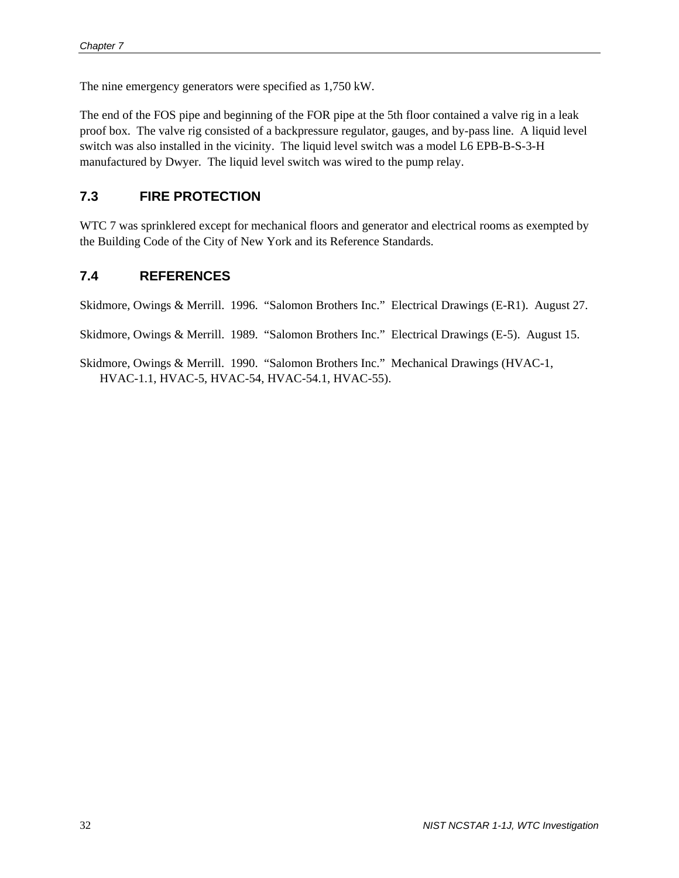The nine emergency generators were specified as 1,750 kW.

The end of the FOS pipe and beginning of the FOR pipe at the 5th floor contained a valve rig in a leak proof box. The valve rig consisted of a backpressure regulator, gauges, and by-pass line. A liquid level switch was also installed in the vicinity. The liquid level switch was a model L6 EPB-B-S-3-H manufactured by Dwyer. The liquid level switch was wired to the pump relay.

## 7.3 FIRE PROTECTION

WTC 7 was sprinklered except for mechanical floors and generator and electrical rooms as exempted by the Building Code of the City of New York and its Reference Standards.

## 7.4 REFERENCES

Skidmore, Owings & Merrill. 1996. "Salomon Brothers Inc." Electrical Drawings (E-R1). August 27.

Skidmore, Owings & Merrill. 1989. "Salomon Brothers Inc." Electrical Drawings (E-5). August 15.

Skidmore, Owings & Merrill. 1990. "Salomon Brothers Inc." Mechanical Drawings (HVAC-1, HVAC-1.1, HVAC-5, HVAC-54, HVAC-54.1, HVAC-55).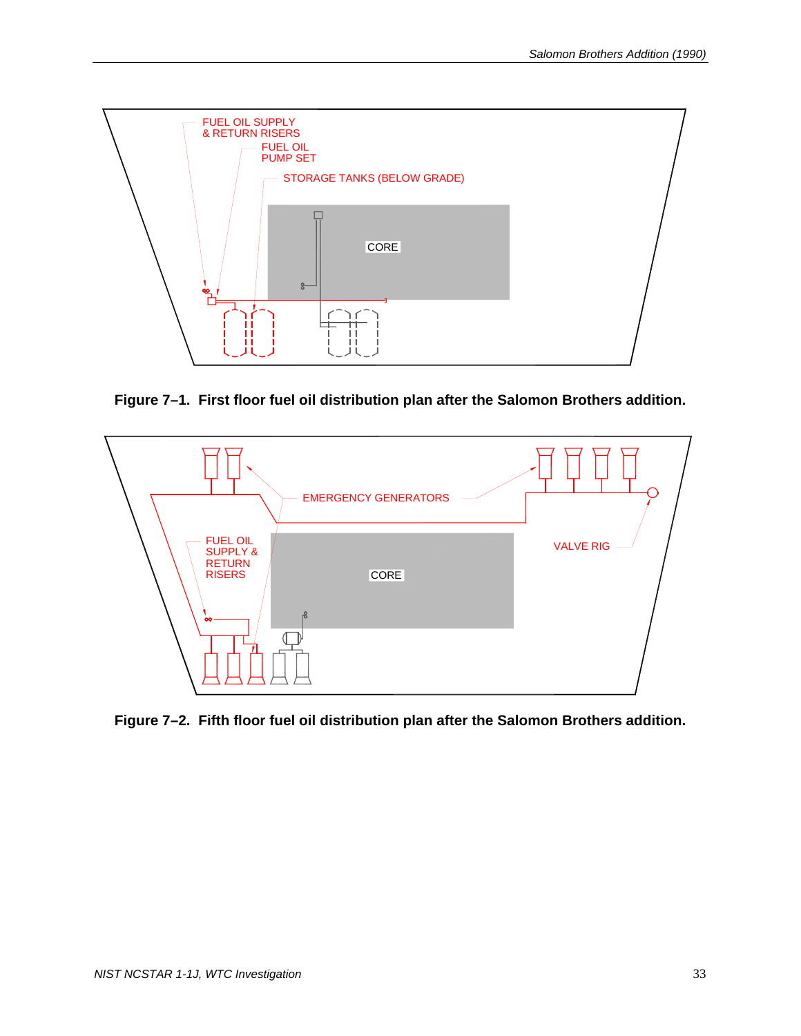FUEL OIL SUPPLY & RETURN RISERS

FUEL OIL PUMP SET

STORAGE TANKS (BELOW GRADE)

CORE

**Figure 7–1. First floor fuel oil distribution plan after the Salomon Brothers addition.**

EMERGENCY GENERATORS

FUEL OIL SUPPLY & RETURN RISERS

VALVE RIG

CORE

**Figure 7–2. Fifth floor fuel oil distribution plan after the Salomon Brothers addition.**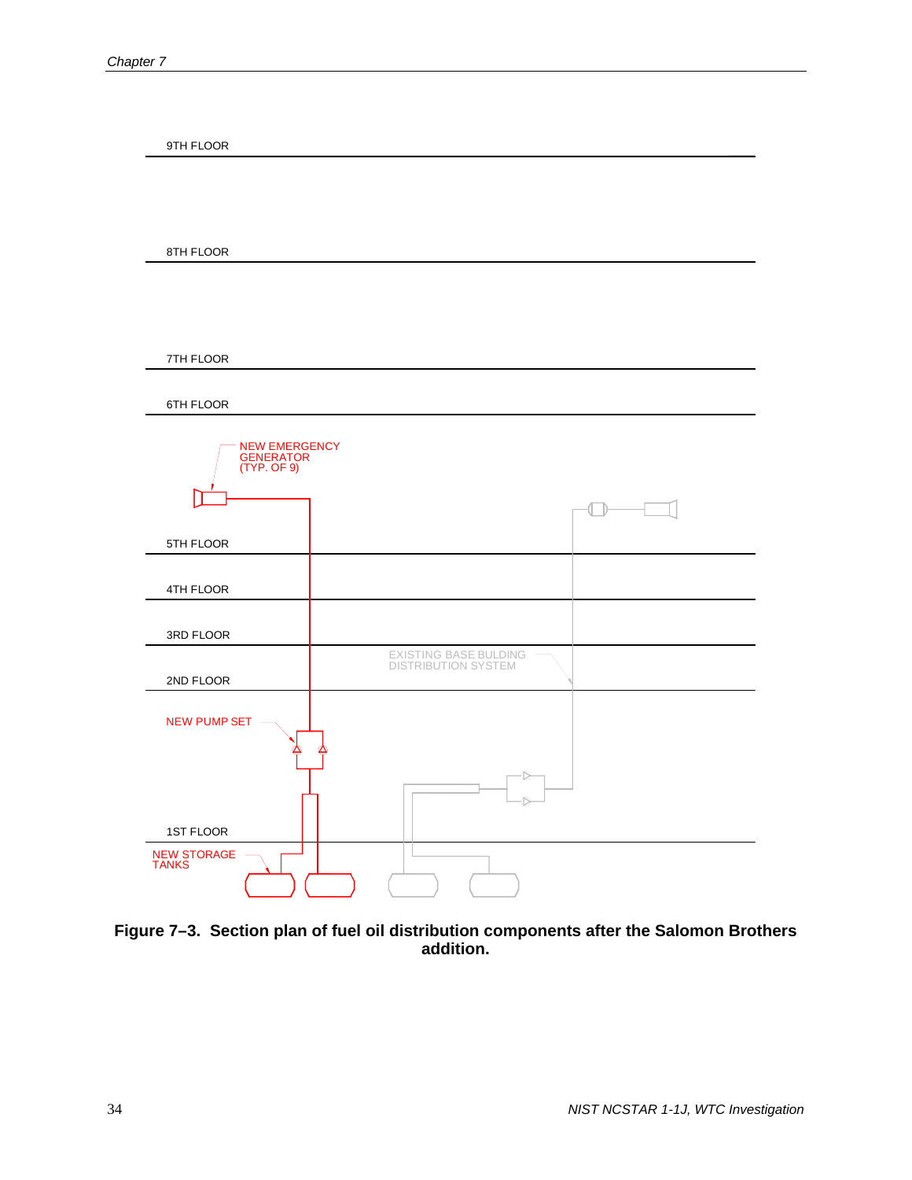9TH FLOOR

8TH FLOOR

7TH FLOOR

6TH FLOOR

NEW EMERGENCY GENERATOR (TYP. OF 9)

5TH FLOOR

4TH FLOOR

3RD FLOOR

EXISTING BASE BULDING DISTRIBUTION SYSTEM

2ND FLOOR

NEW PUMP SET

1ST FLOOR

NEW STORAGE TANKS

**Figure 7–3. Section plan of fuel oil distribution components after the Salomon Brothers addition.**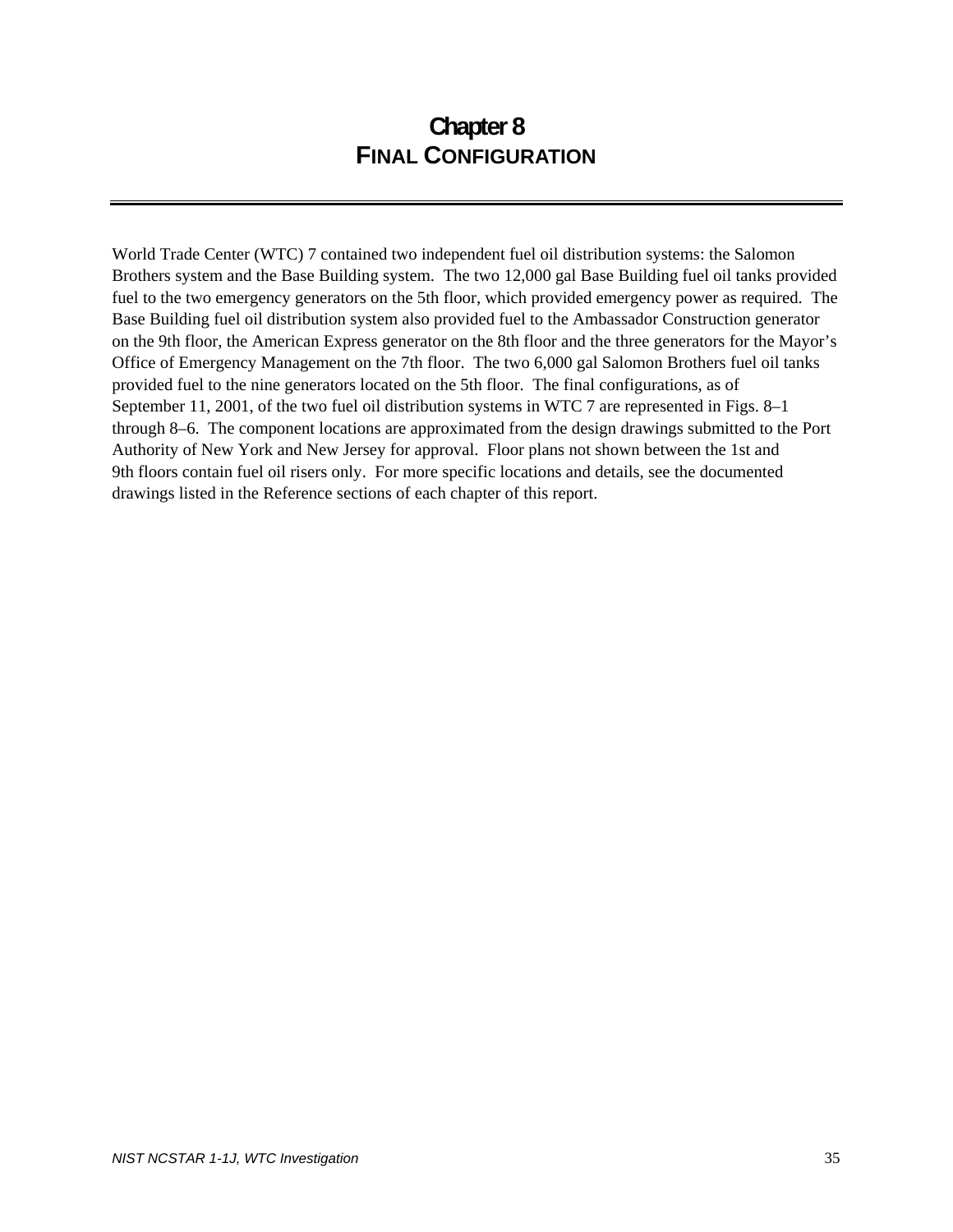# Chapter 8
## FINAL CONFIGURATION

World Trade Center (WTC) 7 contained two independent fuel oil distribution systems: the Salomon Brothers system and the Base Building system. The two 12,000 gal Base Building fuel oil tanks provided fuel to the two emergency generators on the 5th floor, which provided emergency power as required. The Base Building fuel oil distribution system also provided fuel to the Ambassador Construction generator on the 9th floor, the American Express generator on the 8th floor and the three generators for the Mayor's Office of Emergency Management on the 7th floor. The two 6,000 gal Salomon Brothers fuel oil tanks provided fuel to the nine generators located on the 5th floor. The final configurations, as of September 11, 2001, of the two fuel oil distribution systems in WTC 7 are represented in Figs. 8–1 through 8–6. The component locations are approximated from the design drawings submitted to the Port Authority of New York and New Jersey for approval. Floor plans not shown between the 1st and 9th floors contain fuel oil risers only. For more specific locations and details, see the documented drawings listed in the Reference sections of each chapter of this report.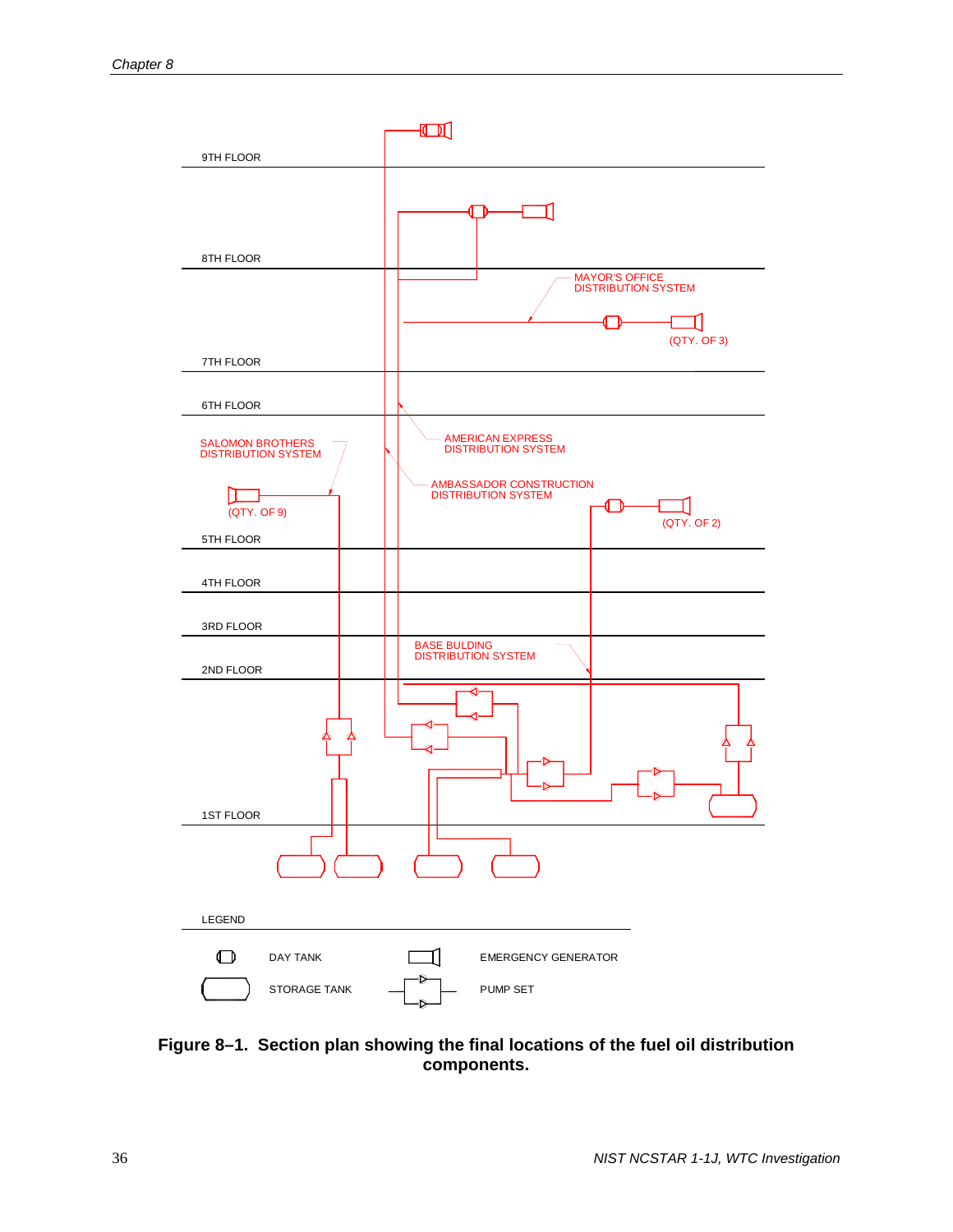9TH FLOOR

8TH FLOOR

MAYOR'S OFFICE DISTRIBUTION SYSTEM

(QTY. OF 3)

7TH FLOOR

6TH FLOOR

SALOMON BROTHERS DISTRIBUTION SYSTEM

AMERICAN EXPRESS DISTRIBUTION SYSTEM

AMBASSADOR CONSTRUCTION DISTRIBUTION SYSTEM

(QTY. OF 9)

(QTY. OF 2)

5TH FLOOR

4TH FLOOR

3RD FLOOR

BASE BULDING DISTRIBUTION SYSTEM

2ND FLOOR

1ST FLOOR

LEGEND

DAY TANK

EMERGENCY GENERATOR

STORAGE TANK

PUMP SET

**Figure 8–1. Section plan showing the final locations of the fuel oil distribution components.**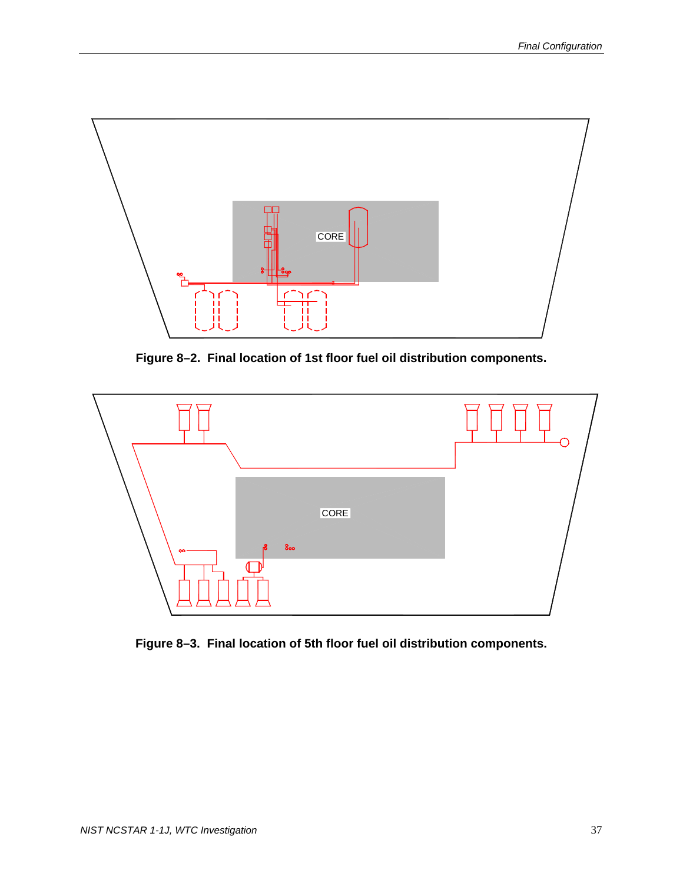Figure 8–2. Final location of 1st floor fuel oil distribution components.

Figure 8–3. Final location of 5th floor fuel oil distribution components.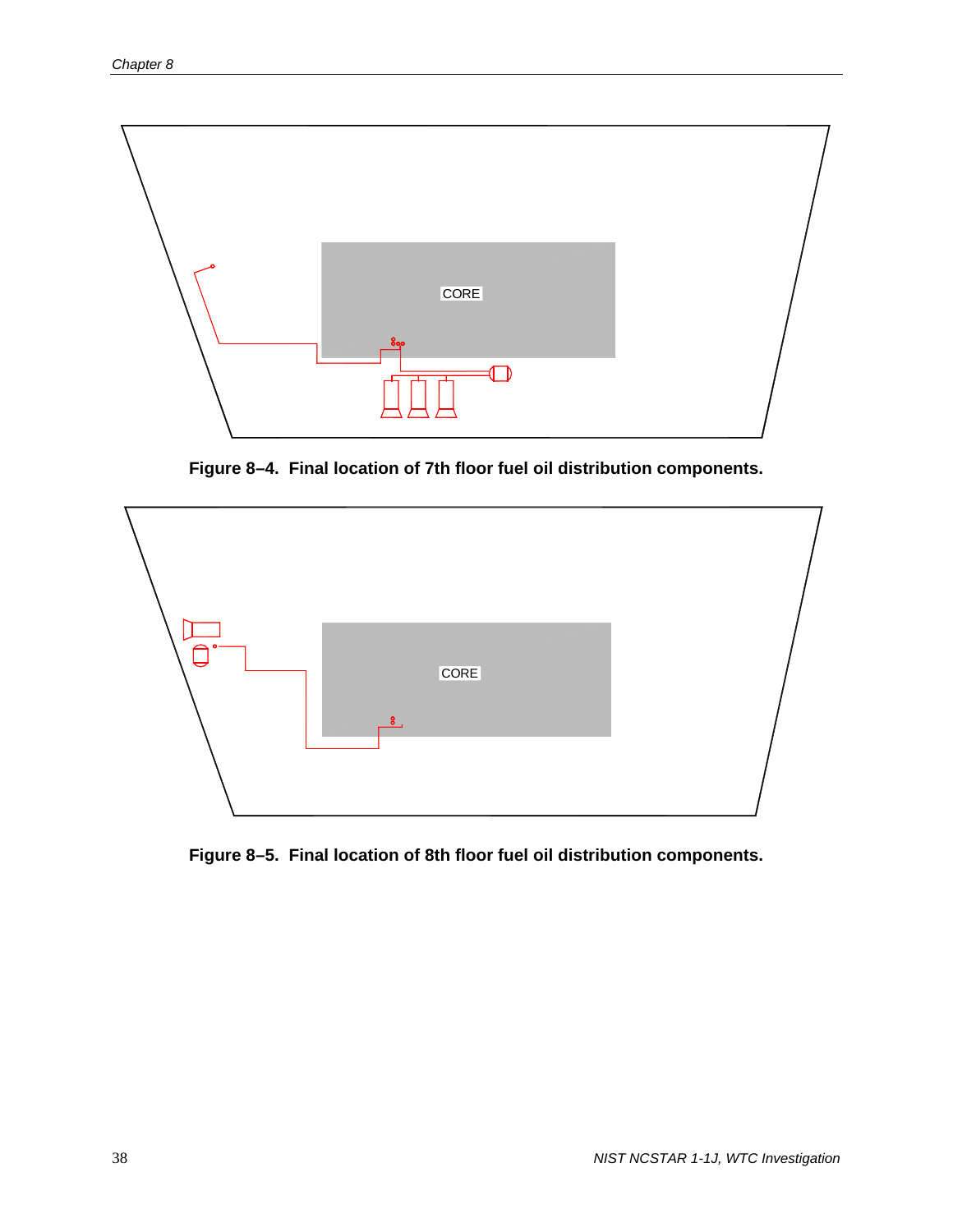**Figure 8–4. Final location of 7th floor fuel oil distribution components.**

**Figure 8–5. Final location of 8th floor fuel oil distribution components.**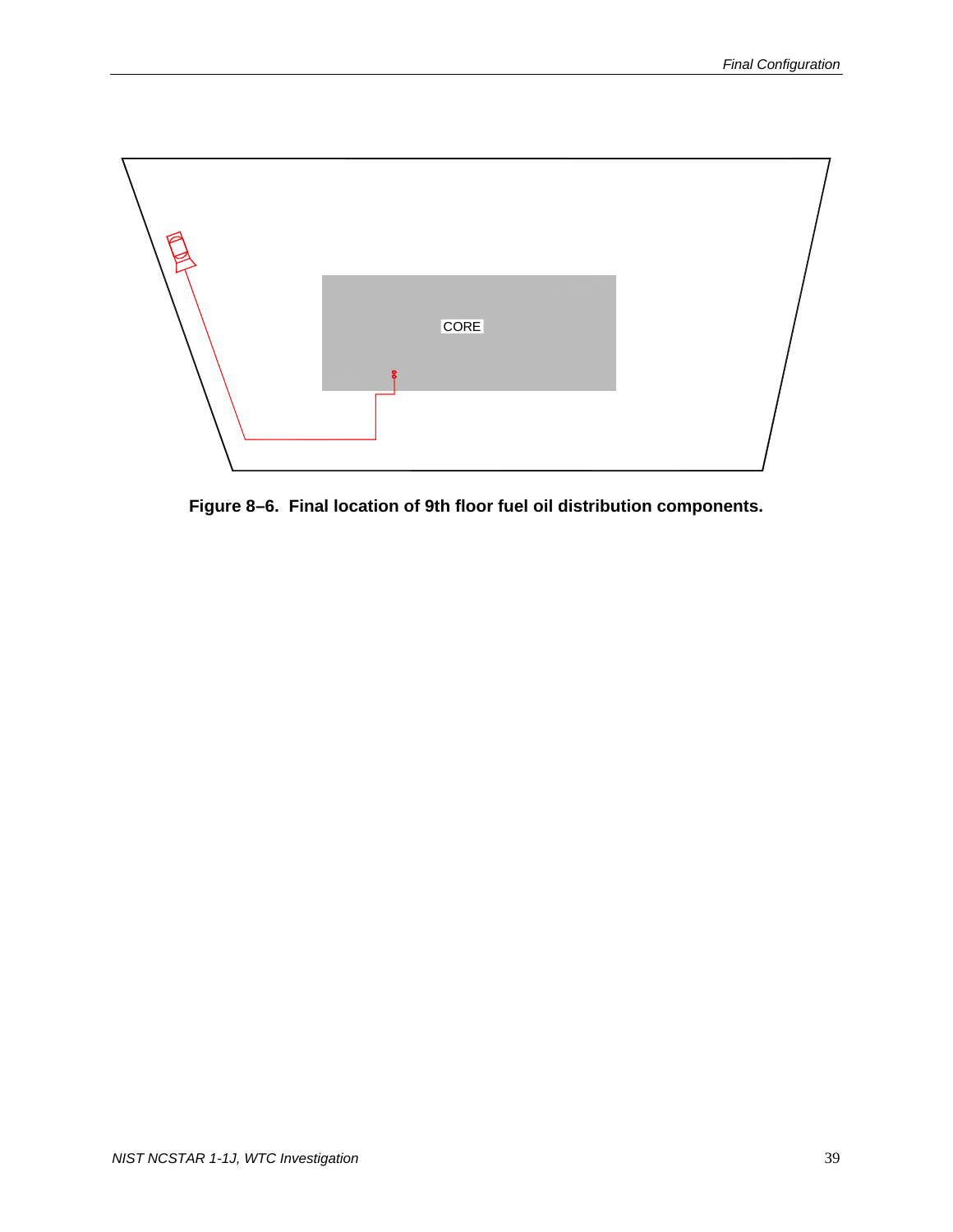CORE

**Figure 8–6. Final location of 9th floor fuel oil distribution components.**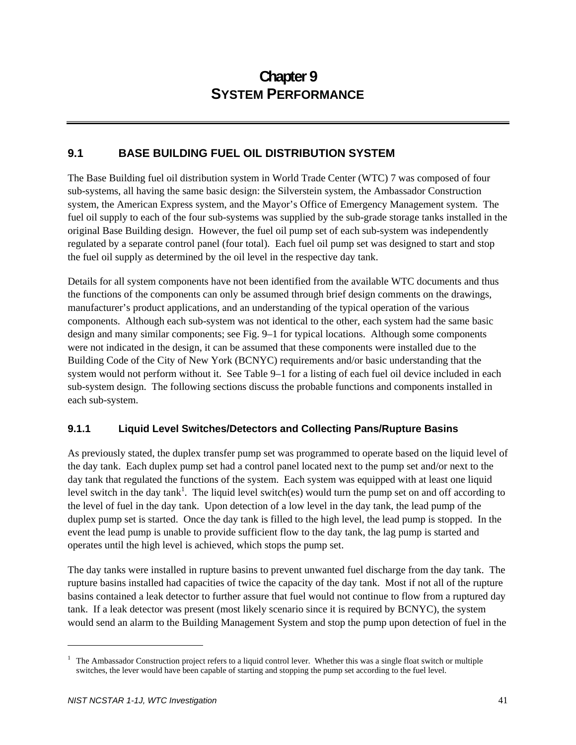# Chapter 9
# SYSTEM PERFORMANCE

## 9.1 BASE BUILDING FUEL OIL DISTRIBUTION SYSTEM

The Base Building fuel oil distribution system in World Trade Center (WTC) 7 was composed of four sub-systems, all having the same basic design: the Silverstein system, the Ambassador Construction system, the American Express system, and the Mayor's Office of Emergency Management system. The fuel oil supply to each of the four sub-systems was supplied by the sub-grade storage tanks installed in the original Base Building design. However, the fuel oil pump set of each sub-system was independently regulated by a separate control panel (four total). Each fuel oil pump set was designed to start and stop the fuel oil supply as determined by the oil level in the respective day tank.

Details for all system components have not been identified from the available WTC documents and thus the functions of the components can only be assumed through brief design comments on the drawings, manufacturer's product applications, and an understanding of the typical operation of the various components. Although each sub-system was not identical to the other, each system had the same basic design and many similar components; see Fig. 9–1 for typical locations. Although some components were not indicated in the design, it can be assumed that these components were installed due to the Building Code of the City of New York (BCNYC) requirements and/or basic understanding that the system would not perform without it. See Table 9–1 for a listing of each fuel oil device included in each sub-system design. The following sections discuss the probable functions and components installed in each sub-system.

### 9.1.1 Liquid Level Switches/Detectors and Collecting Pans/Rupture Basins

As previously stated, the duplex transfer pump set was programmed to operate based on the liquid level of the day tank. Each duplex pump set had a control panel located next to the pump set and/or next to the day tank that regulated the functions of the system. Each system was equipped with at least one liquid level switch in the day tank[1]. The liquid level switch(es) would turn the pump set on and off according to the level of fuel in the day tank. Upon detection of a low level in the day tank, the lead pump of the duplex pump set is started. Once the day tank is filled to the high level, the lead pump is stopped. In the event the lead pump is unable to provide sufficient flow to the day tank, the lag pump is started and operates until the high level is achieved, which stops the pump set.

The day tanks were installed in rupture basins to prevent unwanted fuel discharge from the day tank. The rupture basins installed had capacities of twice the capacity of the day tank. Most if not all of the rupture basins contained a leak detector to further assure that fuel would not continue to flow from a ruptured day tank. If a leak detector was present (most likely scenario since it is required by BCNYC), the system would send an alarm to the Building Management System and stop the pump upon detection of fuel in the

---

[1] The Ambassador Construction project refers to a liquid control lever. Whether this was a single float switch or multiple switches, the lever would have been capable of starting and stopping the pump set according to the fuel level.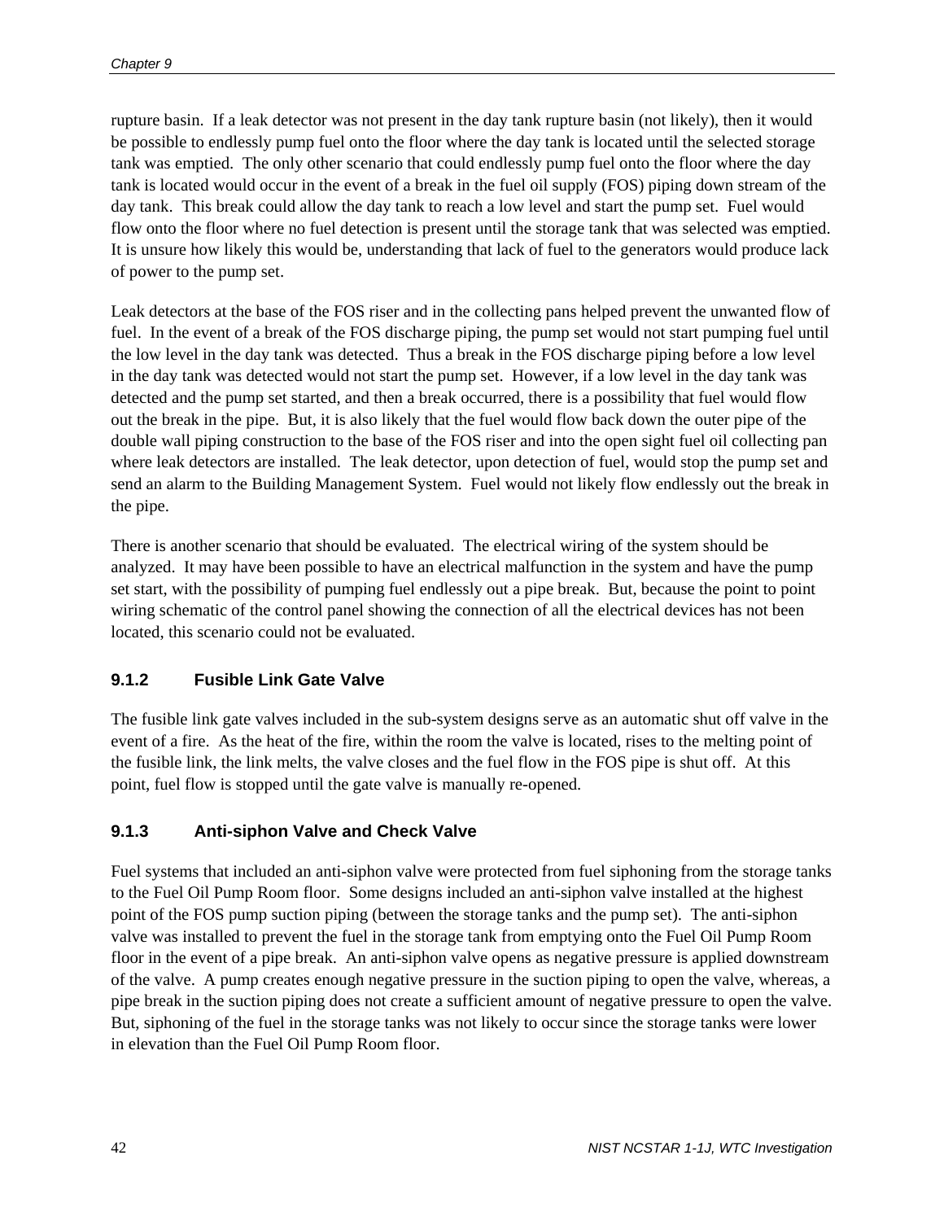rupture basin. If a leak detector was not present in the day tank rupture basin (not likely), then it would be possible to endlessly pump fuel onto the floor where the day tank is located until the selected storage tank was emptied. The only other scenario that could endlessly pump fuel onto the floor where the day tank is located would occur in the event of a break in the fuel oil supply (FOS) piping down stream of the day tank. This break could allow the day tank to reach a low level and start the pump set. Fuel would flow onto the floor where no fuel detection is present until the storage tank that was selected was emptied. It is unsure how likely this would be, understanding that lack of fuel to the generators would produce lack of power to the pump set.

Leak detectors at the base of the FOS riser and in the collecting pans helped prevent the unwanted flow of fuel. In the event of a break of the FOS discharge piping, the pump set would not start pumping fuel until the low level in the day tank was detected. Thus a break in the FOS discharge piping before a low level in the day tank was detected would not start the pump set. However, if a low level in the day tank was detected and the pump set started, and then a break occurred, there is a possibility that fuel would flow out the break in the pipe. But, it is also likely that the fuel would flow back down the outer pipe of the double wall piping construction to the base of the FOS riser and into the open sight fuel oil collecting pan where leak detectors are installed. The leak detector, upon detection of fuel, would stop the pump set and send an alarm to the Building Management System. Fuel would not likely flow endlessly out the break in the pipe.

There is another scenario that should be evaluated. The electrical wiring of the system should be analyzed. It may have been possible to have an electrical malfunction in the system and have the pump set start, with the possibility of pumping fuel endlessly out a pipe break. But, because the point to point wiring schematic of the control panel showing the connection of all the electrical devices has not been located, this scenario could not be evaluated.

### 9.1.2 Fusible Link Gate Valve

The fusible link gate valves included in the sub-system designs serve as an automatic shut off valve in the event of a fire. As the heat of the fire, within the room the valve is located, rises to the melting point of the fusible link, the link melts, the valve closes and the fuel flow in the FOS pipe is shut off. At this point, fuel flow is stopped until the gate valve is manually re-opened.

### 9.1.3 Anti-siphon Valve and Check Valve

Fuel systems that included an anti-siphon valve were protected from fuel siphoning from the storage tanks to the Fuel Oil Pump Room floor. Some designs included an anti-siphon valve installed at the highest point of the FOS pump suction piping (between the storage tanks and the pump set). The anti-siphon valve was installed to prevent the fuel in the storage tank from emptying onto the Fuel Oil Pump Room floor in the event of a pipe break. An anti-siphon valve opens as negative pressure is applied downstream of the valve. A pump creates enough negative pressure in the suction piping to open the valve, whereas, a pipe break in the suction piping does not create a sufficient amount of negative pressure to open the valve. But, siphoning of the fuel in the storage tanks was not likely to occur since the storage tanks were lower in elevation than the Fuel Oil Pump Room floor.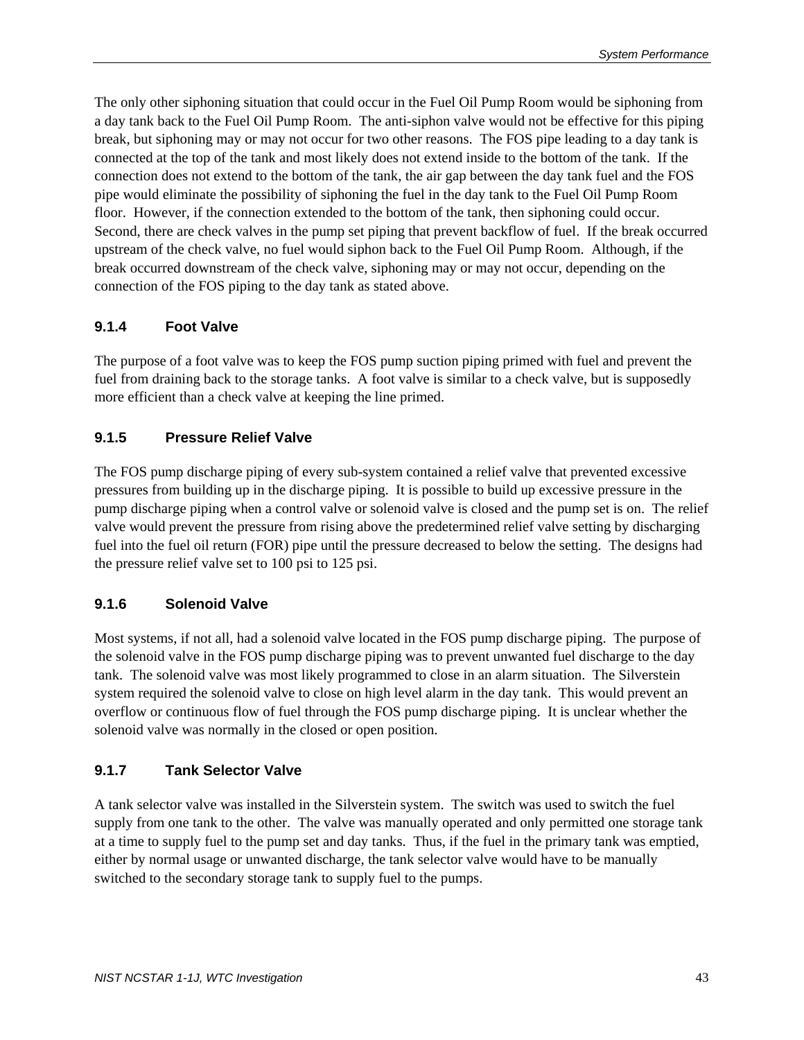The only other siphoning situation that could occur in the Fuel Oil Pump Room would be siphoning from a day tank back to the Fuel Oil Pump Room. The anti-siphon valve would not be effective for this piping break, but siphoning may or may not occur for two other reasons. The FOS pipe leading to a day tank is connected at the top of the tank and most likely does not extend inside to the bottom of the tank. If the connection does not extend to the bottom of the tank, the air gap between the day tank fuel and the FOS pipe would eliminate the possibility of siphoning the fuel in the day tank to the Fuel Oil Pump Room floor. However, if the connection extended to the bottom of the tank, then siphoning could occur. Second, there are check valves in the pump set piping that prevent backflow of fuel. If the break occurred upstream of the check valve, no fuel would siphon back to the Fuel Oil Pump Room. Although, if the break occurred downstream of the check valve, siphoning may or may not occur, depending on the connection of the FOS piping to the day tank as stated above.

### 9.1.4 Foot Valve

The purpose of a foot valve was to keep the FOS pump suction piping primed with fuel and prevent the fuel from draining back to the storage tanks. A foot valve is similar to a check valve, but is supposedly more efficient than a check valve at keeping the line primed.

### 9.1.5 Pressure Relief Valve

The FOS pump discharge piping of every sub-system contained a relief valve that prevented excessive pressures from building up in the discharge piping. It is possible to build up excessive pressure in the pump discharge piping when a control valve or solenoid valve is closed and the pump set is on. The relief valve would prevent the pressure from rising above the predetermined relief valve setting by discharging fuel into the fuel oil return (FOR) pipe until the pressure decreased to below the setting. The designs had the pressure relief valve set to 100 psi to 125 psi.

### 9.1.6 Solenoid Valve

Most systems, if not all, had a solenoid valve located in the FOS pump discharge piping. The purpose of the solenoid valve in the FOS pump discharge piping was to prevent unwanted fuel discharge to the day tank. The solenoid valve was most likely programmed to close in an alarm situation. The Silverstein system required the solenoid valve to close on high level alarm in the day tank. This would prevent an overflow or continuous flow of fuel through the FOS pump discharge piping. It is unclear whether the solenoid valve was normally in the closed or open position.

### 9.1.7 Tank Selector Valve

A tank selector valve was installed in the Silverstein system. The switch was used to switch the fuel supply from one tank to the other. The valve was manually operated and only permitted one storage tank at a time to supply fuel to the pump set and day tanks. Thus, if the fuel in the primary tank was emptied, either by normal usage or unwanted discharge, the tank selector valve would have to be manually switched to the secondary storage tank to supply fuel to the pumps.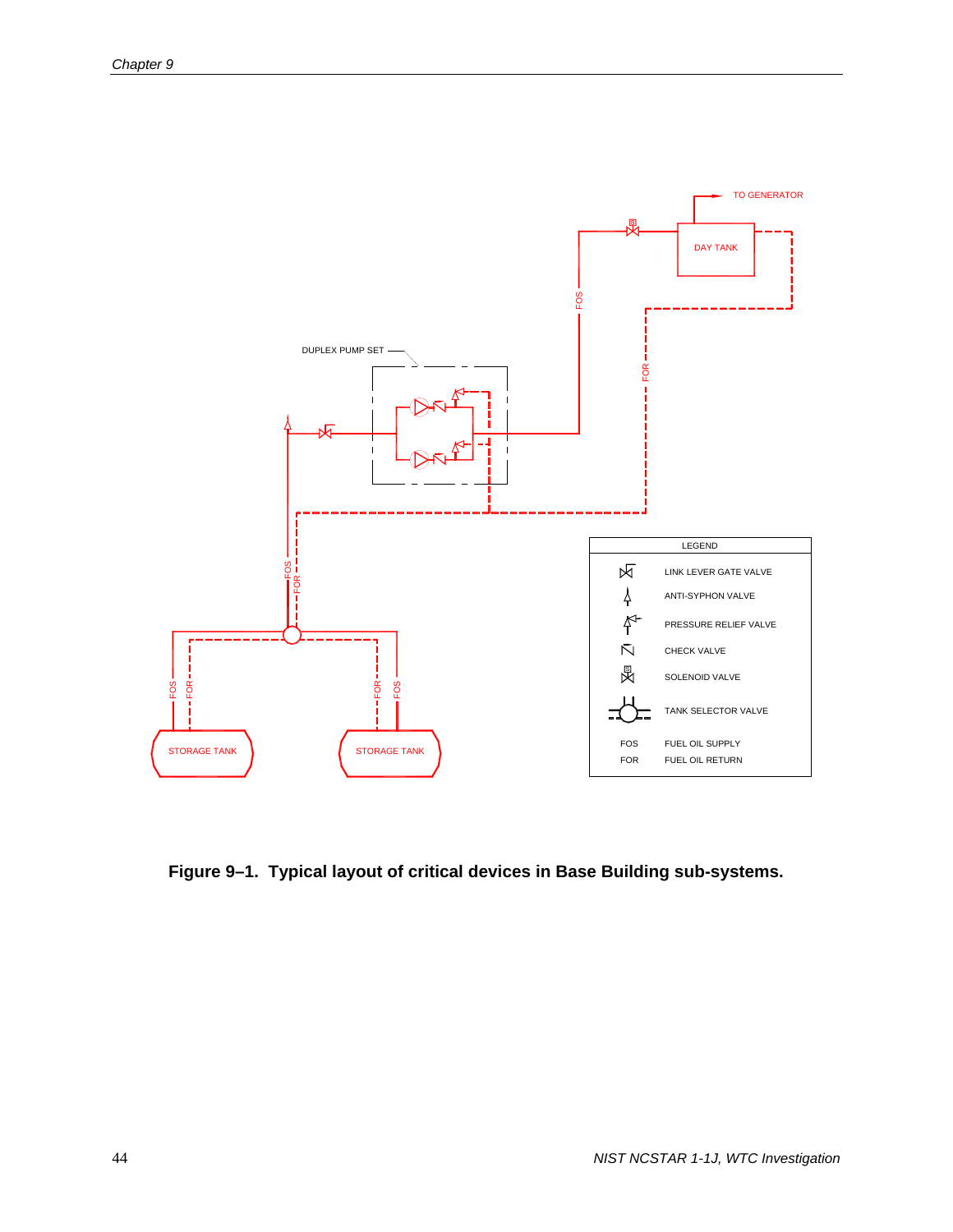**Figure 9–1. Typical layout of critical devices in Base Building sub-systems.**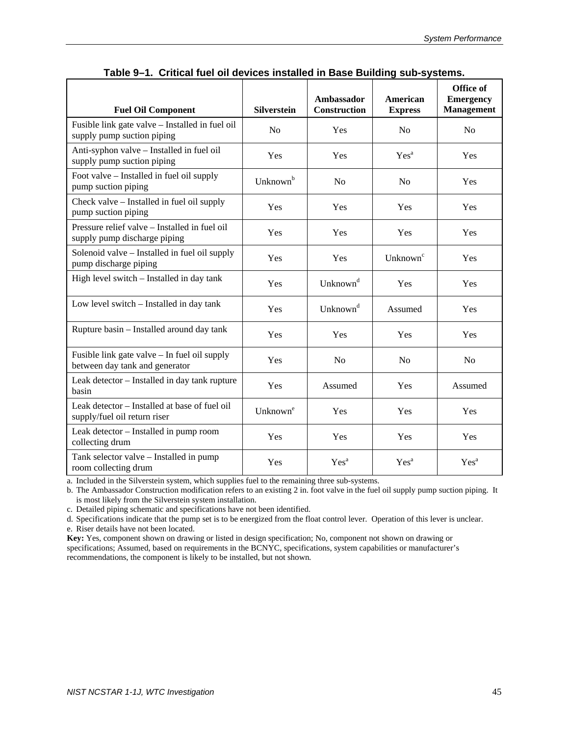**Table 9–1. Critical fuel oil devices installed in Base Building sub-systems.**

| Fuel Oil Component | Silverstein | Ambassador Construction | American Express | Office of Emergency Management |
|---|---|---|---|---|
| Fusible link gate valve – Installed in fuel oil supply pump suction piping | No | Yes | No | No |
| Anti-syphon valve – Installed in fuel oil supply pump suction piping | Yes | Yes | Yes[a] | Yes |
| Foot valve – Installed in fuel oil supply pump suction piping | Unknown[b] | No | No | Yes |
| Check valve – Installed in fuel oil supply pump suction piping | Yes | Yes | Yes | Yes |
| Pressure relief valve – Installed in fuel oil supply pump discharge piping | Yes | Yes | Yes | Yes |
| Solenoid valve – Installed in fuel oil supply pump discharge piping | Yes | Yes | Unknown[c] | Yes |
| High level switch – Installed in day tank | Yes | Unknown[d] | Yes | Yes |
| Low level switch – Installed in day tank | Yes | Unknown[d] | Assumed | Yes |
| Rupture basin – Installed around day tank | Yes | Yes | Yes | Yes |
| Fusible link gate valve – In fuel oil supply between day tank and generator | Yes | No | No | No |
| Leak detector – Installed in day tank rupture basin | Yes | Assumed | Yes | Assumed |
| Leak detector – Installed at base of fuel oil supply/fuel oil return riser | Unknown[e] | Yes | Yes | Yes |
| Leak detector – Installed in pump room collecting drum | Yes | Yes | Yes | Yes |
| Tank selector valve – Installed in pump room collecting drum | Yes | Yes[a] | Yes[a] | Yes[a] |

a. Included in the Silverstein system, which supplies fuel to the remaining three sub-systems.

b. The Ambassador Construction modification refers to an existing 2 in. foot valve in the fuel oil supply pump suction piping. It is most likely from the Silverstein system installation.

c. Detailed piping schematic and specifications have not been identified.

d. Specifications indicate that the pump set is to be energized from the float control lever. Operation of this lever is unclear.

e. Riser details have not been located.

**Key:** Yes, component shown on drawing or listed in design specification; No, component not shown on drawing or specifications; Assumed, based on requirements in the BCNYC, specifications, system capabilities or manufacturer's recommendations, the component is likely to be installed, but not shown.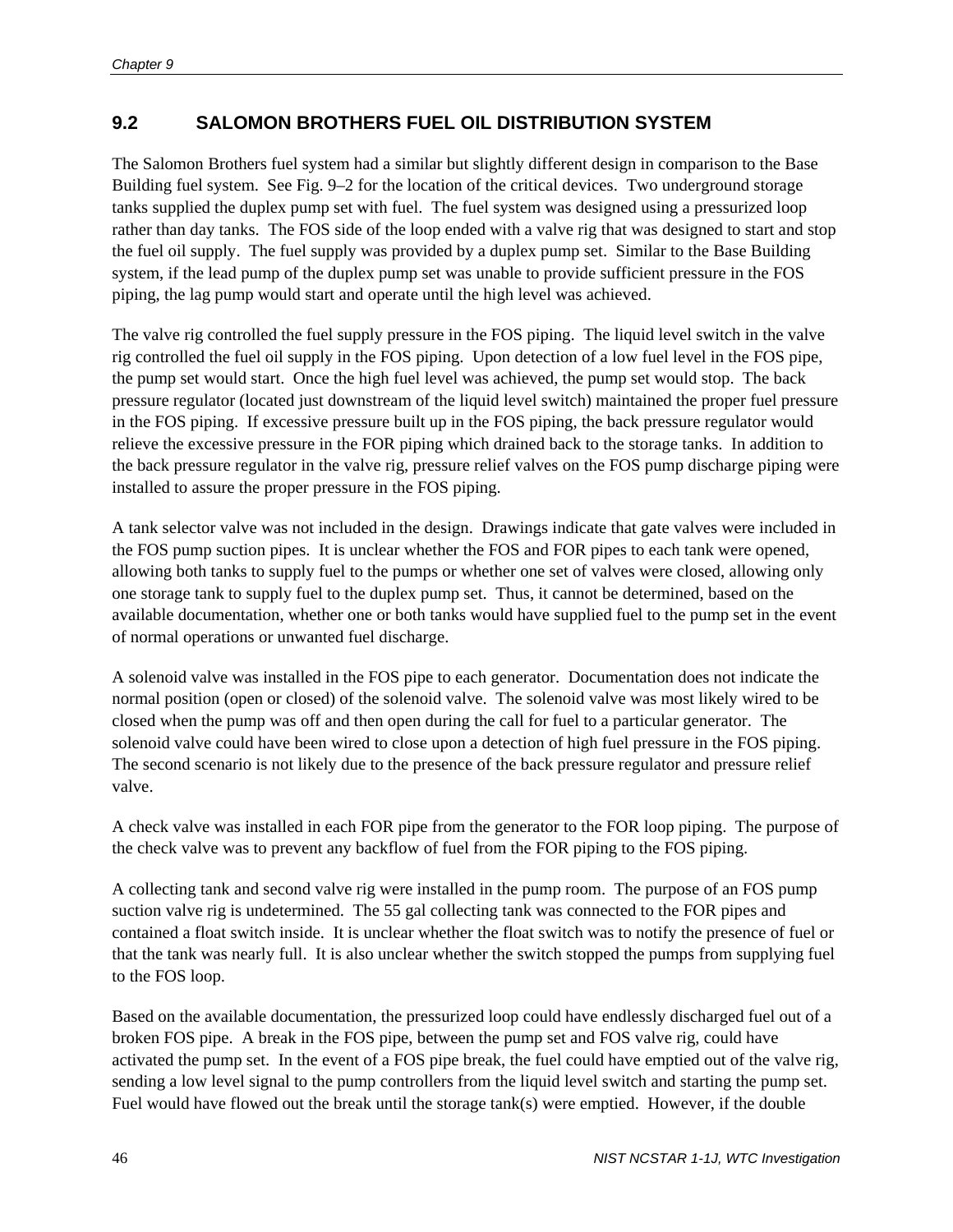## 9.2 SALOMON BROTHERS FUEL OIL DISTRIBUTION SYSTEM

The Salomon Brothers fuel system had a similar but slightly different design in comparison to the Base Building fuel system. See Fig. 9–2 for the location of the critical devices. Two underground storage tanks supplied the duplex pump set with fuel. The fuel system was designed using a pressurized loop rather than day tanks. The FOS side of the loop ended with a valve rig that was designed to start and stop the fuel oil supply. The fuel supply was provided by a duplex pump set. Similar to the Base Building system, if the lead pump of the duplex pump set was unable to provide sufficient pressure in the FOS piping, the lag pump would start and operate until the high level was achieved.

The valve rig controlled the fuel supply pressure in the FOS piping. The liquid level switch in the valve rig controlled the fuel oil supply in the FOS piping. Upon detection of a low fuel level in the FOS pipe, the pump set would start. Once the high fuel level was achieved, the pump set would stop. The back pressure regulator (located just downstream of the liquid level switch) maintained the proper fuel pressure in the FOS piping. If excessive pressure built up in the FOS piping, the back pressure regulator would relieve the excessive pressure in the FOR piping which drained back to the storage tanks. In addition to the back pressure regulator in the valve rig, pressure relief valves on the FOS pump discharge piping were installed to assure the proper pressure in the FOS piping.

A tank selector valve was not included in the design. Drawings indicate that gate valves were included in the FOS pump suction pipes. It is unclear whether the FOS and FOR pipes to each tank were opened, allowing both tanks to supply fuel to the pumps or whether one set of valves were closed, allowing only one storage tank to supply fuel to the duplex pump set. Thus, it cannot be determined, based on the available documentation, whether one or both tanks would have supplied fuel to the pump set in the event of normal operations or unwanted fuel discharge.

A solenoid valve was installed in the FOS pipe to each generator. Documentation does not indicate the normal position (open or closed) of the solenoid valve. The solenoid valve was most likely wired to be closed when the pump was off and then open during the call for fuel to a particular generator. The solenoid valve could have been wired to close upon a detection of high fuel pressure in the FOS piping. The second scenario is not likely due to the presence of the back pressure regulator and pressure relief valve.

A check valve was installed in each FOR pipe from the generator to the FOR loop piping. The purpose of the check valve was to prevent any backflow of fuel from the FOR piping to the FOS piping.

A collecting tank and second valve rig were installed in the pump room. The purpose of an FOS pump suction valve rig is undetermined. The 55 gal collecting tank was connected to the FOR pipes and contained a float switch inside. It is unclear whether the float switch was to notify the presence of fuel or that the tank was nearly full. It is also unclear whether the switch stopped the pumps from supplying fuel to the FOS loop.

Based on the available documentation, the pressurized loop could have endlessly discharged fuel out of a broken FOS pipe. A break in the FOS pipe, between the pump set and FOS valve rig, could have activated the pump set. In the event of a FOS pipe break, the fuel could have emptied out of the valve rig, sending a low level signal to the pump controllers from the liquid level switch and starting the pump set. Fuel would have flowed out the break until the storage tank(s) were emptied. However, if the double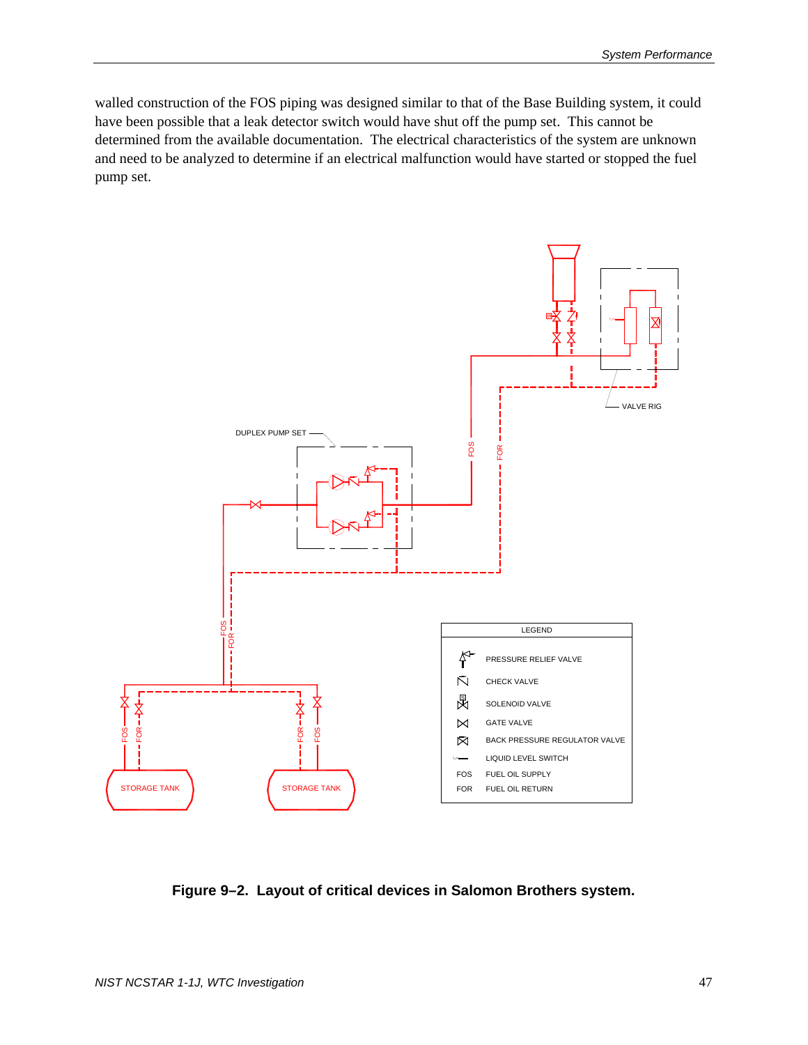walled construction of the FOS piping was designed similar to that of the Base Building system, it could have been possible that a leak detector switch would have shut off the pump set. This cannot be determined from the available documentation. The electrical characteristics of the system are unknown and need to be analyzed to determine if an electrical malfunction would have started or stopped the fuel pump set.

**Figure 9–2. Layout of critical devices in Salomon Brothers system.**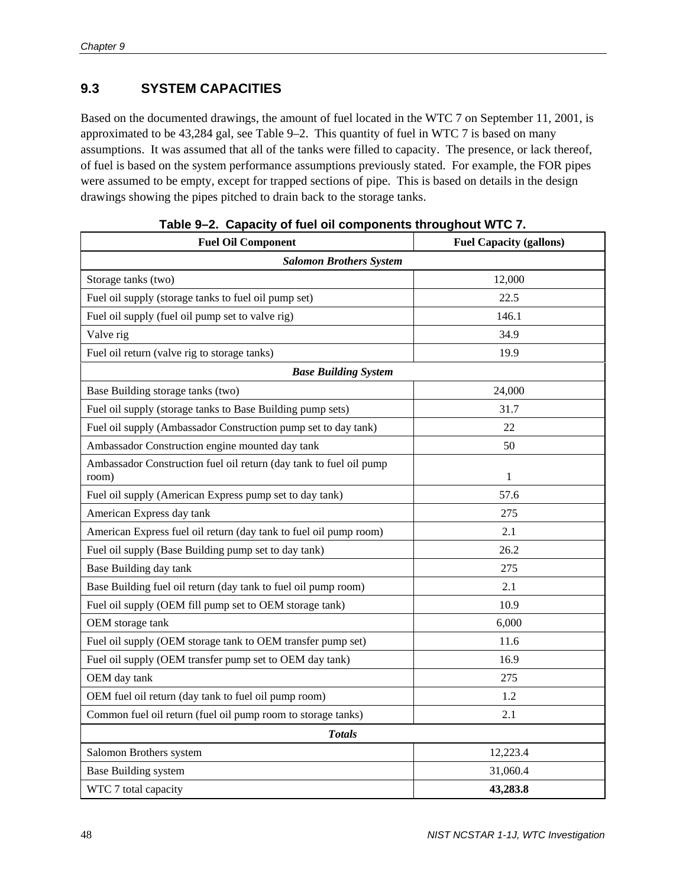## 9.3 SYSTEM CAPACITIES

Based on the documented drawings, the amount of fuel located in the WTC 7 on September 11, 2001, is approximated to be 43,284 gal, see Table 9–2. This quantity of fuel in WTC 7 is based on many assumptions. It was assumed that all of the tanks were filled to capacity. The presence, or lack thereof, of fuel is based on the system performance assumptions previously stated. For example, the FOR pipes were assumed to be empty, except for trapped sections of pipe. This is based on details in the design drawings showing the pipes pitched to drain back to the storage tanks.

**Table 9–2. Capacity of fuel oil components throughout WTC 7.**

| Fuel Oil Component | Fuel Capacity (gallons) |
|---|---|
| ***Salomon Brothers System*** | |
| Storage tanks (two) | 12,000 |
| Fuel oil supply (storage tanks to fuel oil pump set) | 22.5 |
| Fuel oil supply (fuel oil pump set to valve rig) | 146.1 |
| Valve rig | 34.9 |
| Fuel oil return (valve rig to storage tanks) | 19.9 |
| ***Base Building System*** | |
| Base Building storage tanks (two) | 24,000 |
| Fuel oil supply (storage tanks to Base Building pump sets) | 31.7 |
| Fuel oil supply (Ambassador Construction pump set to day tank) | 22 |
| Ambassador Construction engine mounted day tank | 50 |
| Ambassador Construction fuel oil return (day tank to fuel oil pump room) | 1 |
| Fuel oil supply (American Express pump set to day tank) | 57.6 |
| American Express day tank | 275 |
| American Express fuel oil return (day tank to fuel oil pump room) | 2.1 |
| Fuel oil supply (Base Building pump set to day tank) | 26.2 |
| Base Building day tank | 275 |
| Base Building fuel oil return (day tank to fuel oil pump room) | 2.1 |
| Fuel oil supply (OEM fill pump set to OEM storage tank) | 10.9 |
| OEM storage tank | 6,000 |
| Fuel oil supply (OEM storage tank to OEM transfer pump set) | 11.6 |
| Fuel oil supply (OEM transfer pump set to OEM day tank) | 16.9 |
| OEM day tank | 275 |
| OEM fuel oil return (day tank to fuel oil pump room) | 1.2 |
| Common fuel oil return (fuel oil pump room to storage tanks) | 2.1 |
| ***Totals*** | |
| Salomon Brothers system | 12,223.4 |
| Base Building system | 31,060.4 |
| WTC 7 total capacity | **43,283.8** |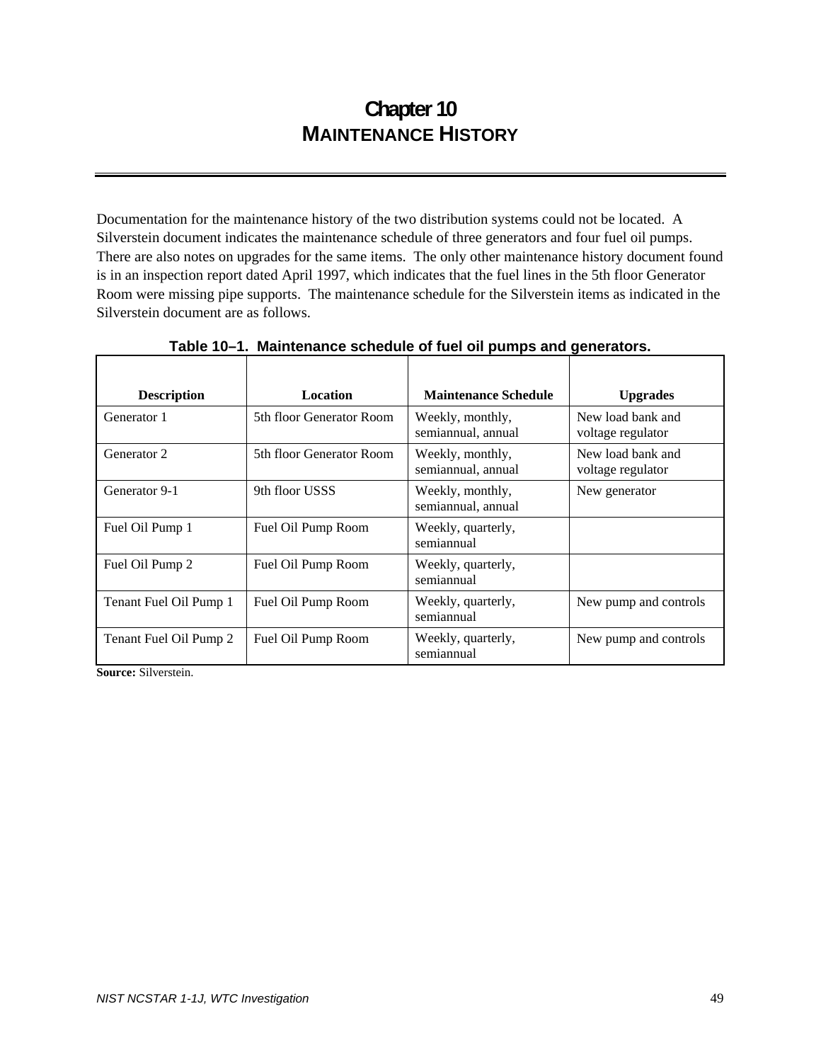# Chapter 10
# MAINTENANCE HISTORY

Documentation for the maintenance history of the two distribution systems could not be located. A Silverstein document indicates the maintenance schedule of three generators and four fuel oil pumps. There are also notes on upgrades for the same items. The only other maintenance history document found is in an inspection report dated April 1997, which indicates that the fuel lines in the 5th floor Generator Room were missing pipe supports. The maintenance schedule for the Silverstein items as indicated in the Silverstein document are as follows.

**Table 10–1. Maintenance schedule of fuel oil pumps and generators.**

| Description | Location | Maintenance Schedule | Upgrades |
|---|---|---|---|
| Generator 1 | 5th floor Generator Room | Weekly, monthly, semiannual, annual | New load bank and voltage regulator |
| Generator 2 | 5th floor Generator Room | Weekly, monthly, semiannual, annual | New load bank and voltage regulator |
| Generator 9-1 | 9th floor USSS | Weekly, monthly, semiannual, annual | New generator |
| Fuel Oil Pump 1 | Fuel Oil Pump Room | Weekly, quarterly, semiannual | |
| Fuel Oil Pump 2 | Fuel Oil Pump Room | Weekly, quarterly, semiannual | |
| Tenant Fuel Oil Pump 1 | Fuel Oil Pump Room | Weekly, quarterly, semiannual | New pump and controls |
| Tenant Fuel Oil Pump 2 | Fuel Oil Pump Room | Weekly, quarterly, semiannual | New pump and controls |

**Source:** Silverstein.